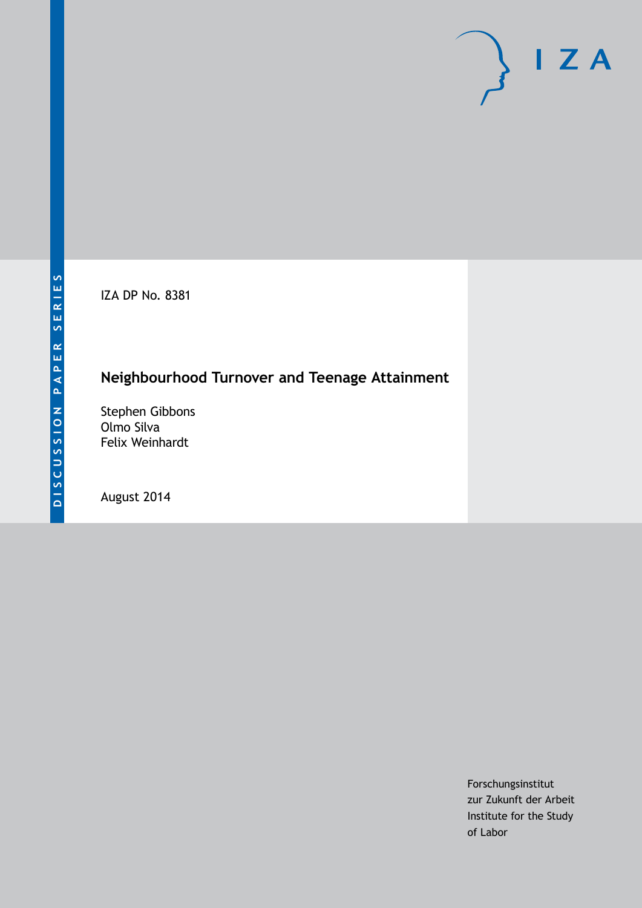DISCUSSION PAPER SERIES

IZA DP No. 8381

# Neighbourhood Turnover and Teenage Attainment

Stephen Gibbons
Olmo Silva
Felix Weinhardt

August 2014

Forschungsinstitut
zur Zukunft der Arbeit
Institute for the Study
of Labor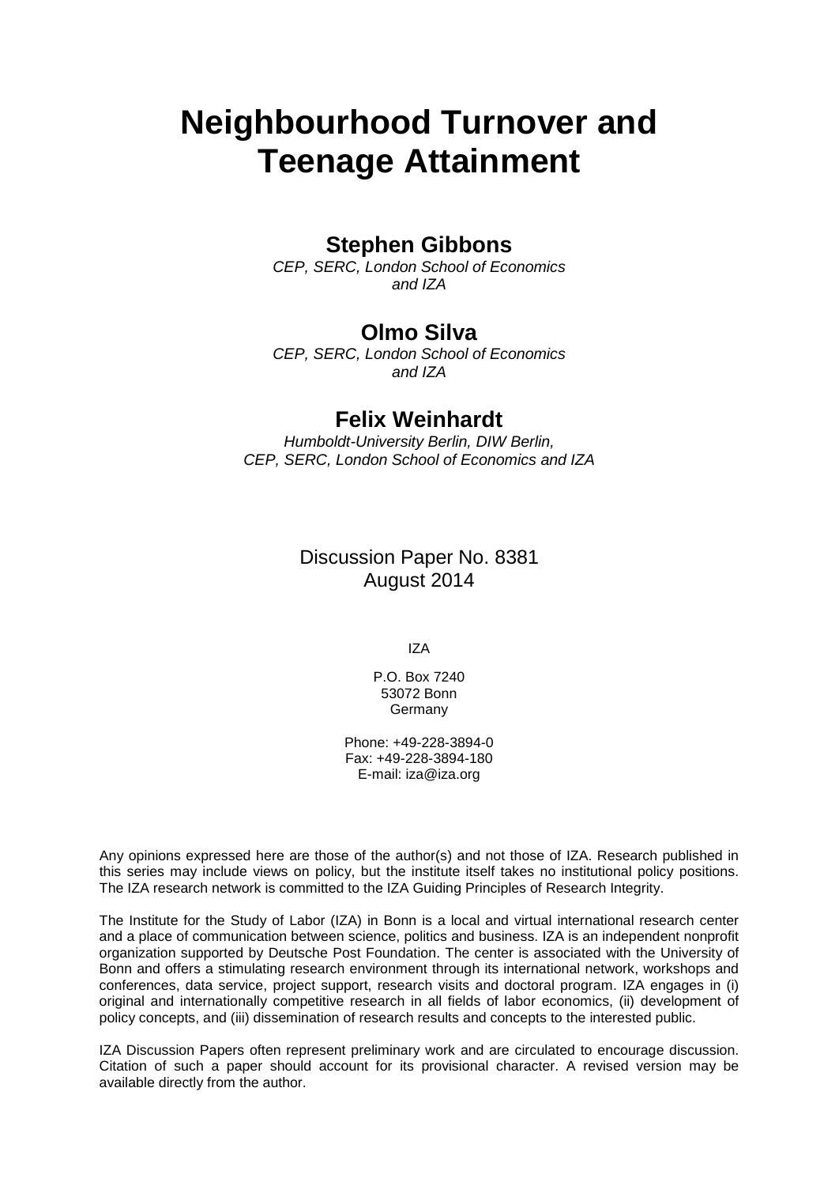# Neighbourhood Turnover and Teenage Attainment

## Stephen Gibbons

*CEP, SERC, London School of Economics and IZA*

## Olmo Silva

*CEP, SERC, London School of Economics and IZA*

## Felix Weinhardt

*Humboldt-University Berlin, DIW Berlin, CEP, SERC, London School of Economics and IZA*

Discussion Paper No. 8381
August 2014

IZA

P.O. Box 7240
53072 Bonn
Germany

Phone: +49-228-3894-0
Fax: +49-228-3894-180
E-mail: iza@iza.org

Any opinions expressed here are those of the author(s) and not those of IZA. Research published in this series may include views on policy, but the institute itself takes no institutional policy positions. The IZA research network is committed to the IZA Guiding Principles of Research Integrity.

The Institute for the Study of Labor (IZA) in Bonn is a local and virtual international research center and a place of communication between science, politics and business. IZA is an independent nonprofit organization supported by Deutsche Post Foundation. The center is associated with the University of Bonn and offers a stimulating research environment through its international network, workshops and conferences, data service, project support, research visits and doctoral program. IZA engages in (i) original and internationally competitive research in all fields of labor economics, (ii) development of policy concepts, and (iii) dissemination of research results and concepts to the interested public.

IZA Discussion Papers often represent preliminary work and are circulated to encourage discussion. Citation of such a paper should account for its provisional character. A revised version may be available directly from the author.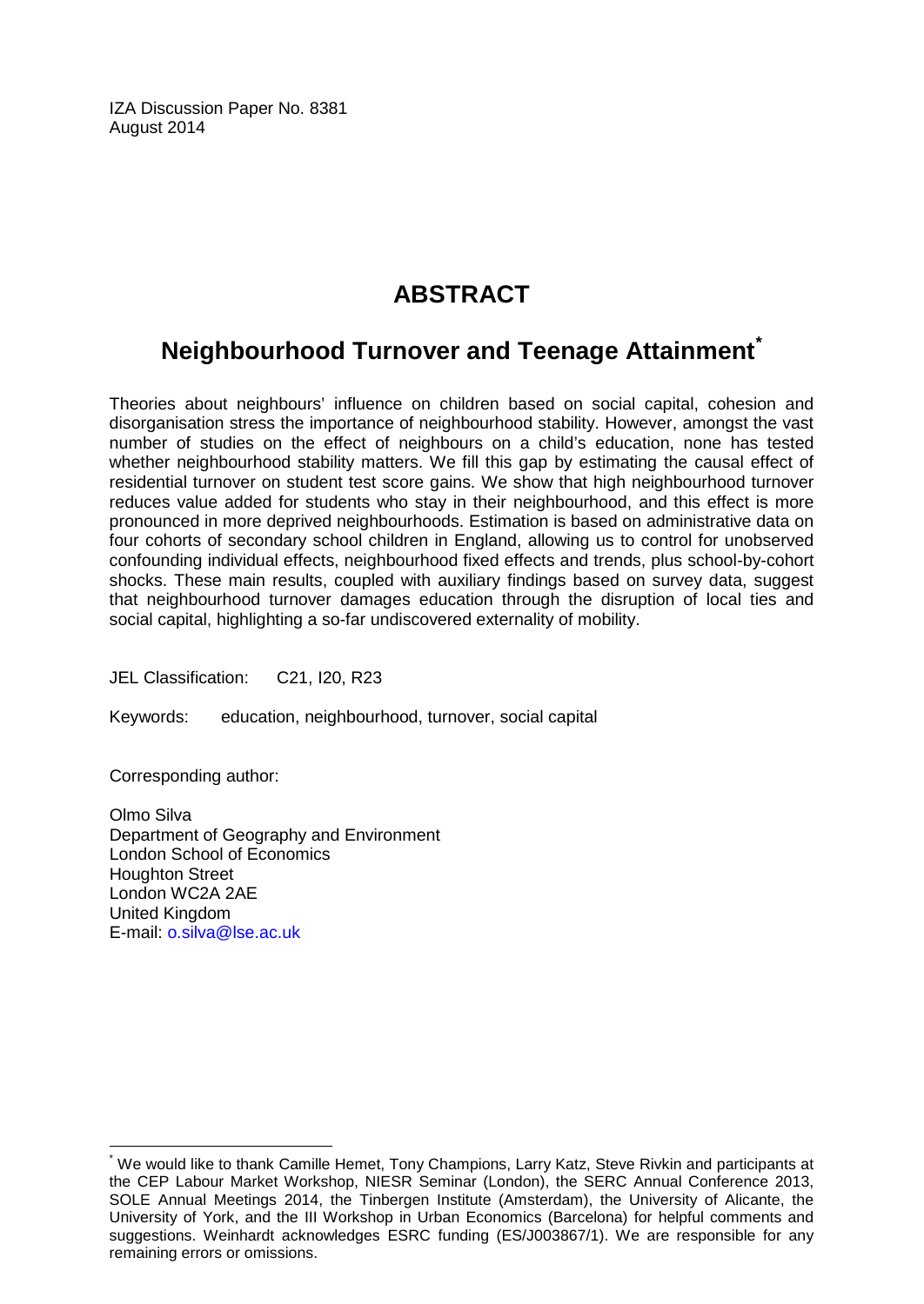IZA Discussion Paper No. 8381
August 2014

# ABSTRACT

## Neighbourhood Turnover and Teenage Attainment*

Theories about neighbours' influence on children based on social capital, cohesion and disorganisation stress the importance of neighbourhood stability. However, amongst the vast number of studies on the effect of neighbours on a child's education, none has tested whether neighbourhood stability matters. We fill this gap by estimating the causal effect of residential turnover on student test score gains. We show that high neighbourhood turnover reduces value added for students who stay in their neighbourhood, and this effect is more pronounced in more deprived neighbourhoods. Estimation is based on administrative data on four cohorts of secondary school children in England, allowing us to control for unobserved confounding individual effects, neighbourhood fixed effects and trends, plus school-by-cohort shocks. These main results, coupled with auxiliary findings based on survey data, suggest that neighbourhood turnover damages education through the disruption of local ties and social capital, highlighting a so-far undiscovered externality of mobility.

JEL Classification: C21, I20, R23

Keywords: education, neighbourhood, turnover, social capital

Corresponding author:

Olmo Silva
Department of Geography and Environment
London School of Economics
Houghton Street
London WC2A 2AE
United Kingdom
E-mail: o.silva@lse.ac.uk

---

* We would like to thank Camille Hemet, Tony Champions, Larry Katz, Steve Rivkin and participants at the CEP Labour Market Workshop, NIESR Seminar (London), the SERC Annual Conference 2013, SOLE Annual Meetings 2014, the Tinbergen Institute (Amsterdam), the University of Alicante, the University of York, and the III Workshop in Urban Economics (Barcelona) for helpful comments and suggestions. Weinhardt acknowledges ESRC funding (ES/J003867/1). We are responsible for any remaining errors or omissions.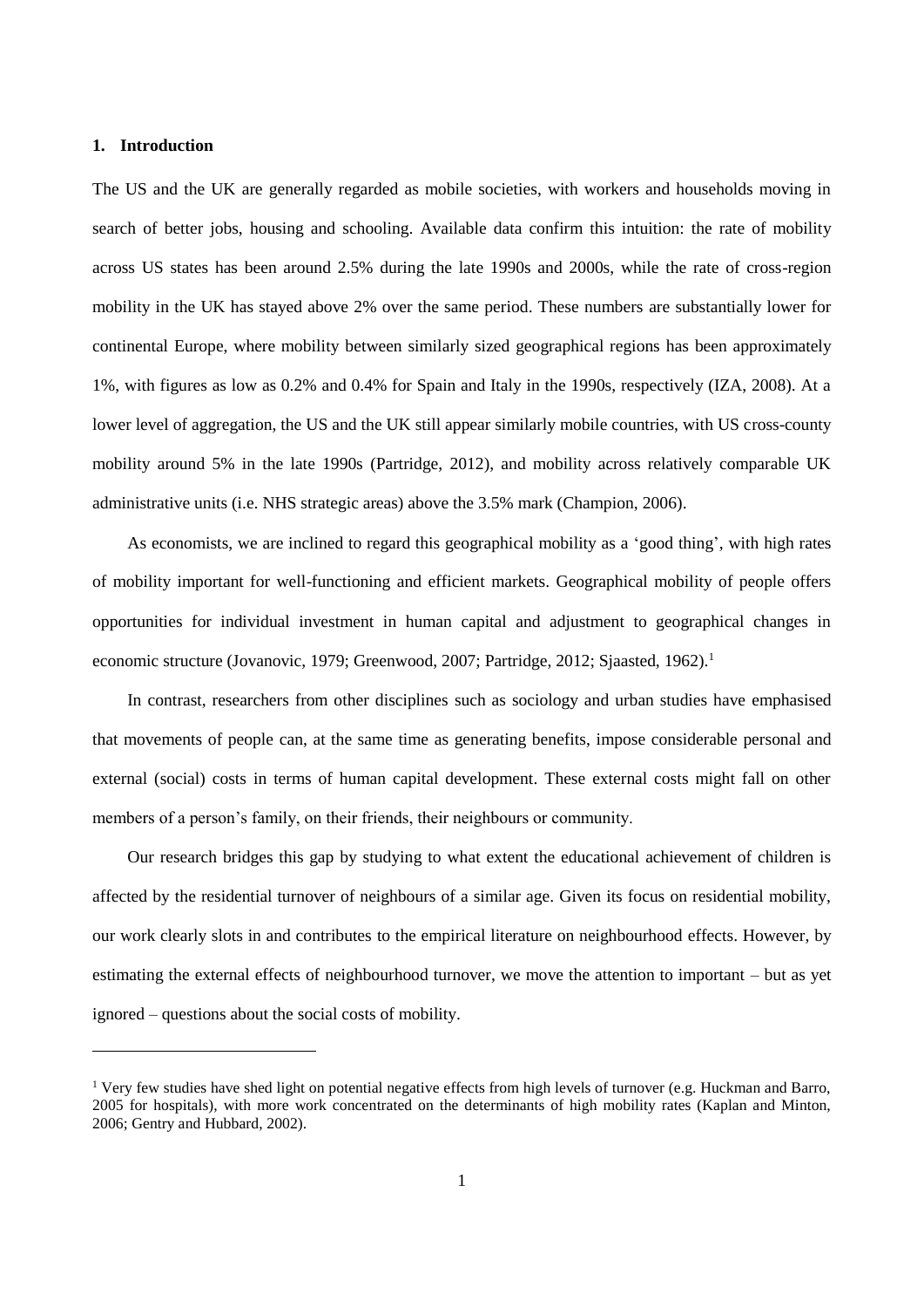## 1. Introduction

The US and the UK are generally regarded as mobile societies, with workers and households moving in search of better jobs, housing and schooling. Available data confirm this intuition: the rate of mobility across US states has been around 2.5% during the late 1990s and 2000s, while the rate of cross-region mobility in the UK has stayed above 2% over the same period. These numbers are substantially lower for continental Europe, where mobility between similarly sized geographical regions has been approximately 1%, with figures as low as 0.2% and 0.4% for Spain and Italy in the 1990s, respectively (IZA, 2008). At a lower level of aggregation, the US and the UK still appear similarly mobile countries, with US cross-county mobility around 5% in the late 1990s (Partridge, 2012), and mobility across relatively comparable UK administrative units (i.e. NHS strategic areas) above the 3.5% mark (Champion, 2006).

As economists, we are inclined to regard this geographical mobility as a 'good thing', with high rates of mobility important for well-functioning and efficient markets. Geographical mobility of people offers opportunities for individual investment in human capital and adjustment to geographical changes in economic structure (Jovanovic, 1979; Greenwood, 2007; Partridge, 2012; Sjaasted, 1962).[1]

In contrast, researchers from other disciplines such as sociology and urban studies have emphasised that movements of people can, at the same time as generating benefits, impose considerable personal and external (social) costs in terms of human capital development. These external costs might fall on other members of a person's family, on their friends, their neighbours or community.

Our research bridges this gap by studying to what extent the educational achievement of children is affected by the residential turnover of neighbours of a similar age. Given its focus on residential mobility, our work clearly slots in and contributes to the empirical literature on neighbourhood effects. However, by estimating the external effects of neighbourhood turnover, we move the attention to important – but as yet ignored – questions about the social costs of mobility.

[1] Very few studies have shed light on potential negative effects from high levels of turnover (e.g. Huckman and Barro, 2005 for hospitals), with more work concentrated on the determinants of high mobility rates (Kaplan and Minton, 2006; Gentry and Hubbard, 2002).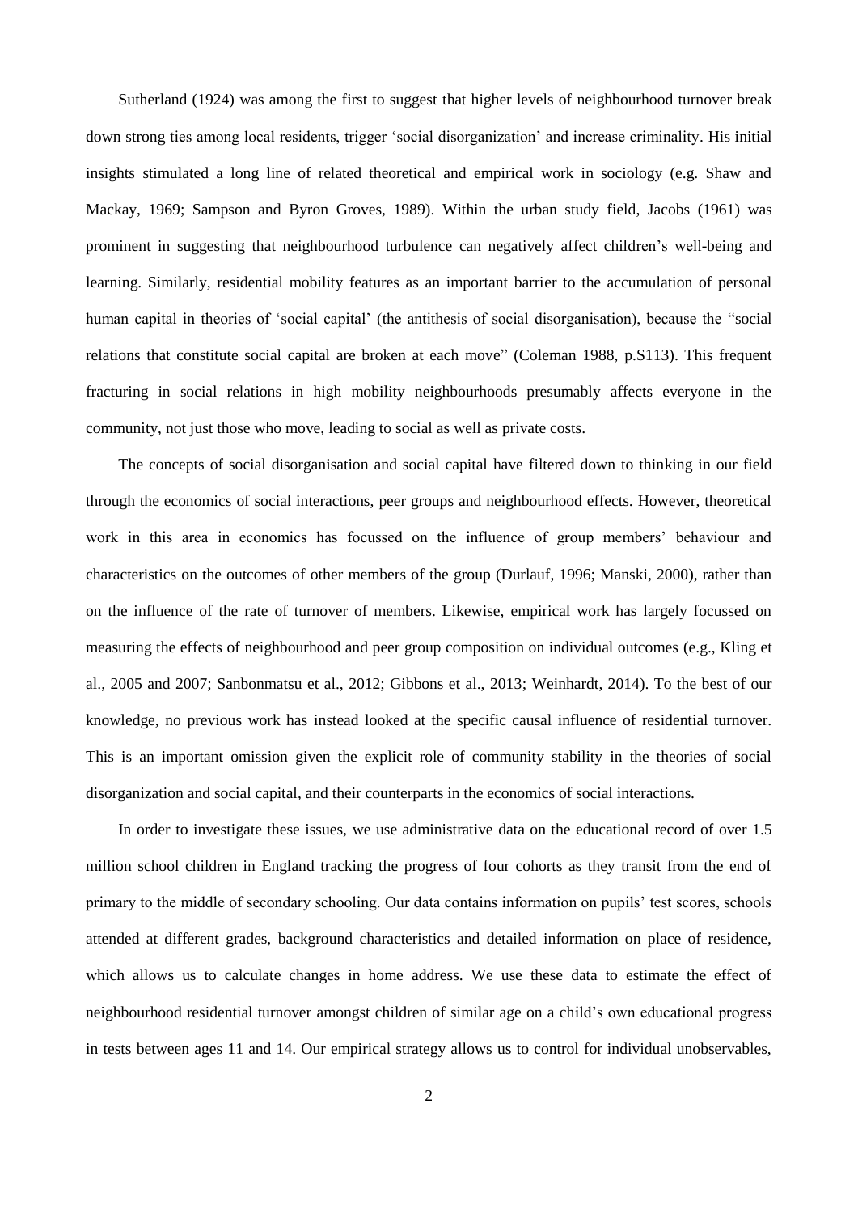Sutherland (1924) was among the first to suggest that higher levels of neighbourhood turnover break down strong ties among local residents, trigger 'social disorganization' and increase criminality. His initial insights stimulated a long line of related theoretical and empirical work in sociology (e.g. Shaw and Mackay, 1969; Sampson and Byron Groves, 1989). Within the urban study field, Jacobs (1961) was prominent in suggesting that neighbourhood turbulence can negatively affect children's well-being and learning. Similarly, residential mobility features as an important barrier to the accumulation of personal human capital in theories of 'social capital' (the antithesis of social disorganisation), because the "social relations that constitute social capital are broken at each move" (Coleman 1988, p.S113). This frequent fracturing in social relations in high mobility neighbourhoods presumably affects everyone in the community, not just those who move, leading to social as well as private costs.

The concepts of social disorganisation and social capital have filtered down to thinking in our field through the economics of social interactions, peer groups and neighbourhood effects. However, theoretical work in this area in economics has focussed on the influence of group members' behaviour and characteristics on the outcomes of other members of the group (Durlauf, 1996; Manski, 2000), rather than on the influence of the rate of turnover of members. Likewise, empirical work has largely focussed on measuring the effects of neighbourhood and peer group composition on individual outcomes (e.g., Kling et al., 2005 and 2007; Sanbonmatsu et al., 2012; Gibbons et al., 2013; Weinhardt, 2014). To the best of our knowledge, no previous work has instead looked at the specific causal influence of residential turnover. This is an important omission given the explicit role of community stability in the theories of social disorganization and social capital, and their counterparts in the economics of social interactions.

In order to investigate these issues, we use administrative data on the educational record of over 1.5 million school children in England tracking the progress of four cohorts as they transit from the end of primary to the middle of secondary schooling. Our data contains information on pupils' test scores, schools attended at different grades, background characteristics and detailed information on place of residence, which allows us to calculate changes in home address. We use these data to estimate the effect of neighbourhood residential turnover amongst children of similar age on a child's own educational progress in tests between ages 11 and 14. Our empirical strategy allows us to control for individual unobservables,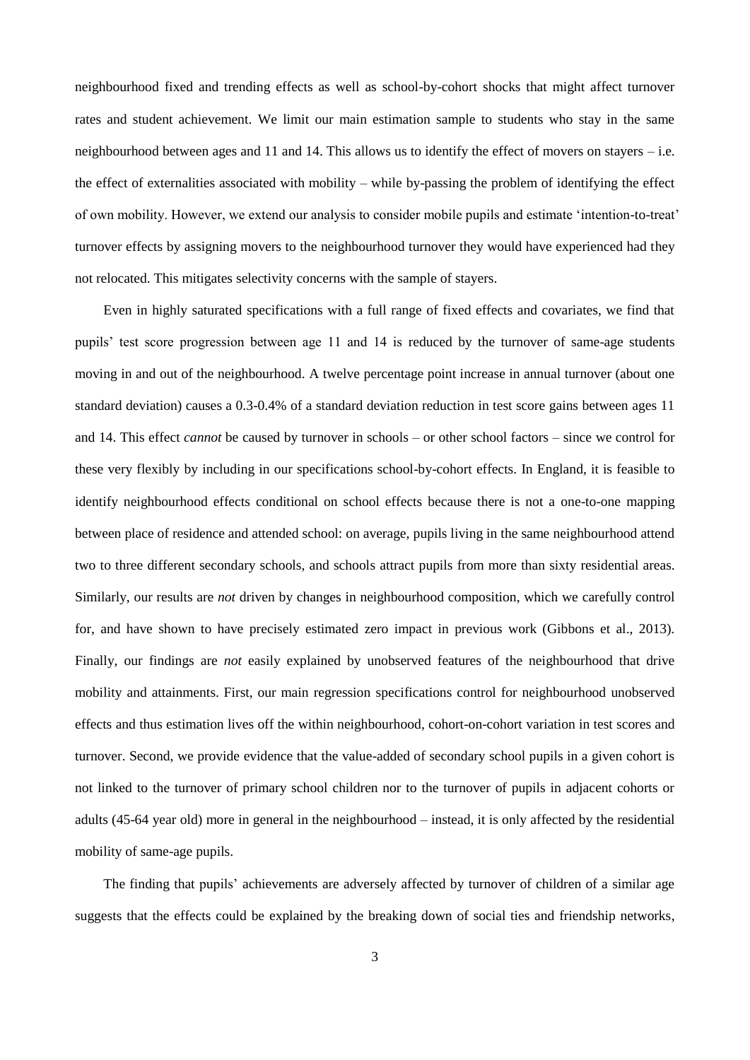neighbourhood fixed and trending effects as well as school-by-cohort shocks that might affect turnover rates and student achievement. We limit our main estimation sample to students who stay in the same neighbourhood between ages and 11 and 14. This allows us to identify the effect of movers on stayers – i.e. the effect of externalities associated with mobility – while by-passing the problem of identifying the effect of own mobility. However, we extend our analysis to consider mobile pupils and estimate 'intention-to-treat' turnover effects by assigning movers to the neighbourhood turnover they would have experienced had they not relocated. This mitigates selectivity concerns with the sample of stayers.

Even in highly saturated specifications with a full range of fixed effects and covariates, we find that pupils' test score progression between age 11 and 14 is reduced by the turnover of same-age students moving in and out of the neighbourhood. A twelve percentage point increase in annual turnover (about one standard deviation) causes a 0.3-0.4% of a standard deviation reduction in test score gains between ages 11 and 14. This effect *cannot* be caused by turnover in schools – or other school factors – since we control for these very flexibly by including in our specifications school-by-cohort effects. In England, it is feasible to identify neighbourhood effects conditional on school effects because there is not a one-to-one mapping between place of residence and attended school: on average, pupils living in the same neighbourhood attend two to three different secondary schools, and schools attract pupils from more than sixty residential areas. Similarly, our results are *not* driven by changes in neighbourhood composition, which we carefully control for, and have shown to have precisely estimated zero impact in previous work (Gibbons et al., 2013). Finally, our findings are *not* easily explained by unobserved features of the neighbourhood that drive mobility and attainments. First, our main regression specifications control for neighbourhood unobserved effects and thus estimation lives off the within neighbourhood, cohort-on-cohort variation in test scores and turnover. Second, we provide evidence that the value-added of secondary school pupils in a given cohort is not linked to the turnover of primary school children nor to the turnover of pupils in adjacent cohorts or adults (45-64 year old) more in general in the neighbourhood – instead, it is only affected by the residential mobility of same-age pupils.

The finding that pupils' achievements are adversely affected by turnover of children of a similar age suggests that the effects could be explained by the breaking down of social ties and friendship networks,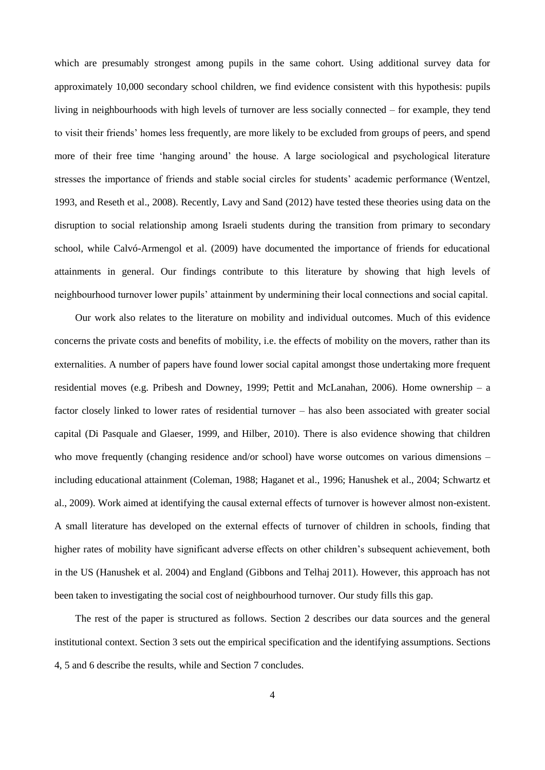which are presumably strongest among pupils in the same cohort. Using additional survey data for approximately 10,000 secondary school children, we find evidence consistent with this hypothesis: pupils living in neighbourhoods with high levels of turnover are less socially connected – for example, they tend to visit their friends' homes less frequently, are more likely to be excluded from groups of peers, and spend more of their free time 'hanging around' the house. A large sociological and psychological literature stresses the importance of friends and stable social circles for students' academic performance (Wentzel, 1993, and Reseth et al., 2008). Recently, Lavy and Sand (2012) have tested these theories using data on the disruption to social relationship among Israeli students during the transition from primary to secondary school, while Calvó-Armengol et al. (2009) have documented the importance of friends for educational attainments in general. Our findings contribute to this literature by showing that high levels of neighbourhood turnover lower pupils' attainment by undermining their local connections and social capital.

Our work also relates to the literature on mobility and individual outcomes. Much of this evidence concerns the private costs and benefits of mobility, i.e. the effects of mobility on the movers, rather than its externalities. A number of papers have found lower social capital amongst those undertaking more frequent residential moves (e.g. Pribesh and Downey, 1999; Pettit and McLanahan, 2006). Home ownership – a factor closely linked to lower rates of residential turnover – has also been associated with greater social capital (Di Pasquale and Glaeser, 1999, and Hilber, 2010). There is also evidence showing that children who move frequently (changing residence and/or school) have worse outcomes on various dimensions – including educational attainment (Coleman, 1988; Haganet et al., 1996; Hanushek et al., 2004; Schwartz et al., 2009). Work aimed at identifying the causal external effects of turnover is however almost non-existent. A small literature has developed on the external effects of turnover of children in schools, finding that higher rates of mobility have significant adverse effects on other children's subsequent achievement, both in the US (Hanushek et al. 2004) and England (Gibbons and Telhaj 2011). However, this approach has not been taken to investigating the social cost of neighbourhood turnover. Our study fills this gap.

The rest of the paper is structured as follows. Section 2 describes our data sources and the general institutional context. Section 3 sets out the empirical specification and the identifying assumptions. Sections 4, 5 and 6 describe the results, while and Section 7 concludes.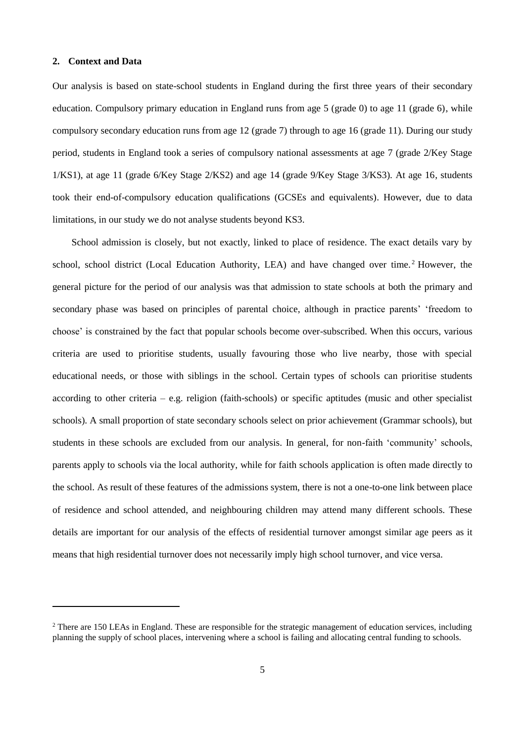## 2. Context and Data

Our analysis is based on state-school students in England during the first three years of their secondary education. Compulsory primary education in England runs from age 5 (grade 0) to age 11 (grade 6), while compulsory secondary education runs from age 12 (grade 7) through to age 16 (grade 11). During our study period, students in England took a series of compulsory national assessments at age 7 (grade 2/Key Stage 1/KS1), at age 11 (grade 6/Key Stage 2/KS2) and age 14 (grade 9/Key Stage 3/KS3). At age 16, students took their end-of-compulsory education qualifications (GCSEs and equivalents). However, due to data limitations, in our study we do not analyse students beyond KS3.

School admission is closely, but not exactly, linked to place of residence. The exact details vary by school, school district (Local Education Authority, LEA) and have changed over time.[2] However, the general picture for the period of our analysis was that admission to state schools at both the primary and secondary phase was based on principles of parental choice, although in practice parents' 'freedom to choose' is constrained by the fact that popular schools become over-subscribed. When this occurs, various criteria are used to prioritise students, usually favouring those who live nearby, those with special educational needs, or those with siblings in the school. Certain types of schools can prioritise students according to other criteria – e.g. religion (faith-schools) or specific aptitudes (music and other specialist schools). A small proportion of state secondary schools select on prior achievement (Grammar schools), but students in these schools are excluded from our analysis. In general, for non-faith 'community' schools, parents apply to schools via the local authority, while for faith schools application is often made directly to the school. As result of these features of the admissions system, there is not a one-to-one link between place of residence and school attended, and neighbouring children may attend many different schools. These details are important for our analysis of the effects of residential turnover amongst similar age peers as it means that high residential turnover does not necessarily imply high school turnover, and vice versa.

[2] There are 150 LEAs in England. These are responsible for the strategic management of education services, including planning the supply of school places, intervening where a school is failing and allocating central funding to schools.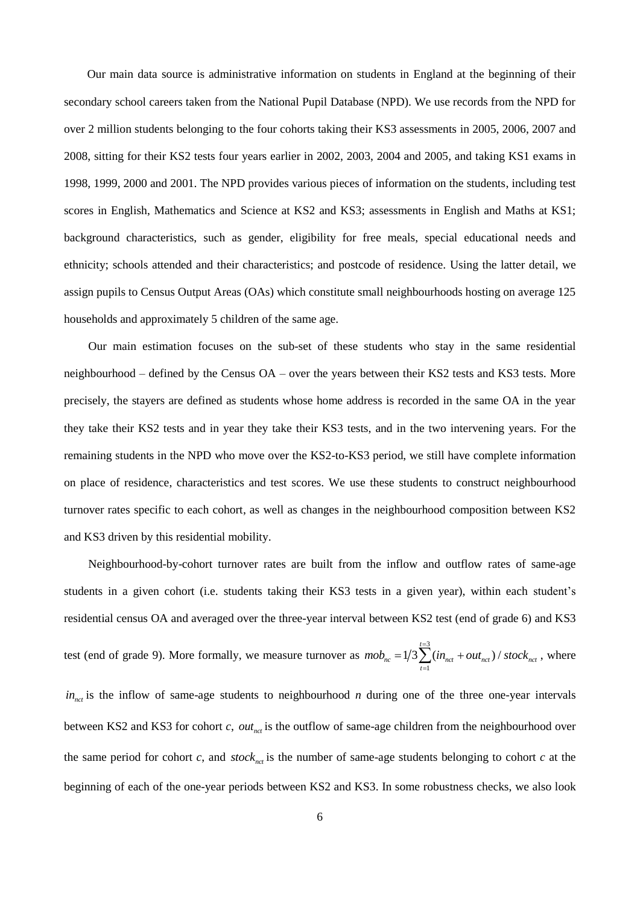Our main data source is administrative information on students in England at the beginning of their secondary school careers taken from the National Pupil Database (NPD). We use records from the NPD for over 2 million students belonging to the four cohorts taking their KS3 assessments in 2005, 2006, 2007 and 2008, sitting for their KS2 tests four years earlier in 2002, 2003, 2004 and 2005, and taking KS1 exams in 1998, 1999, 2000 and 2001. The NPD provides various pieces of information on the students, including test scores in English, Mathematics and Science at KS2 and KS3; assessments in English and Maths at KS1; background characteristics, such as gender, eligibility for free meals, special educational needs and ethnicity; schools attended and their characteristics; and postcode of residence. Using the latter detail, we assign pupils to Census Output Areas (OAs) which constitute small neighbourhoods hosting on average 125 households and approximately 5 children of the same age.

Our main estimation focuses on the sub-set of these students who stay in the same residential neighbourhood – defined by the Census OA – over the years between their KS2 tests and KS3 tests. More precisely, the stayers are defined as students whose home address is recorded in the same OA in the year they take their KS2 tests and in year they take their KS3 tests, and in the two intervening years. For the remaining students in the NPD who move over the KS2-to-KS3 period, we still have complete information on place of residence, characteristics and test scores. We use these students to construct neighbourhood turnover rates specific to each cohort, as well as changes in the neighbourhood composition between KS2 and KS3 driven by this residential mobility.

Neighbourhood-by-cohort turnover rates are built from the inflow and outflow rates of same-age students in a given cohort (i.e. students taking their KS3 tests in a given year), within each student's residential census OA and averaged over the three-year interval between KS2 test (end of grade 6) and KS3 test (end of grade 9). More formally, we measure turnover as $mob_{nc} = 1/3\sum_{t=1}^{t=3}(in_{nct} + out_{nct}) / stock_{nct}$, where $in_{nct}$ is the inflow of same-age students to neighbourhood *n* during one of the three one-year intervals between KS2 and KS3 for cohort *c*, $out_{nct}$ is the outflow of same-age children from the neighbourhood over the same period for cohort *c*, and $stock_{nct}$ is the number of same-age students belonging to cohort *c* at the beginning of each of the one-year periods between KS2 and KS3. In some robustness checks, we also look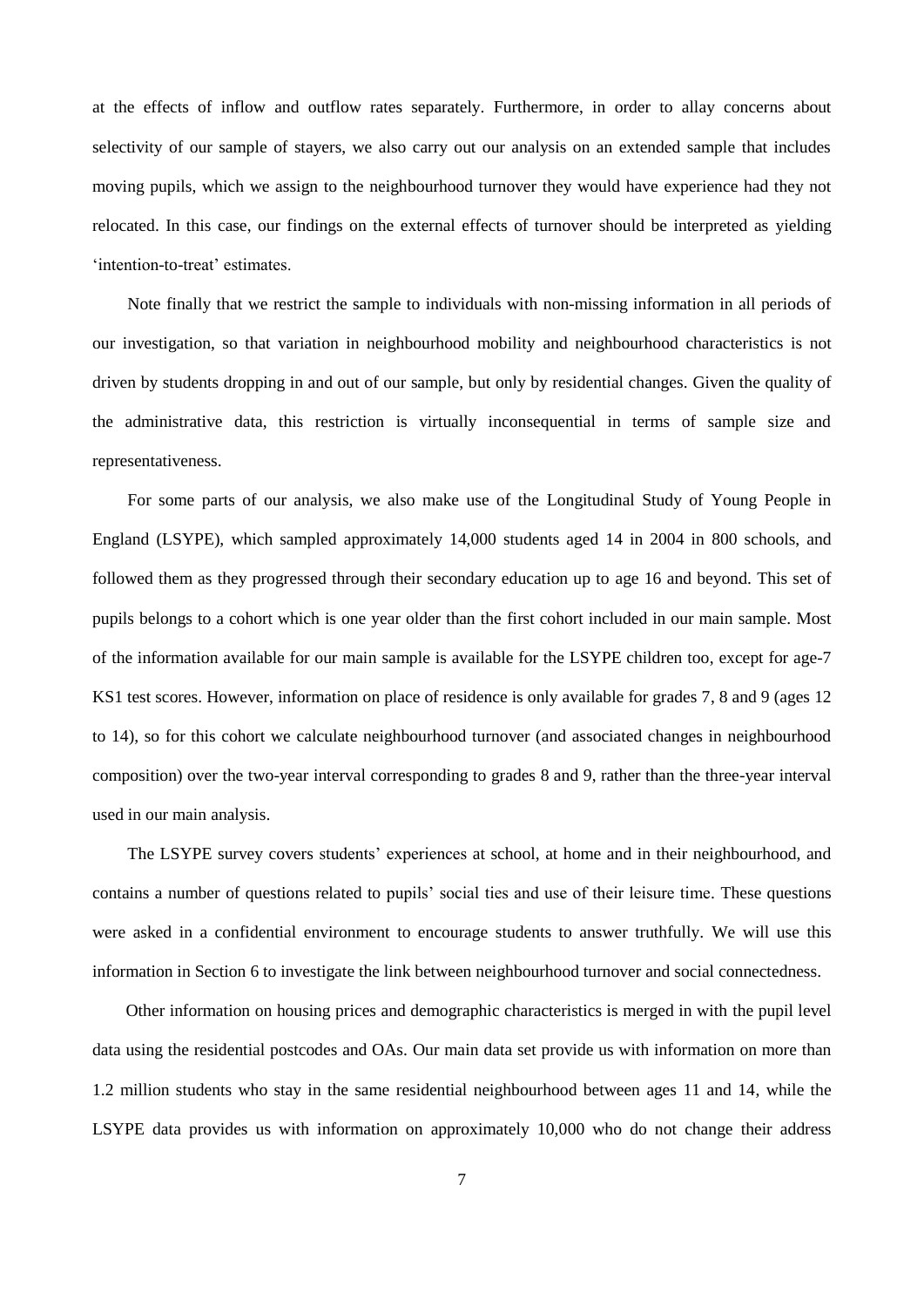at the effects of inflow and outflow rates separately. Furthermore, in order to allay concerns about selectivity of our sample of stayers, we also carry out our analysis on an extended sample that includes moving pupils, which we assign to the neighbourhood turnover they would have experience had they not relocated. In this case, our findings on the external effects of turnover should be interpreted as yielding 'intention-to-treat' estimates.

Note finally that we restrict the sample to individuals with non-missing information in all periods of our investigation, so that variation in neighbourhood mobility and neighbourhood characteristics is not driven by students dropping in and out of our sample, but only by residential changes. Given the quality of the administrative data, this restriction is virtually inconsequential in terms of sample size and representativeness.

For some parts of our analysis, we also make use of the Longitudinal Study of Young People in England (LSYPE), which sampled approximately 14,000 students aged 14 in 2004 in 800 schools, and followed them as they progressed through their secondary education up to age 16 and beyond. This set of pupils belongs to a cohort which is one year older than the first cohort included in our main sample. Most of the information available for our main sample is available for the LSYPE children too, except for age-7 KS1 test scores. However, information on place of residence is only available for grades 7, 8 and 9 (ages 12 to 14), so for this cohort we calculate neighbourhood turnover (and associated changes in neighbourhood composition) over the two-year interval corresponding to grades 8 and 9, rather than the three-year interval used in our main analysis.

The LSYPE survey covers students' experiences at school, at home and in their neighbourhood, and contains a number of questions related to pupils' social ties and use of their leisure time. These questions were asked in a confidential environment to encourage students to answer truthfully. We will use this information in Section 6 to investigate the link between neighbourhood turnover and social connectedness.

Other information on housing prices and demographic characteristics is merged in with the pupil level data using the residential postcodes and OAs. Our main data set provide us with information on more than 1.2 million students who stay in the same residential neighbourhood between ages 11 and 14, while the LSYPE data provides us with information on approximately 10,000 who do not change their address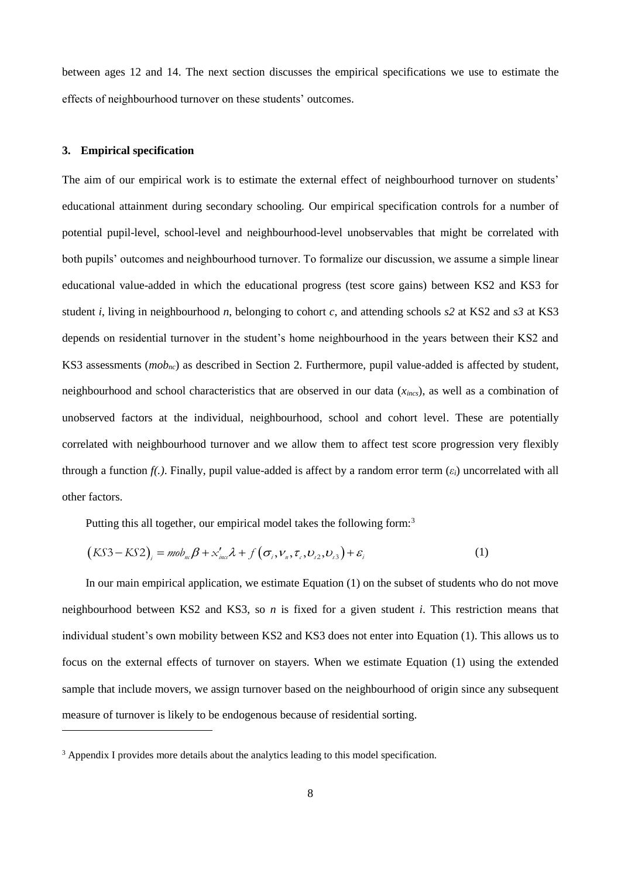between ages 12 and 14. The next section discusses the empirical specifications we use to estimate the effects of neighbourhood turnover on these students' outcomes.

## 3. Empirical specification

The aim of our empirical work is to estimate the external effect of neighbourhood turnover on students' educational attainment during secondary schooling. Our empirical specification controls for a number of potential pupil-level, school-level and neighbourhood-level unobservables that might be correlated with both pupils' outcomes and neighbourhood turnover. To formalize our discussion, we assume a simple linear educational value-added in which the educational progress (test score gains) between KS2 and KS3 for student *i*, living in neighbourhood *n*, belonging to cohort *c*, and attending schools *s2* at KS2 and *s3* at KS3 depends on residential turnover in the student's home neighbourhood in the years between their KS2 and KS3 assessments ($mob_{nc}$) as described in Section 2. Furthermore, pupil value-added is affected by student, neighbourhood and school characteristics that are observed in our data ($x_{incs}$), as well as a combination of unobserved factors at the individual, neighbourhood, school and cohort level. These are potentially correlated with neighbourhood turnover and we allow them to affect test score progression very flexibly through a function *f(.)*. Finally, pupil value-added is affect by a random error term ($\varepsilon_i$) uncorrelated with all other factors.

Putting this all together, our empirical model takes the following form:[3]

$$\left(KS3-KS2\right)_i = mob_{nc}\beta + x'_{incs}\lambda + f\left(\sigma_i, \nu_n, \tau_c, \upsilon_{s2}, \upsilon_{s3}\right) + \varepsilon_i \qquad (1)$$

In our main empirical application, we estimate Equation (1) on the subset of students who do not move neighbourhood between KS2 and KS3, so *n* is fixed for a given student *i*. This restriction means that individual student's own mobility between KS2 and KS3 does not enter into Equation (1). This allows us to focus on the external effects of turnover on stayers. When we estimate Equation (1) using the extended sample that include movers, we assign turnover based on the neighbourhood of origin since any subsequent measure of turnover is likely to be endogenous because of residential sorting.

[3] Appendix I provides more details about the analytics leading to this model specification.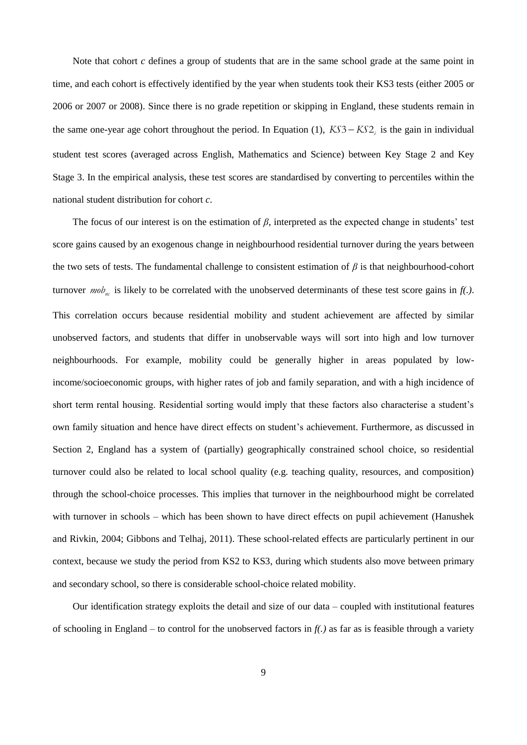Note that cohort *c* defines a group of students that are in the same school grade at the same point in time, and each cohort is effectively identified by the year when students took their KS3 tests (either 2005 or 2006 or 2007 or 2008). Since there is no grade repetition or skipping in England, these students remain in the same one-year age cohort throughout the period. In Equation (1), $KS3 - KS2_i$ is the gain in individual student test scores (averaged across English, Mathematics and Science) between Key Stage 2 and Key Stage 3. In the empirical analysis, these test scores are standardised by converting to percentiles within the national student distribution for cohort *c*.

The focus of our interest is on the estimation of $\beta$, interpreted as the expected change in students' test score gains caused by an exogenous change in neighbourhood residential turnover during the years between the two sets of tests. The fundamental challenge to consistent estimation of $\beta$ is that neighbourhood-cohort turnover $mob_{nc}$ is likely to be correlated with the unobserved determinants of these test score gains in $f(.)$. This correlation occurs because residential mobility and student achievement are affected by similar unobserved factors, and students that differ in unobservable ways will sort into high and low turnover neighbourhoods. For example, mobility could be generally higher in areas populated by low-income/socioeconomic groups, with higher rates of job and family separation, and with a high incidence of short term rental housing. Residential sorting would imply that these factors also characterise a student's own family situation and hence have direct effects on student's achievement. Furthermore, as discussed in Section 2, England has a system of (partially) geographically constrained school choice, so residential turnover could also be related to local school quality (e.g. teaching quality, resources, and composition) through the school-choice processes. This implies that turnover in the neighbourhood might be correlated with turnover in schools – which has been shown to have direct effects on pupil achievement (Hanushek and Rivkin, 2004; Gibbons and Telhaj, 2011). These school-related effects are particularly pertinent in our context, because we study the period from KS2 to KS3, during which students also move between primary and secondary school, so there is considerable school-choice related mobility.

Our identification strategy exploits the detail and size of our data – coupled with institutional features of schooling in England – to control for the unobserved factors in $f(.)$ as far as is feasible through a variety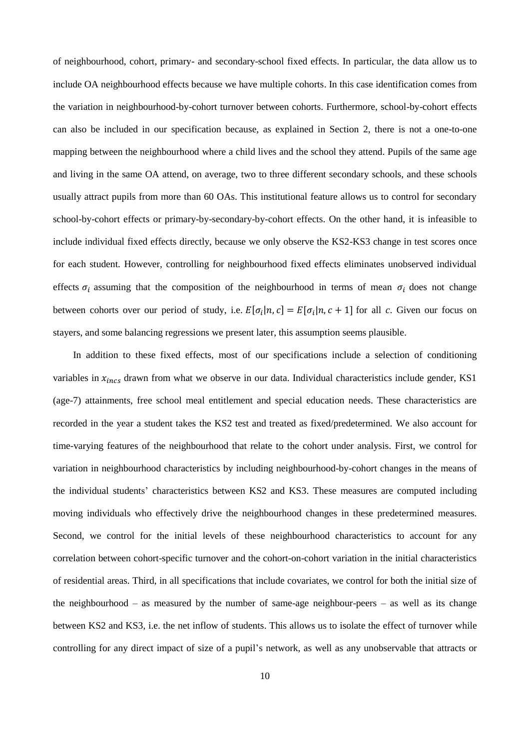of neighbourhood, cohort, primary- and secondary-school fixed effects. In particular, the data allow us to include OA neighbourhood effects because we have multiple cohorts. In this case identification comes from the variation in neighbourhood-by-cohort turnover between cohorts. Furthermore, school-by-cohort effects can also be included in our specification because, as explained in Section 2, there is not a one-to-one mapping between the neighbourhood where a child lives and the school they attend. Pupils of the same age and living in the same OA attend, on average, two to three different secondary schools, and these schools usually attract pupils from more than 60 OAs. This institutional feature allows us to control for secondary school-by-cohort effects or primary-by-secondary-by-cohort effects. On the other hand, it is infeasible to include individual fixed effects directly, because we only observe the KS2-KS3 change in test scores once for each student. However, controlling for neighbourhood fixed effects eliminates unobserved individual effects $\sigma_i$ assuming that the composition of the neighbourhood in terms of mean $\sigma_i$ does not change between cohorts over our period of study, i.e. $E[\sigma_i|n,c] = E[\sigma_i|n,c+1]$ for all $c$. Given our focus on stayers, and some balancing regressions we present later, this assumption seems plausible.

In addition to these fixed effects, most of our specifications include a selection of conditioning variables in $x_{incs}$ drawn from what we observe in our data. Individual characteristics include gender, KS1 (age-7) attainments, free school meal entitlement and special education needs. These characteristics are recorded in the year a student takes the KS2 test and treated as fixed/predetermined. We also account for time-varying features of the neighbourhood that relate to the cohort under analysis. First, we control for variation in neighbourhood characteristics by including neighbourhood-by-cohort changes in the means of the individual students' characteristics between KS2 and KS3. These measures are computed including moving individuals who effectively drive the neighbourhood changes in these predetermined measures. Second, we control for the initial levels of these neighbourhood characteristics to account for any correlation between cohort-specific turnover and the cohort-on-cohort variation in the initial characteristics of residential areas. Third, in all specifications that include covariates, we control for both the initial size of the neighbourhood – as measured by the number of same-age neighbour-peers – as well as its change between KS2 and KS3, i.e. the net inflow of students. This allows us to isolate the effect of turnover while controlling for any direct impact of size of a pupil's network, as well as any unobservable that attracts or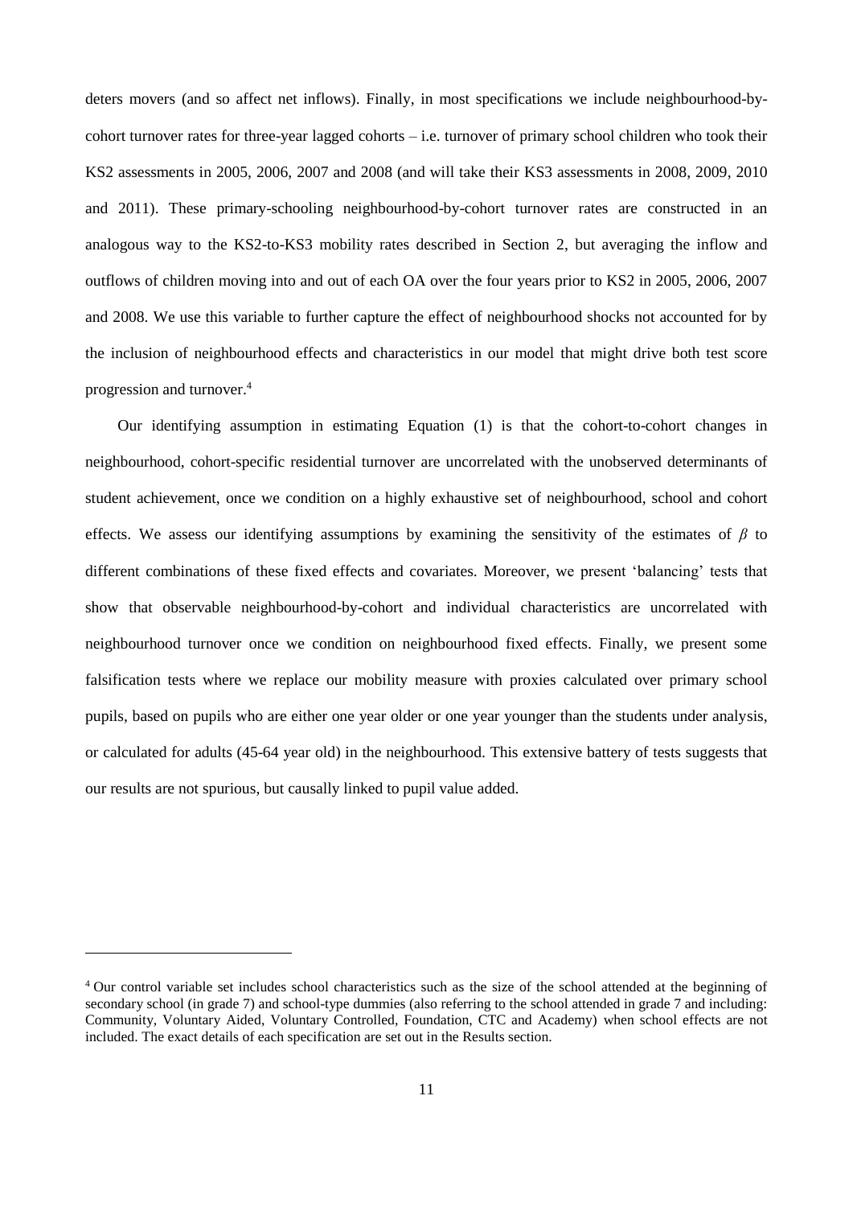deters movers (and so affect net inflows). Finally, in most specifications we include neighbourhood-by-cohort turnover rates for three-year lagged cohorts – i.e. turnover of primary school children who took their KS2 assessments in 2005, 2006, 2007 and 2008 (and will take their KS3 assessments in 2008, 2009, 2010 and 2011). These primary-schooling neighbourhood-by-cohort turnover rates are constructed in an analogous way to the KS2-to-KS3 mobility rates described in Section 2, but averaging the inflow and outflows of children moving into and out of each OA over the four years prior to KS2 in 2005, 2006, 2007 and 2008. We use this variable to further capture the effect of neighbourhood shocks not accounted for by the inclusion of neighbourhood effects and characteristics in our model that might drive both test score progression and turnover.[4]

Our identifying assumption in estimating Equation (1) is that the cohort-to-cohort changes in neighbourhood, cohort-specific residential turnover are uncorrelated with the unobserved determinants of student achievement, once we condition on a highly exhaustive set of neighbourhood, school and cohort effects. We assess our identifying assumptions by examining the sensitivity of the estimates of $\beta$ to different combinations of these fixed effects and covariates. Moreover, we present 'balancing' tests that show that observable neighbourhood-by-cohort and individual characteristics are uncorrelated with neighbourhood turnover once we condition on neighbourhood fixed effects. Finally, we present some falsification tests where we replace our mobility measure with proxies calculated over primary school pupils, based on pupils who are either one year older or one year younger than the students under analysis, or calculated for adults (45-64 year old) in the neighbourhood. This extensive battery of tests suggests that our results are not spurious, but causally linked to pupil value added.

[4] Our control variable set includes school characteristics such as the size of the school attended at the beginning of secondary school (in grade 7) and school-type dummies (also referring to the school attended in grade 7 and including: Community, Voluntary Aided, Voluntary Controlled, Foundation, CTC and Academy) when school effects are not included. The exact details of each specification are set out in the Results section.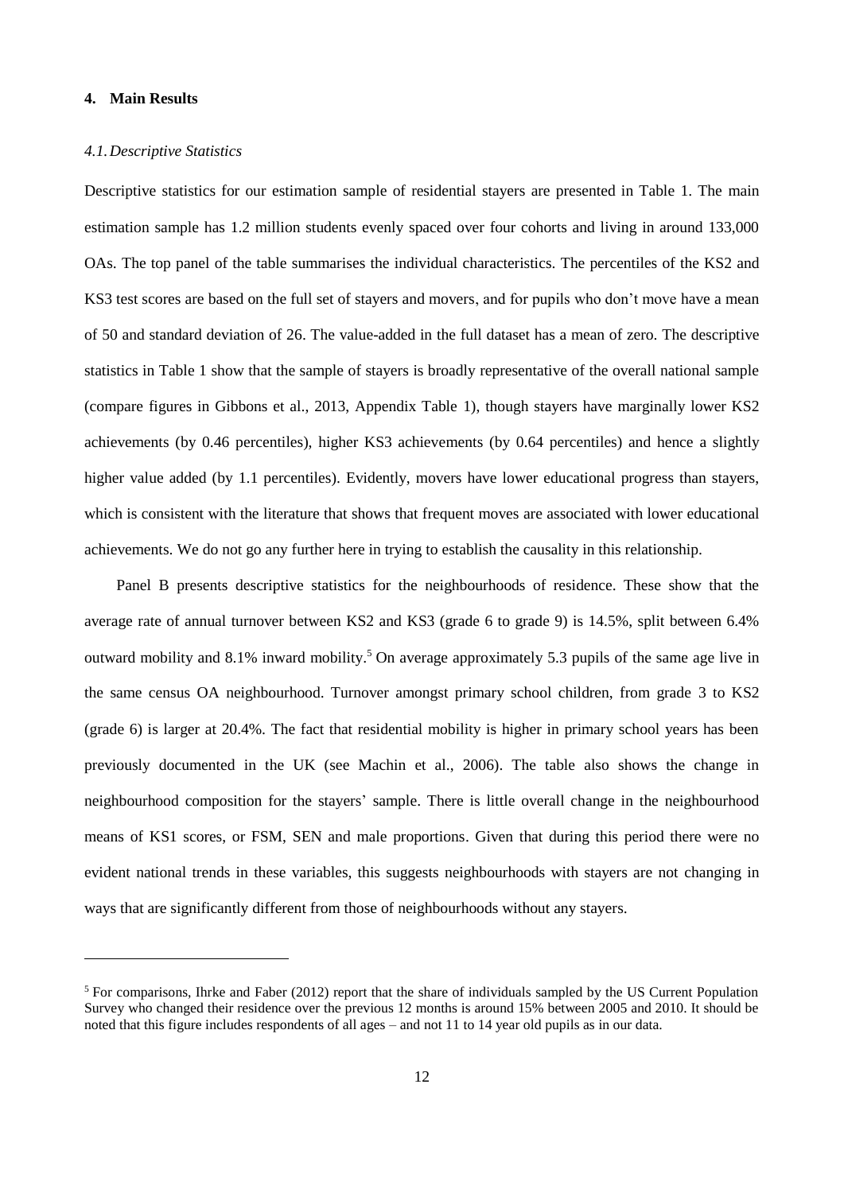## 4. Main Results

### *4.1. Descriptive Statistics*

Descriptive statistics for our estimation sample of residential stayers are presented in Table 1. The main estimation sample has 1.2 million students evenly spaced over four cohorts and living in around 133,000 OAs. The top panel of the table summarises the individual characteristics. The percentiles of the KS2 and KS3 test scores are based on the full set of stayers and movers, and for pupils who don't move have a mean of 50 and standard deviation of 26. The value-added in the full dataset has a mean of zero. The descriptive statistics in Table 1 show that the sample of stayers is broadly representative of the overall national sample (compare figures in Gibbons et al., 2013, Appendix Table 1), though stayers have marginally lower KS2 achievements (by 0.46 percentiles), higher KS3 achievements (by 0.64 percentiles) and hence a slightly higher value added (by 1.1 percentiles). Evidently, movers have lower educational progress than stayers, which is consistent with the literature that shows that frequent moves are associated with lower educational achievements. We do not go any further here in trying to establish the causality in this relationship.

Panel B presents descriptive statistics for the neighbourhoods of residence. These show that the average rate of annual turnover between KS2 and KS3 (grade 6 to grade 9) is 14.5%, split between 6.4% outward mobility and 8.1% inward mobility.[5] On average approximately 5.3 pupils of the same age live in the same census OA neighbourhood. Turnover amongst primary school children, from grade 3 to KS2 (grade 6) is larger at 20.4%. The fact that residential mobility is higher in primary school years has been previously documented in the UK (see Machin et al., 2006). The table also shows the change in neighbourhood composition for the stayers' sample. There is little overall change in the neighbourhood means of KS1 scores, or FSM, SEN and male proportions. Given that during this period there were no evident national trends in these variables, this suggests neighbourhoods with stayers are not changing in ways that are significantly different from those of neighbourhoods without any stayers.

---

[5] For comparisons, Ihrke and Faber (2012) report that the share of individuals sampled by the US Current Population Survey who changed their residence over the previous 12 months is around 15% between 2005 and 2010. It should be noted that this figure includes respondents of all ages – and not 11 to 14 year old pupils as in our data.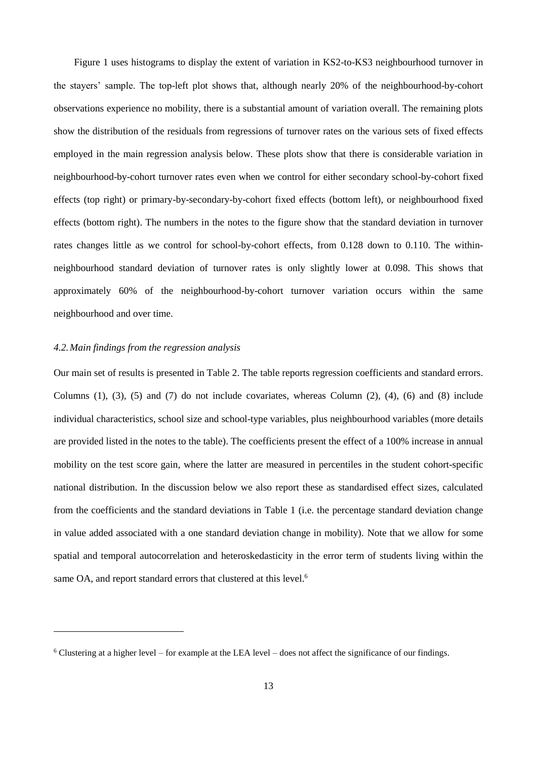Figure 1 uses histograms to display the extent of variation in KS2-to-KS3 neighbourhood turnover in the stayers' sample. The top-left plot shows that, although nearly 20% of the neighbourhood-by-cohort observations experience no mobility, there is a substantial amount of variation overall. The remaining plots show the distribution of the residuals from regressions of turnover rates on the various sets of fixed effects employed in the main regression analysis below. These plots show that there is considerable variation in neighbourhood-by-cohort turnover rates even when we control for either secondary school-by-cohort fixed effects (top right) or primary-by-secondary-by-cohort fixed effects (bottom left), or neighbourhood fixed effects (bottom right). The numbers in the notes to the figure show that the standard deviation in turnover rates changes little as we control for school-by-cohort effects, from 0.128 down to 0.110. The within-neighbourhood standard deviation of turnover rates is only slightly lower at 0.098. This shows that approximately 60% of the neighbourhood-by-cohort turnover variation occurs within the same neighbourhood and over time.

### *4.2. Main findings from the regression analysis*

Our main set of results is presented in Table 2. The table reports regression coefficients and standard errors. Columns (1), (3), (5) and (7) do not include covariates, whereas Column (2), (4), (6) and (8) include individual characteristics, school size and school-type variables, plus neighbourhood variables (more details are provided listed in the notes to the table). The coefficients present the effect of a 100% increase in annual mobility on the test score gain, where the latter are measured in percentiles in the student cohort-specific national distribution. In the discussion below we also report these as standardised effect sizes, calculated from the coefficients and the standard deviations in Table 1 (i.e. the percentage standard deviation change in value added associated with a one standard deviation change in mobility). Note that we allow for some spatial and temporal autocorrelation and heteroskedasticity in the error term of students living within the same OA, and report standard errors that clustered at this level.[6]

[6] Clustering at a higher level – for example at the LEA level – does not affect the significance of our findings.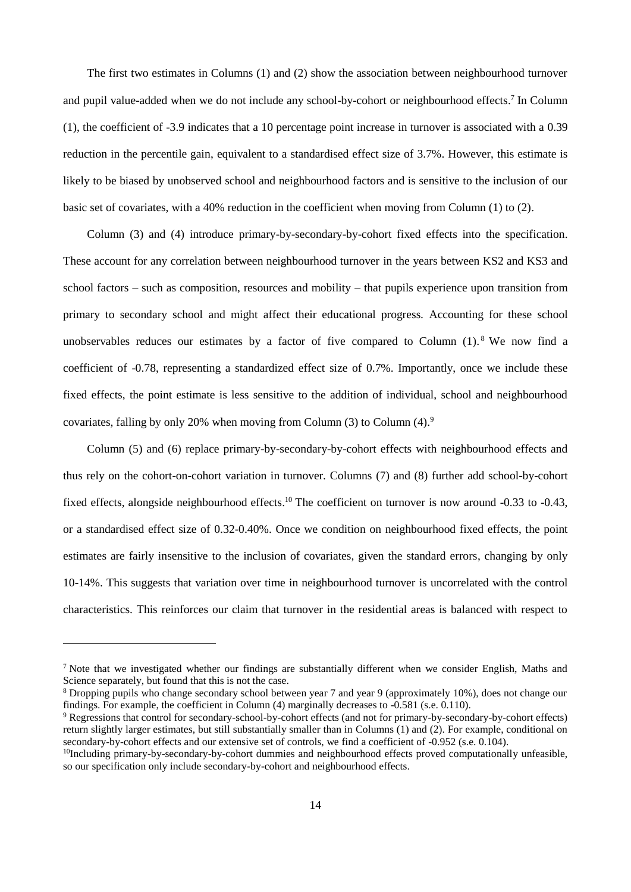The first two estimates in Columns (1) and (2) show the association between neighbourhood turnover and pupil value-added when we do not include any school-by-cohort or neighbourhood effects.[7] In Column (1), the coefficient of -3.9 indicates that a 10 percentage point increase in turnover is associated with a 0.39 reduction in the percentile gain, equivalent to a standardised effect size of 3.7%. However, this estimate is likely to be biased by unobserved school and neighbourhood factors and is sensitive to the inclusion of our basic set of covariates, with a 40% reduction in the coefficient when moving from Column (1) to (2).

Column (3) and (4) introduce primary-by-secondary-by-cohort fixed effects into the specification. These account for any correlation between neighbourhood turnover in the years between KS2 and KS3 and school factors – such as composition, resources and mobility – that pupils experience upon transition from primary to secondary school and might affect their educational progress. Accounting for these school unobservables reduces our estimates by a factor of five compared to Column (1).[8] We now find a coefficient of -0.78, representing a standardized effect size of 0.7%. Importantly, once we include these fixed effects, the point estimate is less sensitive to the addition of individual, school and neighbourhood covariates, falling by only 20% when moving from Column (3) to Column (4).[9]

Column (5) and (6) replace primary-by-secondary-by-cohort effects with neighbourhood effects and thus rely on the cohort-on-cohort variation in turnover. Columns (7) and (8) further add school-by-cohort fixed effects, alongside neighbourhood effects.[10] The coefficient on turnover is now around -0.33 to -0.43, or a standardised effect size of 0.32-0.40%. Once we condition on neighbourhood fixed effects, the point estimates are fairly insensitive to the inclusion of covariates, given the standard errors, changing by only 10-14%. This suggests that variation over time in neighbourhood turnover is uncorrelated with the control characteristics. This reinforces our claim that turnover in the residential areas is balanced with respect to

---

[7] Note that we investigated whether our findings are substantially different when we consider English, Maths and Science separately, but found that this is not the case.

[8] Dropping pupils who change secondary school between year 7 and year 9 (approximately 10%), does not change our findings. For example, the coefficient in Column (4) marginally decreases to -0.581 (s.e. 0.110).

[9] Regressions that control for secondary-school-by-cohort effects (and not for primary-by-secondary-by-cohort effects) return slightly larger estimates, but still substantially smaller than in Columns (1) and (2). For example, conditional on secondary-by-cohort effects and our extensive set of controls, we find a coefficient of -0.952 (s.e. 0.104).

[10] Including primary-by-secondary-by-cohort dummies and neighbourhood effects proved computationally unfeasible, so our specification only include secondary-by-cohort and neighbourhood effects.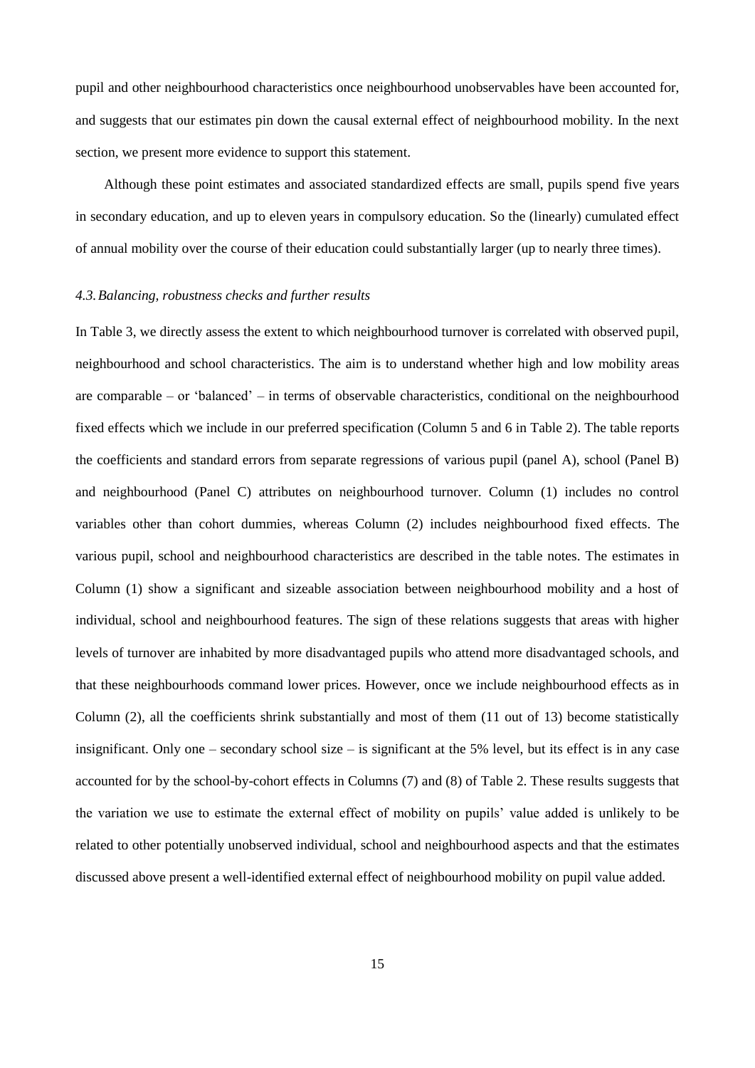pupil and other neighbourhood characteristics once neighbourhood unobservables have been accounted for, and suggests that our estimates pin down the causal external effect of neighbourhood mobility. In the next section, we present more evidence to support this statement.

Although these point estimates and associated standardized effects are small, pupils spend five years in secondary education, and up to eleven years in compulsory education. So the (linearly) cumulated effect of annual mobility over the course of their education could substantially larger (up to nearly three times).

### *4.3. Balancing, robustness checks and further results*

In Table 3, we directly assess the extent to which neighbourhood turnover is correlated with observed pupil, neighbourhood and school characteristics. The aim is to understand whether high and low mobility areas are comparable – or 'balanced' – in terms of observable characteristics, conditional on the neighbourhood fixed effects which we include in our preferred specification (Column 5 and 6 in Table 2). The table reports the coefficients and standard errors from separate regressions of various pupil (panel A), school (Panel B) and neighbourhood (Panel C) attributes on neighbourhood turnover. Column (1) includes no control variables other than cohort dummies, whereas Column (2) includes neighbourhood fixed effects. The various pupil, school and neighbourhood characteristics are described in the table notes. The estimates in Column (1) show a significant and sizeable association between neighbourhood mobility and a host of individual, school and neighbourhood features. The sign of these relations suggests that areas with higher levels of turnover are inhabited by more disadvantaged pupils who attend more disadvantaged schools, and that these neighbourhoods command lower prices. However, once we include neighbourhood effects as in Column (2), all the coefficients shrink substantially and most of them (11 out of 13) become statistically insignificant. Only one – secondary school size – is significant at the 5% level, but its effect is in any case accounted for by the school-by-cohort effects in Columns (7) and (8) of Table 2. These results suggests that the variation we use to estimate the external effect of mobility on pupils' value added is unlikely to be related to other potentially unobserved individual, school and neighbourhood aspects and that the estimates discussed above present a well-identified external effect of neighbourhood mobility on pupil value added.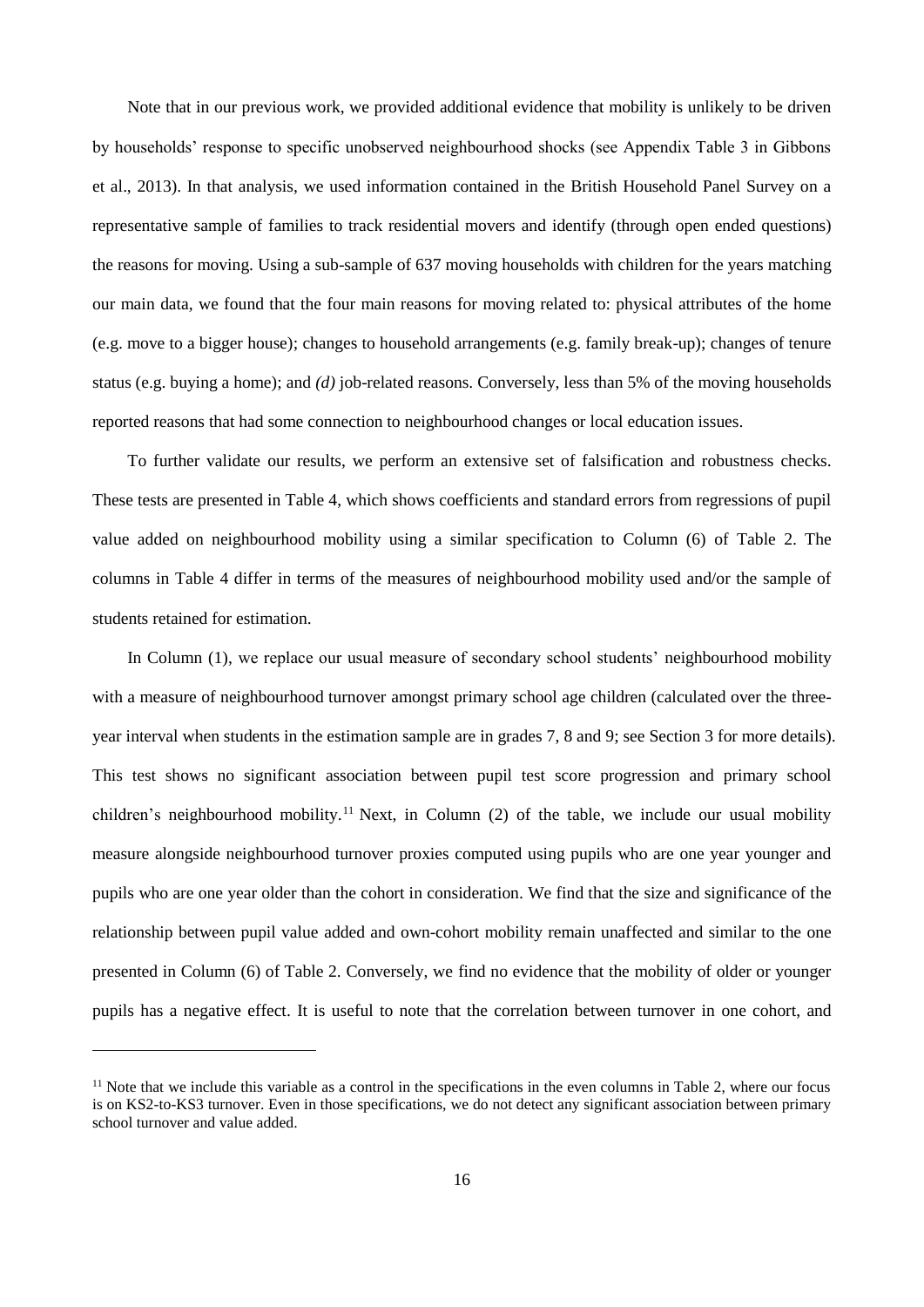Note that in our previous work, we provided additional evidence that mobility is unlikely to be driven by households' response to specific unobserved neighbourhood shocks (see Appendix Table 3 in Gibbons et al., 2013). In that analysis, we used information contained in the British Household Panel Survey on a representative sample of families to track residential movers and identify (through open ended questions) the reasons for moving. Using a sub-sample of 637 moving households with children for the years matching our main data, we found that the four main reasons for moving related to: physical attributes of the home (e.g. move to a bigger house); changes to household arrangements (e.g. family break-up); changes of tenure status (e.g. buying a home); and *(d)* job-related reasons. Conversely, less than 5% of the moving households reported reasons that had some connection to neighbourhood changes or local education issues.

To further validate our results, we perform an extensive set of falsification and robustness checks. These tests are presented in Table 4, which shows coefficients and standard errors from regressions of pupil value added on neighbourhood mobility using a similar specification to Column (6) of Table 2. The columns in Table 4 differ in terms of the measures of neighbourhood mobility used and/or the sample of students retained for estimation.

In Column (1), we replace our usual measure of secondary school students' neighbourhood mobility with a measure of neighbourhood turnover amongst primary school age children (calculated over the three-year interval when students in the estimation sample are in grades 7, 8 and 9; see Section 3 for more details). This test shows no significant association between pupil test score progression and primary school children's neighbourhood mobility.[11] Next, in Column (2) of the table, we include our usual mobility measure alongside neighbourhood turnover proxies computed using pupils who are one year younger and pupils who are one year older than the cohort in consideration. We find that the size and significance of the relationship between pupil value added and own-cohort mobility remain unaffected and similar to the one presented in Column (6) of Table 2. Conversely, we find no evidence that the mobility of older or younger pupils has a negative effect. It is useful to note that the correlation between turnover in one cohort, and

[11] Note that we include this variable as a control in the specifications in the even columns in Table 2, where our focus is on KS2-to-KS3 turnover. Even in those specifications, we do not detect any significant association between primary school turnover and value added.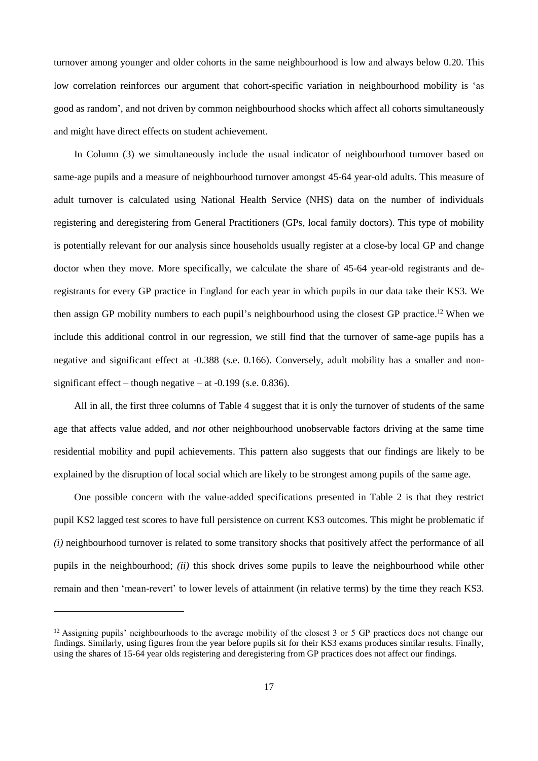turnover among younger and older cohorts in the same neighbourhood is low and always below 0.20. This low correlation reinforces our argument that cohort-specific variation in neighbourhood mobility is 'as good as random', and not driven by common neighbourhood shocks which affect all cohorts simultaneously and might have direct effects on student achievement.

In Column (3) we simultaneously include the usual indicator of neighbourhood turnover based on same-age pupils and a measure of neighbourhood turnover amongst 45-64 year-old adults. This measure of adult turnover is calculated using National Health Service (NHS) data on the number of individuals registering and deregistering from General Practitioners (GPs, local family doctors). This type of mobility is potentially relevant for our analysis since households usually register at a close-by local GP and change doctor when they move. More specifically, we calculate the share of 45-64 year-old registrants and de-registrants for every GP practice in England for each year in which pupils in our data take their KS3. We then assign GP mobility numbers to each pupil's neighbourhood using the closest GP practice.[12] When we include this additional control in our regression, we still find that the turnover of same-age pupils has a negative and significant effect at -0.388 (s.e. 0.166). Conversely, adult mobility has a smaller and non-significant effect – though negative – at -0.199 (s.e. 0.836).

All in all, the first three columns of Table 4 suggest that it is only the turnover of students of the same age that affects value added, and *not* other neighbourhood unobservable factors driving at the same time residential mobility and pupil achievements. This pattern also suggests that our findings are likely to be explained by the disruption of local social which are likely to be strongest among pupils of the same age.

One possible concern with the value-added specifications presented in Table 2 is that they restrict pupil KS2 lagged test scores to have full persistence on current KS3 outcomes. This might be problematic if *(i)* neighbourhood turnover is related to some transitory shocks that positively affect the performance of all pupils in the neighbourhood; *(ii)* this shock drives some pupils to leave the neighbourhood while other remain and then 'mean-revert' to lower levels of attainment (in relative terms) by the time they reach KS3.

[12] Assigning pupils' neighbourhoods to the average mobility of the closest 3 or 5 GP practices does not change our findings. Similarly, using figures from the year before pupils sit for their KS3 exams produces similar results. Finally, using the shares of 15-64 year olds registering and deregistering from GP practices does not affect our findings.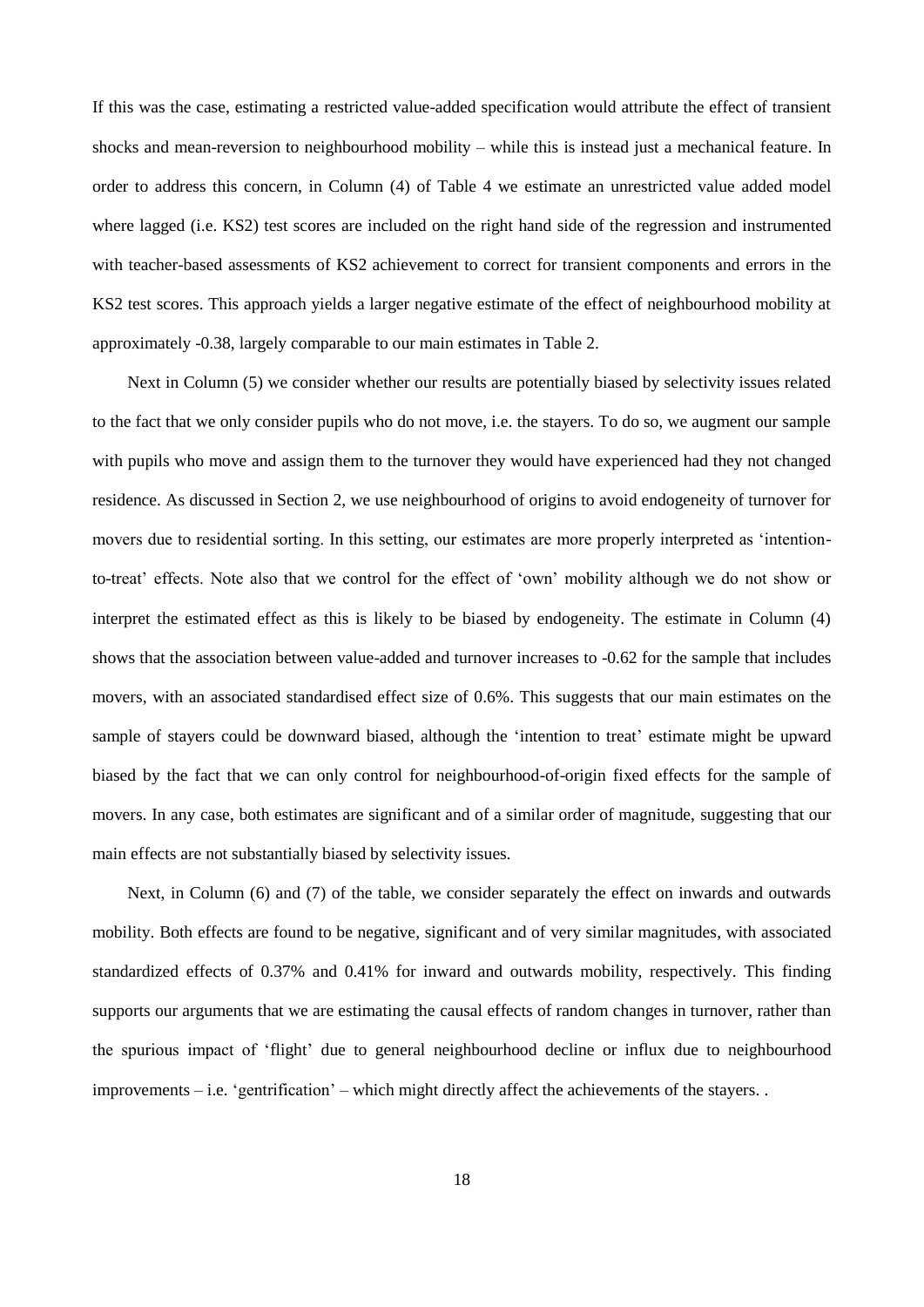If this was the case, estimating a restricted value-added specification would attribute the effect of transient shocks and mean-reversion to neighbourhood mobility – while this is instead just a mechanical feature. In order to address this concern, in Column (4) of Table 4 we estimate an unrestricted value added model where lagged (i.e. KS2) test scores are included on the right hand side of the regression and instrumented with teacher-based assessments of KS2 achievement to correct for transient components and errors in the KS2 test scores. This approach yields a larger negative estimate of the effect of neighbourhood mobility at approximately -0.38, largely comparable to our main estimates in Table 2.

Next in Column (5) we consider whether our results are potentially biased by selectivity issues related to the fact that we only consider pupils who do not move, i.e. the stayers. To do so, we augment our sample with pupils who move and assign them to the turnover they would have experienced had they not changed residence. As discussed in Section 2, we use neighbourhood of origins to avoid endogeneity of turnover for movers due to residential sorting. In this setting, our estimates are more properly interpreted as 'intention-to-treat' effects. Note also that we control for the effect of 'own' mobility although we do not show or interpret the estimated effect as this is likely to be biased by endogeneity. The estimate in Column (4) shows that the association between value-added and turnover increases to -0.62 for the sample that includes movers, with an associated standardised effect size of 0.6%. This suggests that our main estimates on the sample of stayers could be downward biased, although the 'intention to treat' estimate might be upward biased by the fact that we can only control for neighbourhood-of-origin fixed effects for the sample of movers. In any case, both estimates are significant and of a similar order of magnitude, suggesting that our main effects are not substantially biased by selectivity issues.

Next, in Column (6) and (7) of the table, we consider separately the effect on inwards and outwards mobility. Both effects are found to be negative, significant and of very similar magnitudes, with associated standardized effects of 0.37% and 0.41% for inward and outwards mobility, respectively. This finding supports our arguments that we are estimating the causal effects of random changes in turnover, rather than the spurious impact of 'flight' due to general neighbourhood decline or influx due to neighbourhood improvements – i.e. 'gentrification' – which might directly affect the achievements of the stayers. .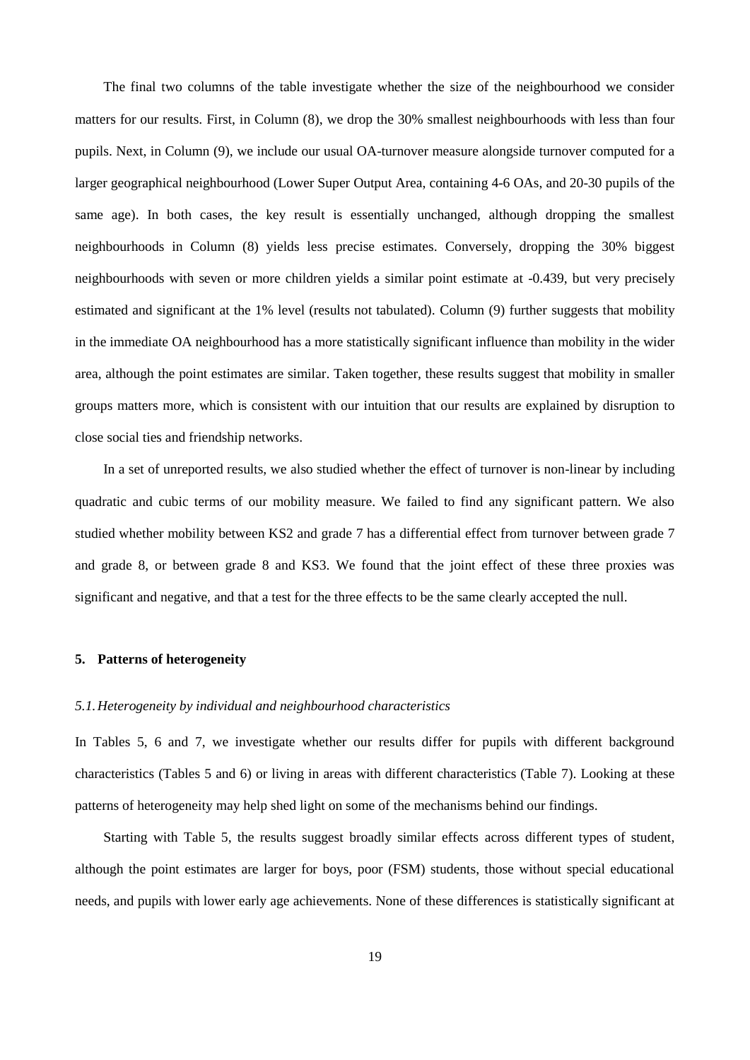The final two columns of the table investigate whether the size of the neighbourhood we consider matters for our results. First, in Column (8), we drop the 30% smallest neighbourhoods with less than four pupils. Next, in Column (9), we include our usual OA-turnover measure alongside turnover computed for a larger geographical neighbourhood (Lower Super Output Area, containing 4-6 OAs, and 20-30 pupils of the same age). In both cases, the key result is essentially unchanged, although dropping the smallest neighbourhoods in Column (8) yields less precise estimates. Conversely, dropping the 30% biggest neighbourhoods with seven or more children yields a similar point estimate at -0.439, but very precisely estimated and significant at the 1% level (results not tabulated). Column (9) further suggests that mobility in the immediate OA neighbourhood has a more statistically significant influence than mobility in the wider area, although the point estimates are similar. Taken together, these results suggest that mobility in smaller groups matters more, which is consistent with our intuition that our results are explained by disruption to close social ties and friendship networks.

In a set of unreported results, we also studied whether the effect of turnover is non-linear by including quadratic and cubic terms of our mobility measure. We failed to find any significant pattern. We also studied whether mobility between KS2 and grade 7 has a differential effect from turnover between grade 7 and grade 8, or between grade 8 and KS3. We found that the joint effect of these three proxies was significant and negative, and that a test for the three effects to be the same clearly accepted the null.

## 5. Patterns of heterogeneity

### *5.1. Heterogeneity by individual and neighbourhood characteristics*

In Tables 5, 6 and 7, we investigate whether our results differ for pupils with different background characteristics (Tables 5 and 6) or living in areas with different characteristics (Table 7). Looking at these patterns of heterogeneity may help shed light on some of the mechanisms behind our findings.

Starting with Table 5, the results suggest broadly similar effects across different types of student, although the point estimates are larger for boys, poor (FSM) students, those without special educational needs, and pupils with lower early age achievements. None of these differences is statistically significant at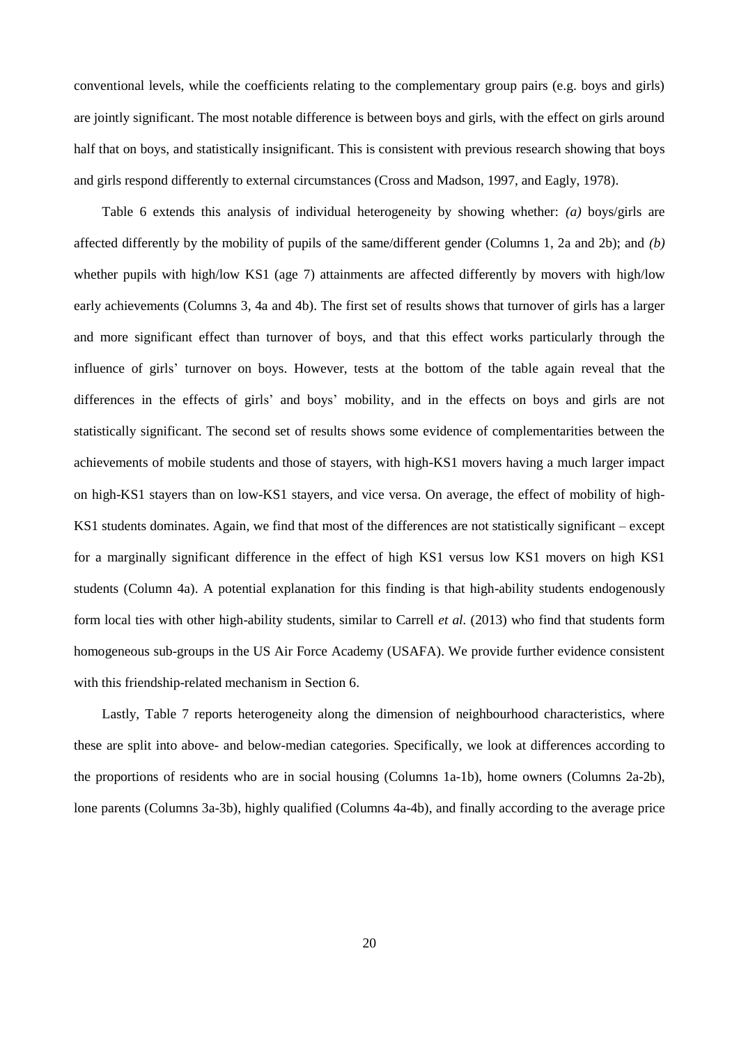conventional levels, while the coefficients relating to the complementary group pairs (e.g. boys and girls) are jointly significant. The most notable difference is between boys and girls, with the effect on girls around half that on boys, and statistically insignificant. This is consistent with previous research showing that boys and girls respond differently to external circumstances (Cross and Madson, 1997, and Eagly, 1978).

Table 6 extends this analysis of individual heterogeneity by showing whether: *(a)* boys/girls are affected differently by the mobility of pupils of the same/different gender (Columns 1, 2a and 2b); and *(b)* whether pupils with high/low KS1 (age 7) attainments are affected differently by movers with high/low early achievements (Columns 3, 4a and 4b). The first set of results shows that turnover of girls has a larger and more significant effect than turnover of boys, and that this effect works particularly through the influence of girls' turnover on boys. However, tests at the bottom of the table again reveal that the differences in the effects of girls' and boys' mobility, and in the effects on boys and girls are not statistically significant. The second set of results shows some evidence of complementarities between the achievements of mobile students and those of stayers, with high-KS1 movers having a much larger impact on high-KS1 stayers than on low-KS1 stayers, and vice versa. On average, the effect of mobility of high-KS1 students dominates. Again, we find that most of the differences are not statistically significant – except for a marginally significant difference in the effect of high KS1 versus low KS1 movers on high KS1 students (Column 4a). A potential explanation for this finding is that high-ability students endogenously form local ties with other high-ability students, similar to Carrell *et al.* (2013) who find that students form homogeneous sub-groups in the US Air Force Academy (USAFA). We provide further evidence consistent with this friendship-related mechanism in Section 6.

Lastly, Table 7 reports heterogeneity along the dimension of neighbourhood characteristics, where these are split into above- and below-median categories. Specifically, we look at differences according to the proportions of residents who are in social housing (Columns 1a-1b), home owners (Columns 2a-2b), lone parents (Columns 3a-3b), highly qualified (Columns 4a-4b), and finally according to the average price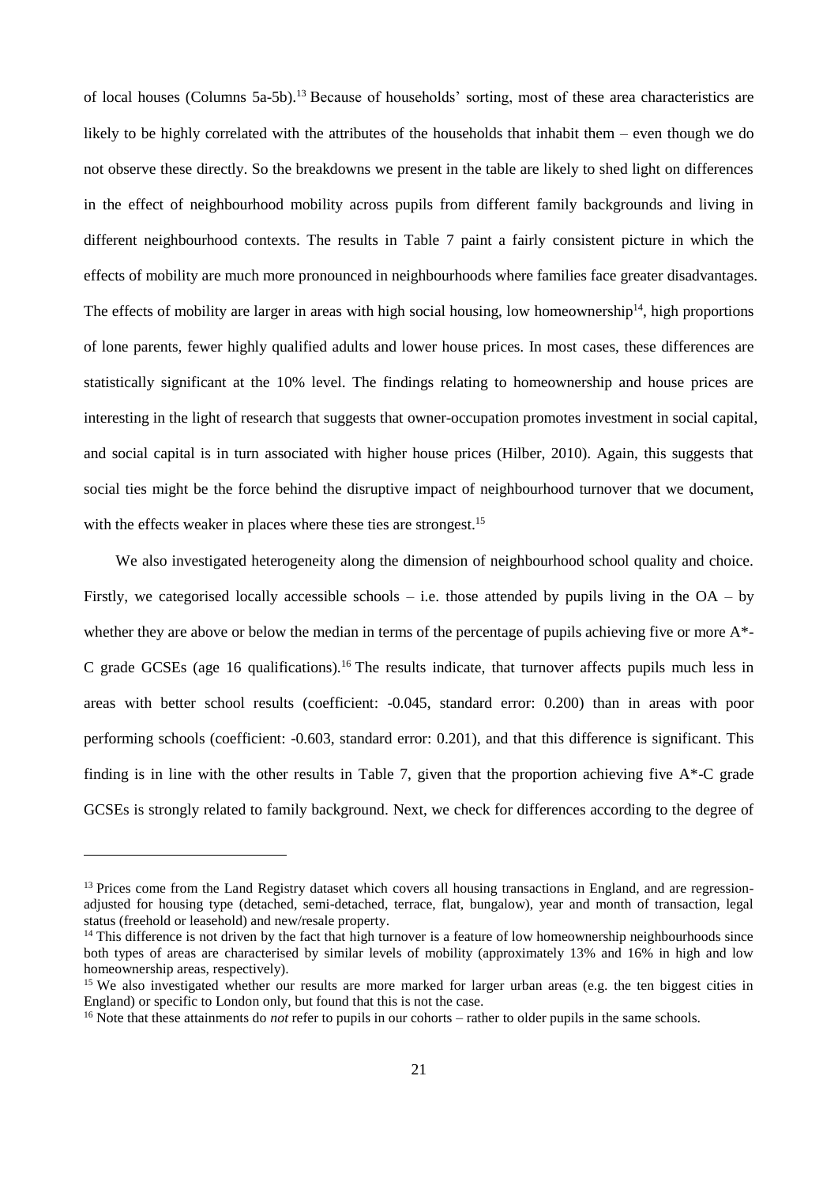of local houses (Columns 5a-5b).[13] Because of households' sorting, most of these area characteristics are likely to be highly correlated with the attributes of the households that inhabit them – even though we do not observe these directly. So the breakdowns we present in the table are likely to shed light on differences in the effect of neighbourhood mobility across pupils from different family backgrounds and living in different neighbourhood contexts. The results in Table 7 paint a fairly consistent picture in which the effects of mobility are much more pronounced in neighbourhoods where families face greater disadvantages. The effects of mobility are larger in areas with high social housing, low homeownership[14], high proportions of lone parents, fewer highly qualified adults and lower house prices. In most cases, these differences are statistically significant at the 10% level. The findings relating to homeownership and house prices are interesting in the light of research that suggests that owner-occupation promotes investment in social capital, and social capital is in turn associated with higher house prices (Hilber, 2010). Again, this suggests that social ties might be the force behind the disruptive impact of neighbourhood turnover that we document, with the effects weaker in places where these ties are strongest.[15]

We also investigated heterogeneity along the dimension of neighbourhood school quality and choice. Firstly, we categorised locally accessible schools – i.e. those attended by pupils living in the OA – by whether they are above or below the median in terms of the percentage of pupils achieving five or more A*-C grade GCSEs (age 16 qualifications).[16] The results indicate, that turnover affects pupils much less in areas with better school results (coefficient: -0.045, standard error: 0.200) than in areas with poor performing schools (coefficient: -0.603, standard error: 0.201), and that this difference is significant. This finding is in line with the other results in Table 7, given that the proportion achieving five A*-C grade GCSEs is strongly related to family background. Next, we check for differences according to the degree of

---

[13] Prices come from the Land Registry dataset which covers all housing transactions in England, and are regression-adjusted for housing type (detached, semi-detached, terrace, flat, bungalow), year and month of transaction, legal status (freehold or leasehold) and new/resale property.

[14] This difference is not driven by the fact that high turnover is a feature of low homeownership neighbourhoods since both types of areas are characterised by similar levels of mobility (approximately 13% and 16% in high and low homeownership areas, respectively).

[15] We also investigated whether our results are more marked for larger urban areas (e.g. the ten biggest cities in England) or specific to London only, but found that this is not the case.

[16] Note that these attainments do *not* refer to pupils in our cohorts – rather to older pupils in the same schools.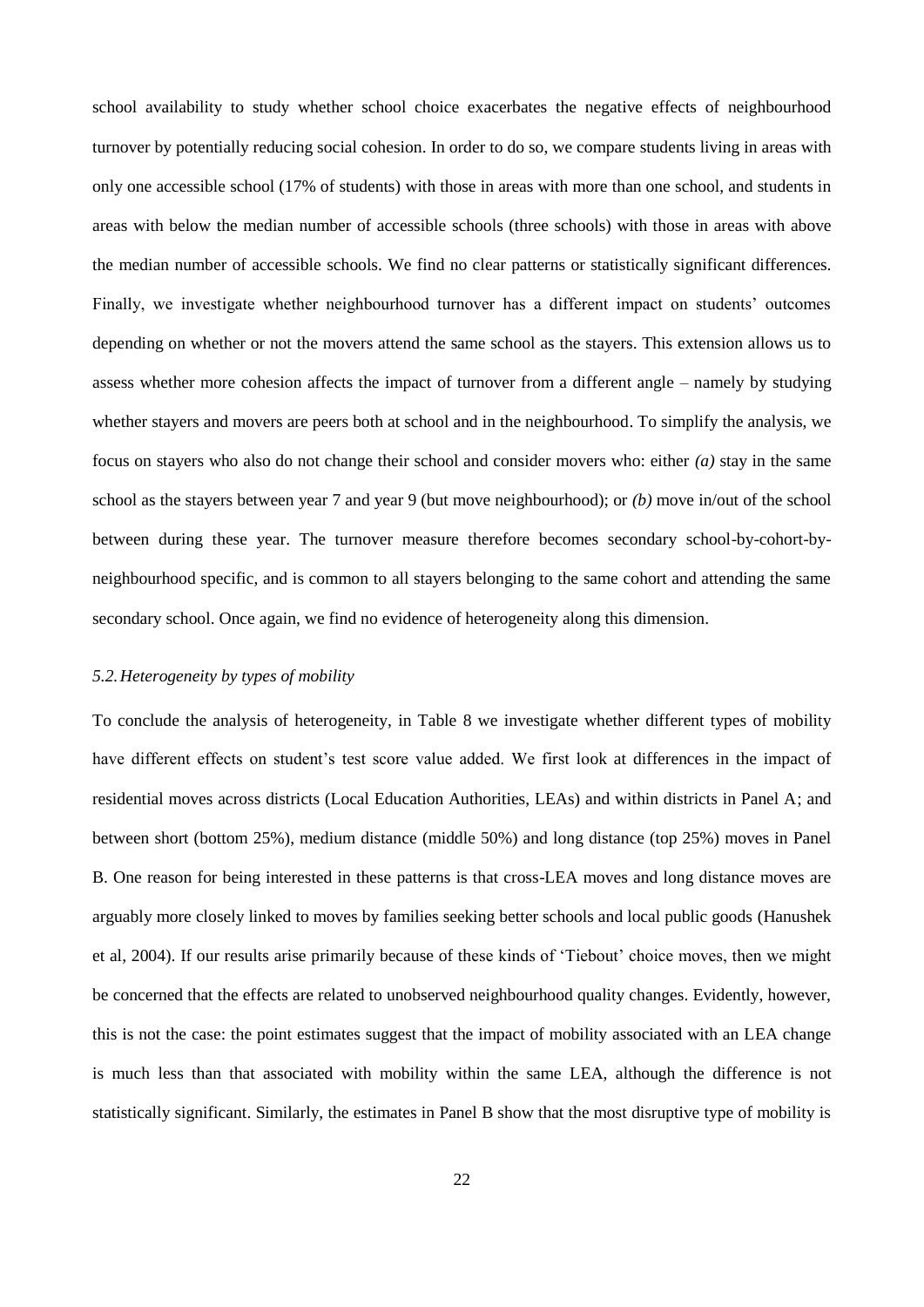school availability to study whether school choice exacerbates the negative effects of neighbourhood turnover by potentially reducing social cohesion. In order to do so, we compare students living in areas with only one accessible school (17% of students) with those in areas with more than one school, and students in areas with below the median number of accessible schools (three schools) with those in areas with above the median number of accessible schools. We find no clear patterns or statistically significant differences. Finally, we investigate whether neighbourhood turnover has a different impact on students' outcomes depending on whether or not the movers attend the same school as the stayers. This extension allows us to assess whether more cohesion affects the impact of turnover from a different angle – namely by studying whether stayers and movers are peers both at school and in the neighbourhood. To simplify the analysis, we focus on stayers who also do not change their school and consider movers who: either *(a)* stay in the same school as the stayers between year 7 and year 9 (but move neighbourhood); or *(b)* move in/out of the school between during these year. The turnover measure therefore becomes secondary school-by-cohort-by-neighbourhood specific, and is common to all stayers belonging to the same cohort and attending the same secondary school. Once again, we find no evidence of heterogeneity along this dimension.

### *5.2. Heterogeneity by types of mobility*

To conclude the analysis of heterogeneity, in Table 8 we investigate whether different types of mobility have different effects on student's test score value added. We first look at differences in the impact of residential moves across districts (Local Education Authorities, LEAs) and within districts in Panel A; and between short (bottom 25%), medium distance (middle 50%) and long distance (top 25%) moves in Panel B. One reason for being interested in these patterns is that cross-LEA moves and long distance moves are arguably more closely linked to moves by families seeking better schools and local public goods (Hanushek et al, 2004). If our results arise primarily because of these kinds of 'Tiebout' choice moves, then we might be concerned that the effects are related to unobserved neighbourhood quality changes. Evidently, however, this is not the case: the point estimates suggest that the impact of mobility associated with an LEA change is much less than that associated with mobility within the same LEA, although the difference is not statistically significant. Similarly, the estimates in Panel B show that the most disruptive type of mobility is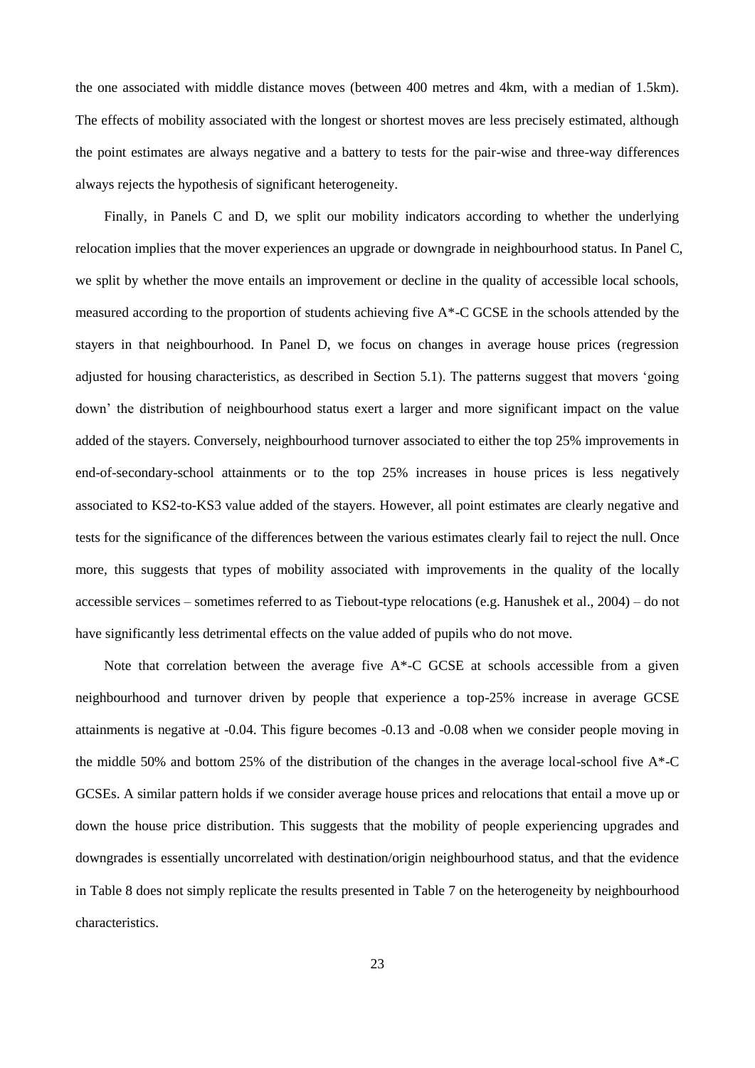the one associated with middle distance moves (between 400 metres and 4km, with a median of 1.5km). The effects of mobility associated with the longest or shortest moves are less precisely estimated, although the point estimates are always negative and a battery to tests for the pair-wise and three-way differences always rejects the hypothesis of significant heterogeneity.

Finally, in Panels C and D, we split our mobility indicators according to whether the underlying relocation implies that the mover experiences an upgrade or downgrade in neighbourhood status. In Panel C, we split by whether the move entails an improvement or decline in the quality of accessible local schools, measured according to the proportion of students achieving five A*-C GCSE in the schools attended by the stayers in that neighbourhood. In Panel D, we focus on changes in average house prices (regression adjusted for housing characteristics, as described in Section 5.1). The patterns suggest that movers 'going down' the distribution of neighbourhood status exert a larger and more significant impact on the value added of the stayers. Conversely, neighbourhood turnover associated to either the top 25% improvements in end-of-secondary-school attainments or to the top 25% increases in house prices is less negatively associated to KS2-to-KS3 value added of the stayers. However, all point estimates are clearly negative and tests for the significance of the differences between the various estimates clearly fail to reject the null. Once more, this suggests that types of mobility associated with improvements in the quality of the locally accessible services – sometimes referred to as Tiebout-type relocations (e.g. Hanushek et al., 2004) – do not have significantly less detrimental effects on the value added of pupils who do not move.

Note that correlation between the average five A*-C GCSE at schools accessible from a given neighbourhood and turnover driven by people that experience a top-25% increase in average GCSE attainments is negative at -0.04. This figure becomes -0.13 and -0.08 when we consider people moving in the middle 50% and bottom 25% of the distribution of the changes in the average local-school five A*-C GCSEs. A similar pattern holds if we consider average house prices and relocations that entail a move up or down the house price distribution. This suggests that the mobility of people experiencing upgrades and downgrades is essentially uncorrelated with destination/origin neighbourhood status, and that the evidence in Table 8 does not simply replicate the results presented in Table 7 on the heterogeneity by neighbourhood characteristics.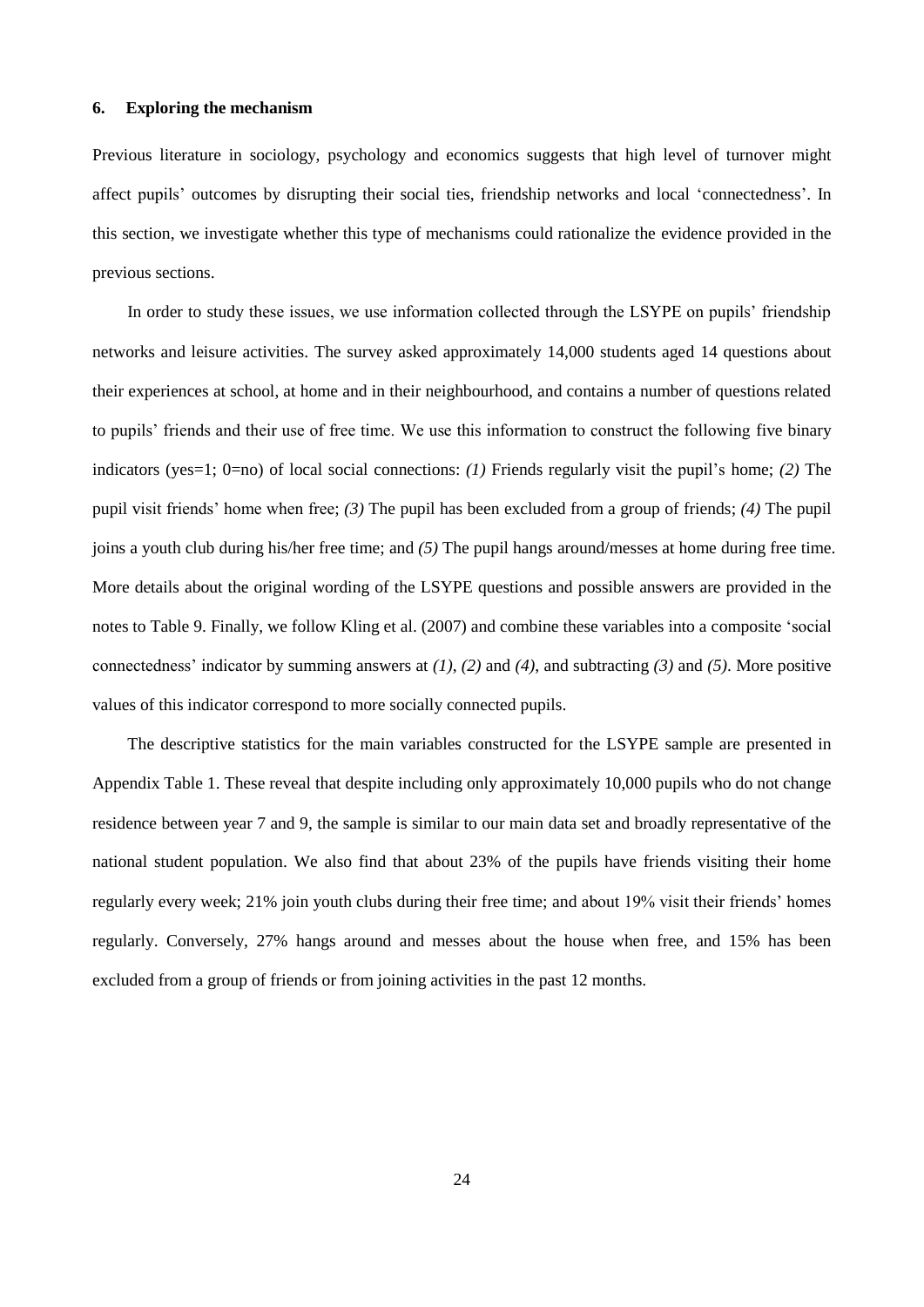### 6. Exploring the mechanism

Previous literature in sociology, psychology and economics suggests that high level of turnover might affect pupils' outcomes by disrupting their social ties, friendship networks and local 'connectedness'. In this section, we investigate whether this type of mechanisms could rationalize the evidence provided in the previous sections.

In order to study these issues, we use information collected through the LSYPE on pupils' friendship networks and leisure activities. The survey asked approximately 14,000 students aged 14 questions about their experiences at school, at home and in their neighbourhood, and contains a number of questions related to pupils' friends and their use of free time. We use this information to construct the following five binary indicators (yes=1; 0=no) of local social connections: *(1)* Friends regularly visit the pupil's home; *(2)* The pupil visit friends' home when free; *(3)* The pupil has been excluded from a group of friends; *(4)* The pupil joins a youth club during his/her free time; and *(5)* The pupil hangs around/messes at home during free time. More details about the original wording of the LSYPE questions and possible answers are provided in the notes to Table 9. Finally, we follow Kling et al. (2007) and combine these variables into a composite 'social connectedness' indicator by summing answers at *(1)*, *(2)* and *(4)*, and subtracting *(3)* and *(5)*. More positive values of this indicator correspond to more socially connected pupils.

The descriptive statistics for the main variables constructed for the LSYPE sample are presented in Appendix Table 1. These reveal that despite including only approximately 10,000 pupils who do not change residence between year 7 and 9, the sample is similar to our main data set and broadly representative of the national student population. We also find that about 23% of the pupils have friends visiting their home regularly every week; 21% join youth clubs during their free time; and about 19% visit their friends' homes regularly. Conversely, 27% hangs around and messes about the house when free, and 15% has been excluded from a group of friends or from joining activities in the past 12 months.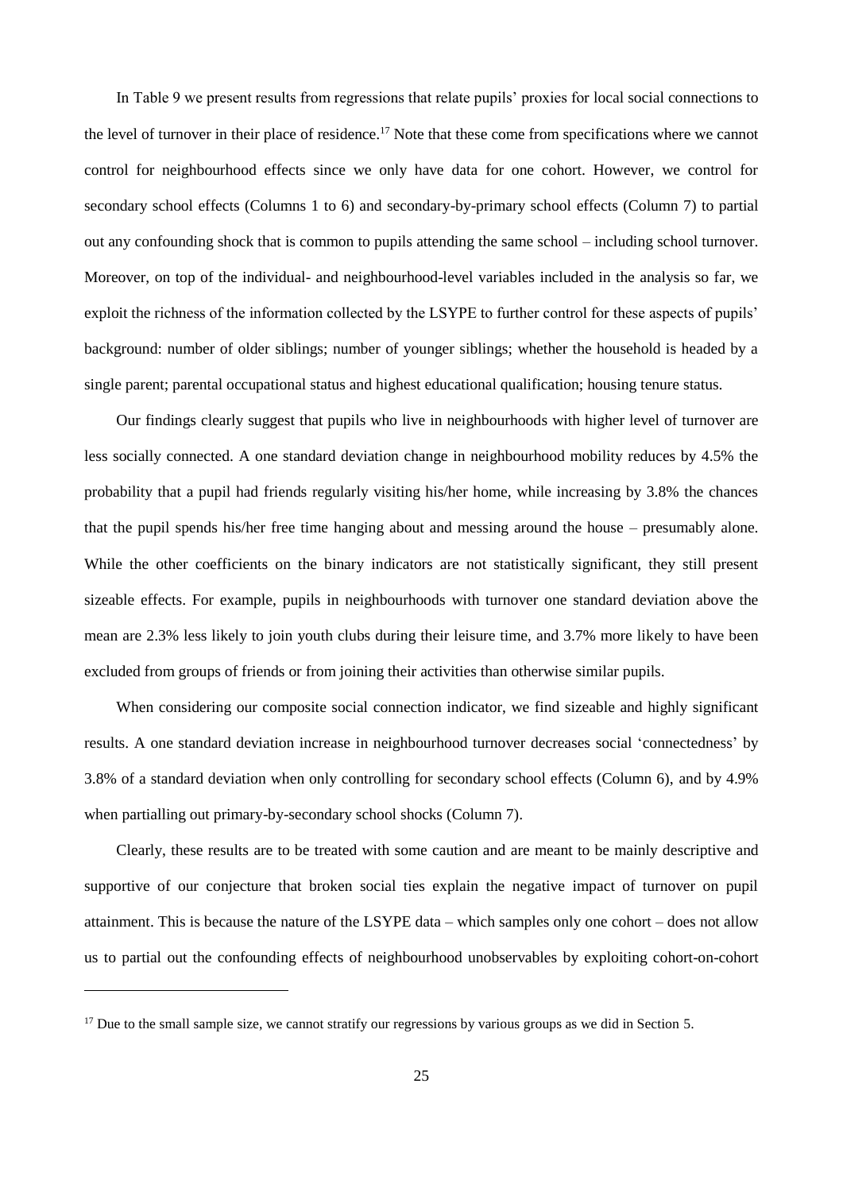In Table 9 we present results from regressions that relate pupils' proxies for local social connections to the level of turnover in their place of residence.[17] Note that these come from specifications where we cannot control for neighbourhood effects since we only have data for one cohort. However, we control for secondary school effects (Columns 1 to 6) and secondary-by-primary school effects (Column 7) to partial out any confounding shock that is common to pupils attending the same school – including school turnover. Moreover, on top of the individual- and neighbourhood-level variables included in the analysis so far, we exploit the richness of the information collected by the LSYPE to further control for these aspects of pupils' background: number of older siblings; number of younger siblings; whether the household is headed by a single parent; parental occupational status and highest educational qualification; housing tenure status.

Our findings clearly suggest that pupils who live in neighbourhoods with higher level of turnover are less socially connected. A one standard deviation change in neighbourhood mobility reduces by 4.5% the probability that a pupil had friends regularly visiting his/her home, while increasing by 3.8% the chances that the pupil spends his/her free time hanging about and messing around the house – presumably alone. While the other coefficients on the binary indicators are not statistically significant, they still present sizeable effects. For example, pupils in neighbourhoods with turnover one standard deviation above the mean are 2.3% less likely to join youth clubs during their leisure time, and 3.7% more likely to have been excluded from groups of friends or from joining their activities than otherwise similar pupils.

When considering our composite social connection indicator, we find sizeable and highly significant results. A one standard deviation increase in neighbourhood turnover decreases social 'connectedness' by 3.8% of a standard deviation when only controlling for secondary school effects (Column 6), and by 4.9% when partialling out primary-by-secondary school shocks (Column 7).

Clearly, these results are to be treated with some caution and are meant to be mainly descriptive and supportive of our conjecture that broken social ties explain the negative impact of turnover on pupil attainment. This is because the nature of the LSYPE data – which samples only one cohort – does not allow us to partial out the confounding effects of neighbourhood unobservables by exploiting cohort-on-cohort

[17] Due to the small sample size, we cannot stratify our regressions by various groups as we did in Section 5.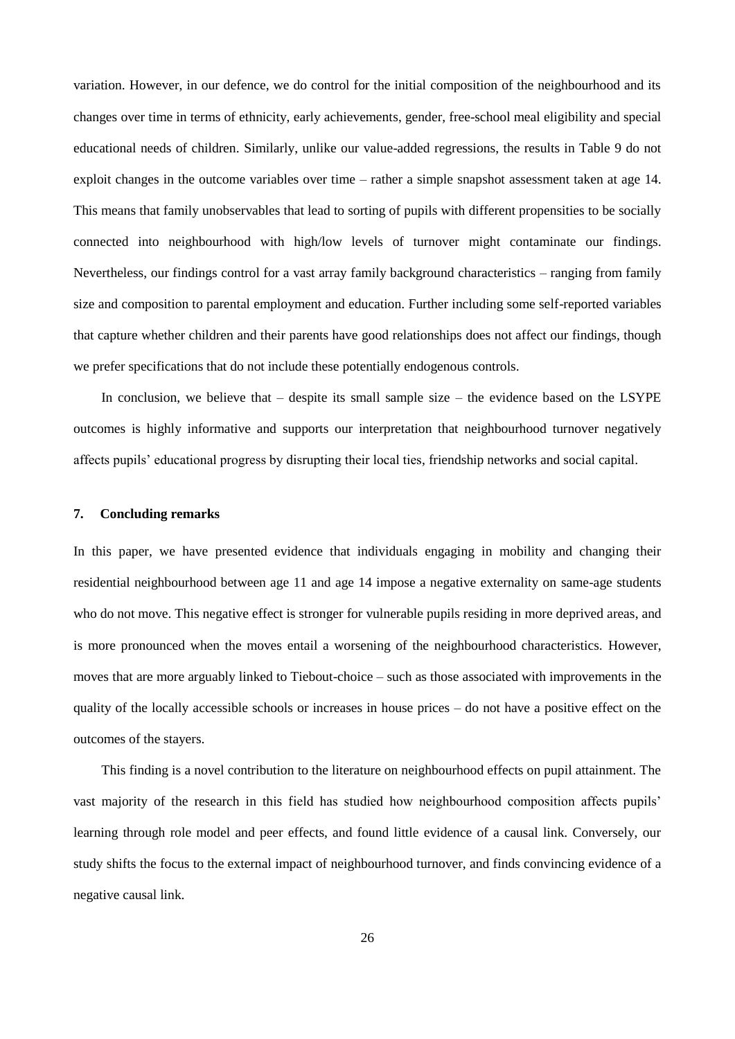variation. However, in our defence, we do control for the initial composition of the neighbourhood and its changes over time in terms of ethnicity, early achievements, gender, free-school meal eligibility and special educational needs of children. Similarly, unlike our value-added regressions, the results in Table 9 do not exploit changes in the outcome variables over time – rather a simple snapshot assessment taken at age 14. This means that family unobservables that lead to sorting of pupils with different propensities to be socially connected into neighbourhood with high/low levels of turnover might contaminate our findings. Nevertheless, our findings control for a vast array family background characteristics – ranging from family size and composition to parental employment and education. Further including some self-reported variables that capture whether children and their parents have good relationships does not affect our findings, though we prefer specifications that do not include these potentially endogenous controls.

In conclusion, we believe that – despite its small sample size – the evidence based on the LSYPE outcomes is highly informative and supports our interpretation that neighbourhood turnover negatively affects pupils' educational progress by disrupting their local ties, friendship networks and social capital.

## 7. Concluding remarks

In this paper, we have presented evidence that individuals engaging in mobility and changing their residential neighbourhood between age 11 and age 14 impose a negative externality on same-age students who do not move. This negative effect is stronger for vulnerable pupils residing in more deprived areas, and is more pronounced when the moves entail a worsening of the neighbourhood characteristics. However, moves that are more arguably linked to Tiebout-choice – such as those associated with improvements in the quality of the locally accessible schools or increases in house prices – do not have a positive effect on the outcomes of the stayers.

This finding is a novel contribution to the literature on neighbourhood effects on pupil attainment. The vast majority of the research in this field has studied how neighbourhood composition affects pupils' learning through role model and peer effects, and found little evidence of a causal link. Conversely, our study shifts the focus to the external impact of neighbourhood turnover, and finds convincing evidence of a negative causal link.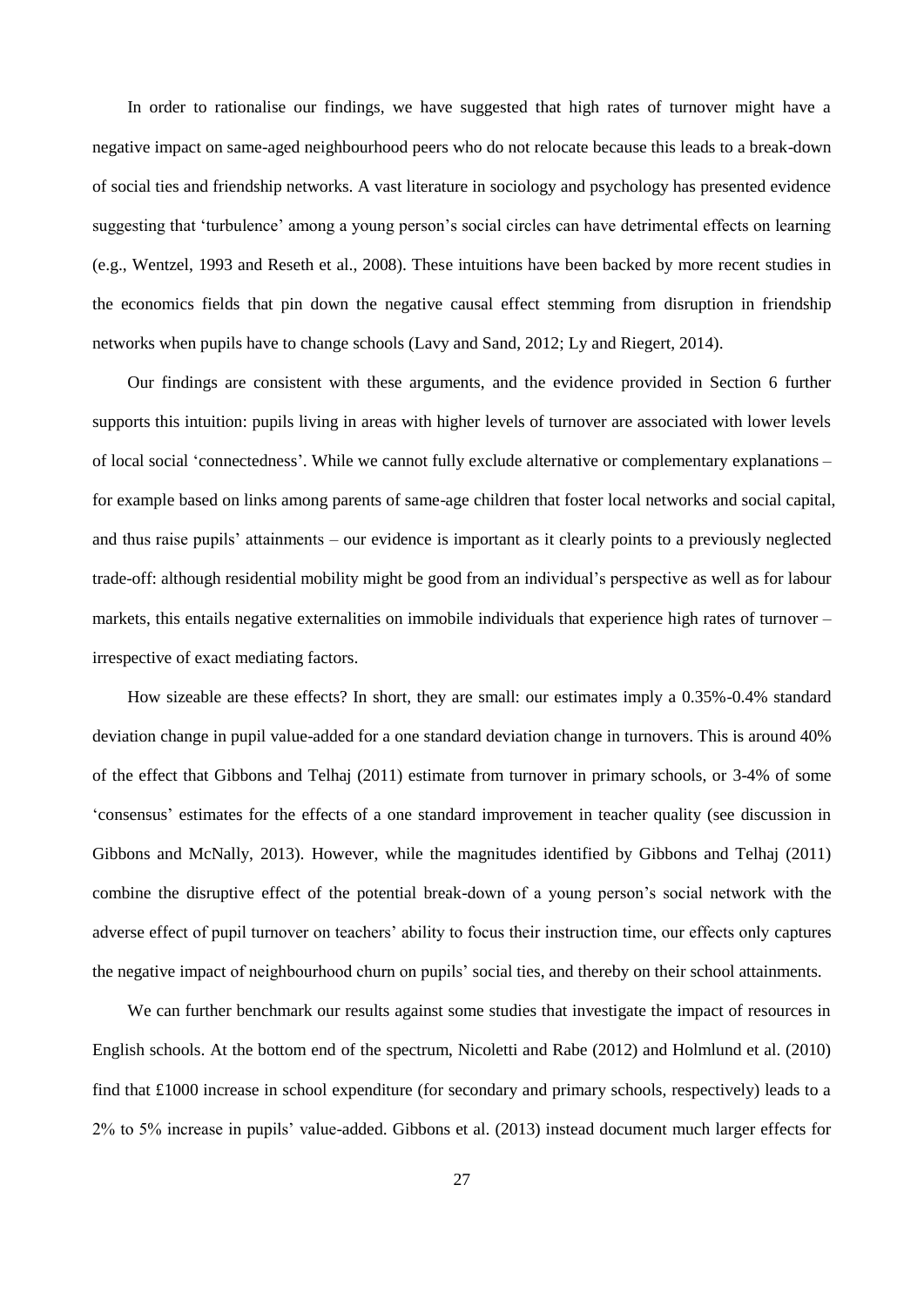In order to rationalise our findings, we have suggested that high rates of turnover might have a negative impact on same-aged neighbourhood peers who do not relocate because this leads to a break-down of social ties and friendship networks. A vast literature in sociology and psychology has presented evidence suggesting that 'turbulence' among a young person's social circles can have detrimental effects on learning (e.g., Wentzel, 1993 and Reseth et al., 2008). These intuitions have been backed by more recent studies in the economics fields that pin down the negative causal effect stemming from disruption in friendship networks when pupils have to change schools (Lavy and Sand, 2012; Ly and Riegert, 2014).

Our findings are consistent with these arguments, and the evidence provided in Section 6 further supports this intuition: pupils living in areas with higher levels of turnover are associated with lower levels of local social 'connectedness'. While we cannot fully exclude alternative or complementary explanations – for example based on links among parents of same-age children that foster local networks and social capital, and thus raise pupils' attainments – our evidence is important as it clearly points to a previously neglected trade-off: although residential mobility might be good from an individual's perspective as well as for labour markets, this entails negative externalities on immobile individuals that experience high rates of turnover – irrespective of exact mediating factors.

How sizeable are these effects? In short, they are small: our estimates imply a 0.35%-0.4% standard deviation change in pupil value-added for a one standard deviation change in turnovers. This is around 40% of the effect that Gibbons and Telhaj (2011) estimate from turnover in primary schools, or 3-4% of some 'consensus' estimates for the effects of a one standard improvement in teacher quality (see discussion in Gibbons and McNally, 2013). However, while the magnitudes identified by Gibbons and Telhaj (2011) combine the disruptive effect of the potential break-down of a young person's social network with the adverse effect of pupil turnover on teachers' ability to focus their instruction time, our effects only captures the negative impact of neighbourhood churn on pupils' social ties, and thereby on their school attainments.

We can further benchmark our results against some studies that investigate the impact of resources in English schools. At the bottom end of the spectrum, Nicoletti and Rabe (2012) and Holmlund et al. (2010) find that £1000 increase in school expenditure (for secondary and primary schools, respectively) leads to a 2% to 5% increase in pupils' value-added. Gibbons et al. (2013) instead document much larger effects for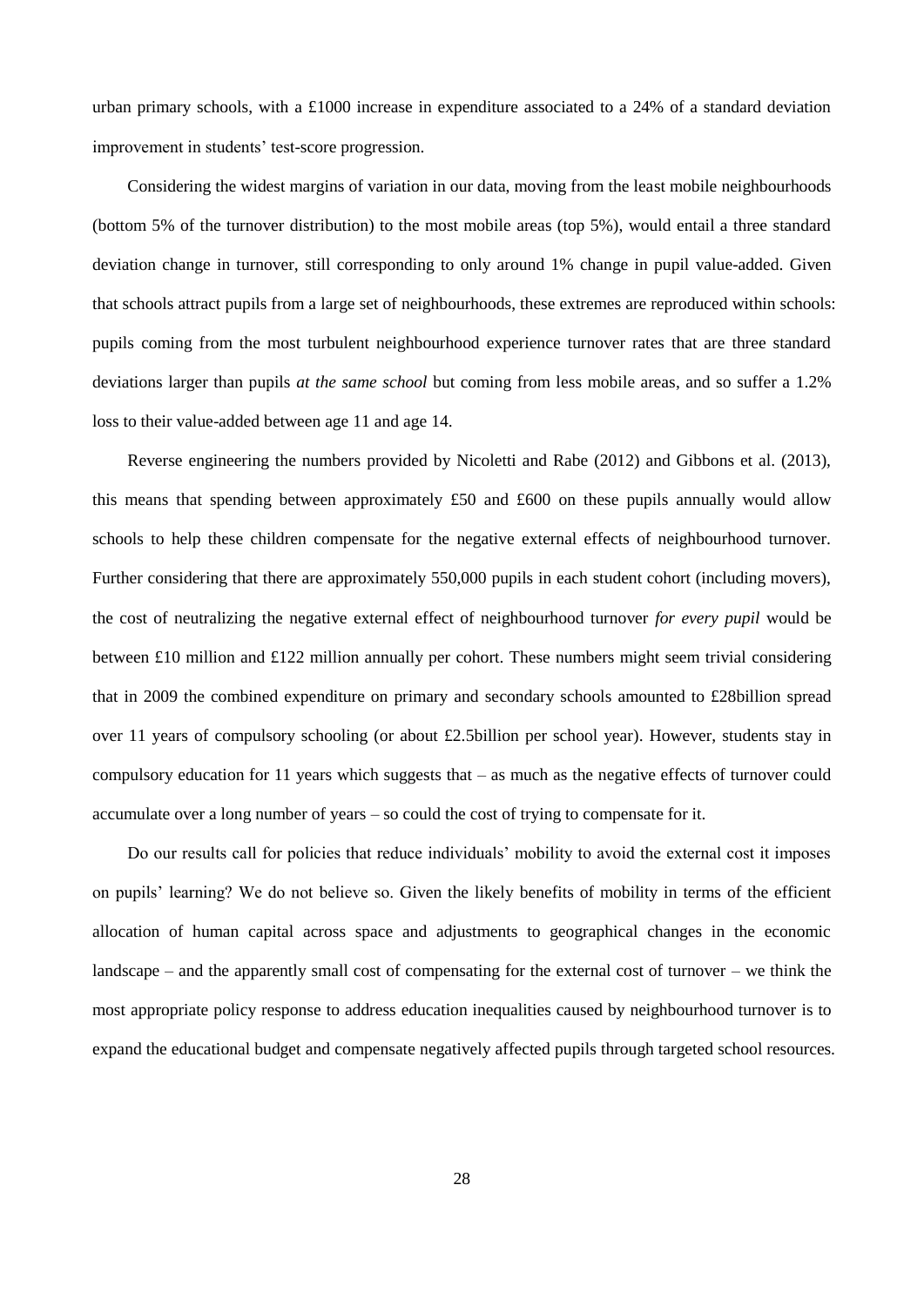urban primary schools, with a £1000 increase in expenditure associated to a 24% of a standard deviation improvement in students' test-score progression.

Considering the widest margins of variation in our data, moving from the least mobile neighbourhoods (bottom 5% of the turnover distribution) to the most mobile areas (top 5%), would entail a three standard deviation change in turnover, still corresponding to only around 1% change in pupil value-added. Given that schools attract pupils from a large set of neighbourhoods, these extremes are reproduced within schools: pupils coming from the most turbulent neighbourhood experience turnover rates that are three standard deviations larger than pupils *at the same school* but coming from less mobile areas, and so suffer a 1.2% loss to their value-added between age 11 and age 14.

Reverse engineering the numbers provided by Nicoletti and Rabe (2012) and Gibbons et al. (2013), this means that spending between approximately £50 and £600 on these pupils annually would allow schools to help these children compensate for the negative external effects of neighbourhood turnover. Further considering that there are approximately 550,000 pupils in each student cohort (including movers), the cost of neutralizing the negative external effect of neighbourhood turnover *for every pupil* would be between £10 million and £122 million annually per cohort. These numbers might seem trivial considering that in 2009 the combined expenditure on primary and secondary schools amounted to £28billion spread over 11 years of compulsory schooling (or about £2.5billion per school year). However, students stay in compulsory education for 11 years which suggests that – as much as the negative effects of turnover could accumulate over a long number of years – so could the cost of trying to compensate for it.

Do our results call for policies that reduce individuals' mobility to avoid the external cost it imposes on pupils' learning? We do not believe so. Given the likely benefits of mobility in terms of the efficient allocation of human capital across space and adjustments to geographical changes in the economic landscape – and the apparently small cost of compensating for the external cost of turnover – we think the most appropriate policy response to address education inequalities caused by neighbourhood turnover is to expand the educational budget and compensate negatively affected pupils through targeted school resources.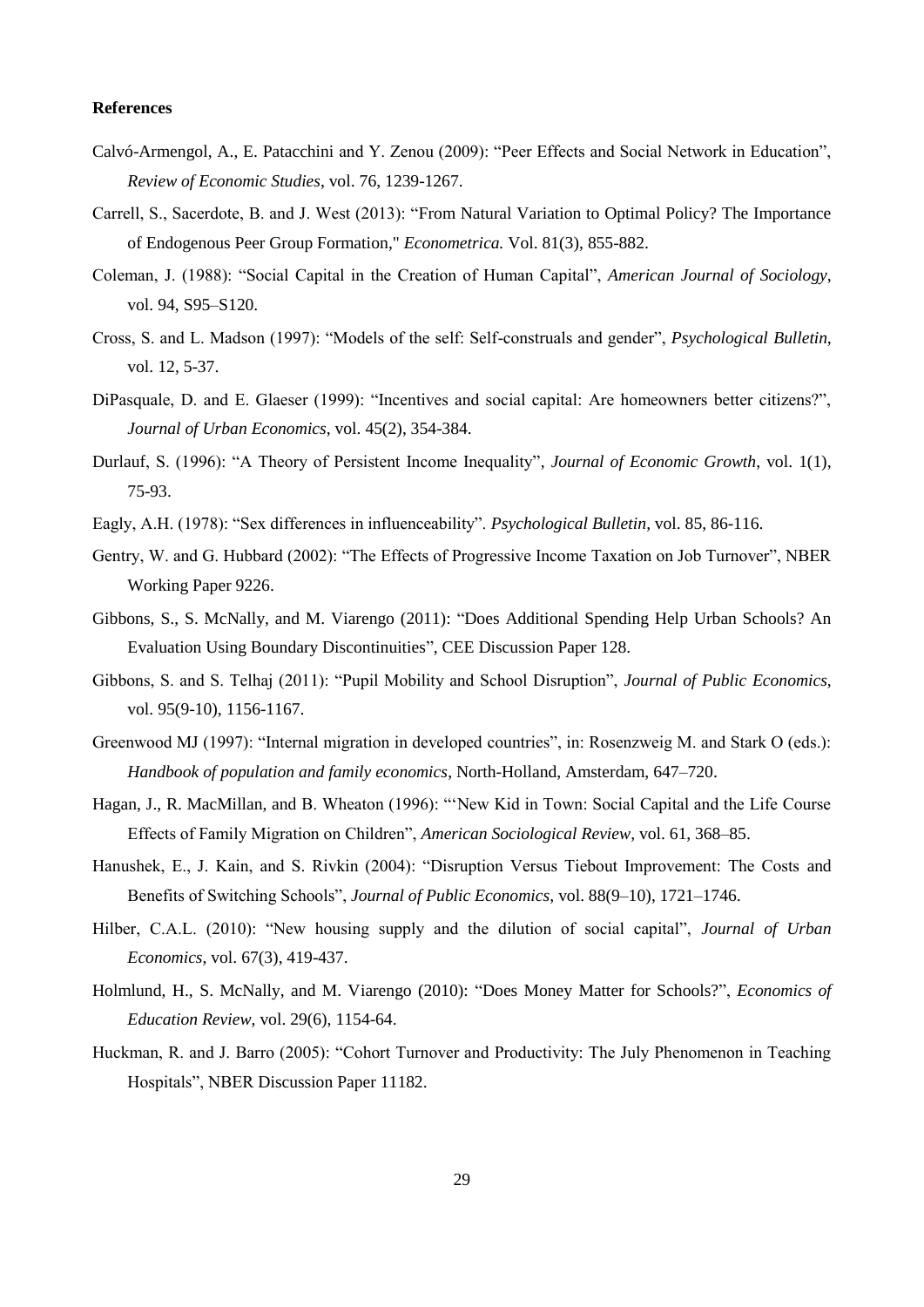**References**

Calvó-Armengol, A., E. Patacchini and Y. Zenou (2009): "Peer Effects and Social Network in Education", *Review of Economic Studies*, vol. 76, 1239-1267.

Carrell, S., Sacerdote, B. and J. West (2013): "From Natural Variation to Optimal Policy? The Importance of Endogenous Peer Group Formation," *Econometrica.* Vol. 81(3), 855-882.

Coleman, J. (1988): "Social Capital in the Creation of Human Capital", *American Journal of Sociology*, vol. 94, S95–S120.

Cross, S. and L. Madson (1997): "Models of the self: Self-construals and gender", *Psychological Bulletin*, vol. 12, 5-37.

DiPasquale, D. and E. Glaeser (1999): "Incentives and social capital: Are homeowners better citizens?", *Journal of Urban Economics*, vol. 45(2), 354-384.

Durlauf, S. (1996): "A Theory of Persistent Income Inequality", *Journal of Economic Growth*, vol. 1(1), 75-93.

Eagly, A.H. (1978): "Sex differences in influenceability". *Psychological Bulletin*, vol. 85, 86-116.

Gentry, W. and G. Hubbard (2002): "The Effects of Progressive Income Taxation on Job Turnover", NBER Working Paper 9226.

Gibbons, S., S. McNally, and M. Viarengo (2011): "Does Additional Spending Help Urban Schools? An Evaluation Using Boundary Discontinuities", CEE Discussion Paper 128.

Gibbons, S. and S. Telhaj (2011): "Pupil Mobility and School Disruption", *Journal of Public Economics*, vol. 95(9-10), 1156-1167.

Greenwood MJ (1997): "Internal migration in developed countries", in: Rosenzweig M. and Stark O (eds.): *Handbook of population and family economics*, North-Holland, Amsterdam, 647–720.

Hagan, J., R. MacMillan, and B. Wheaton (1996): "'New Kid in Town: Social Capital and the Life Course Effects of Family Migration on Children", *American Sociological Review*, vol. 61, 368–85.

Hanushek, E., J. Kain, and S. Rivkin (2004): "Disruption Versus Tiebout Improvement: The Costs and Benefits of Switching Schools", *Journal of Public Economics*, vol. 88(9–10), 1721–1746.

Hilber, C.A.L. (2010): "New housing supply and the dilution of social capital", *Journal of Urban Economics*, vol. 67(3), 419-437.

Holmlund, H., S. McNally, and M. Viarengo (2010): "Does Money Matter for Schools?", *Economics of Education Review*, vol. 29(6), 1154-64.

Huckman, R. and J. Barro (2005): "Cohort Turnover and Productivity: The July Phenomenon in Teaching Hospitals", NBER Discussion Paper 11182.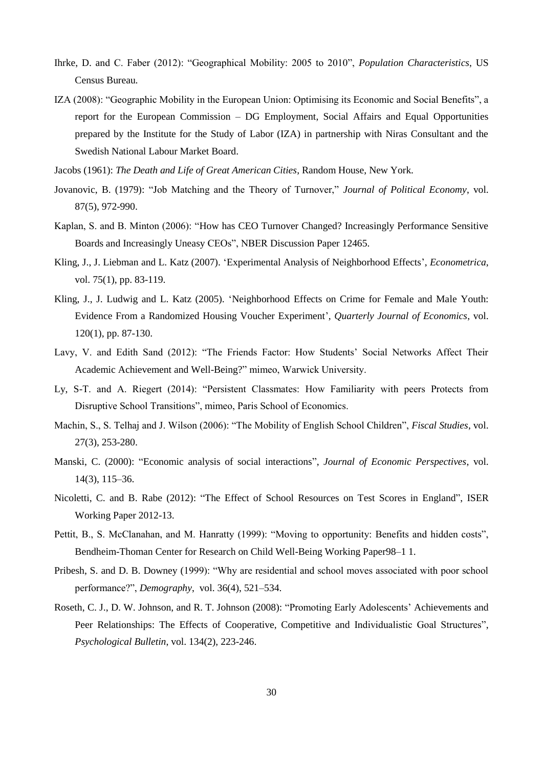Ihrke, D. and C. Faber (2012): "Geographical Mobility: 2005 to 2010", *Population Characteristics*, US Census Bureau.

IZA (2008): "Geographic Mobility in the European Union: Optimising its Economic and Social Benefits", a report for the European Commission – DG Employment, Social Affairs and Equal Opportunities prepared by the Institute for the Study of Labor (IZA) in partnership with Niras Consultant and the Swedish National Labour Market Board.

Jacobs (1961): *The Death and Life of Great American Cities*, Random House, New York.

Jovanovic, B. (1979): "Job Matching and the Theory of Turnover," *Journal of Political Economy*, vol. 87(5), 972-990.

Kaplan, S. and B. Minton (2006): "How has CEO Turnover Changed? Increasingly Performance Sensitive Boards and Increasingly Uneasy CEOs", NBER Discussion Paper 12465.

Kling, J., J. Liebman and L. Katz (2007). 'Experimental Analysis of Neighborhood Effects', *Econometrica*, vol. 75(1), pp. 83-119.

Kling, J., J. Ludwig and L. Katz (2005). 'Neighborhood Effects on Crime for Female and Male Youth: Evidence From a Randomized Housing Voucher Experiment', *Quarterly Journal of Economics*, vol. 120(1), pp. 87-130.

Lavy, V. and Edith Sand (2012): "The Friends Factor: How Students' Social Networks Affect Their Academic Achievement and Well-Being?" mimeo, Warwick University.

Ly, S-T. and A. Riegert (2014): "Persistent Classmates: How Familiarity with peers Protects from Disruptive School Transitions", mimeo, Paris School of Economics.

Machin, S., S. Telhaj and J. Wilson (2006): "The Mobility of English School Children", *Fiscal Studies*, vol. 27(3), 253-280.

Manski, C. (2000): "Economic analysis of social interactions", *Journal of Economic Perspectives*, vol. 14(3), 115–36.

Nicoletti, C. and B. Rabe (2012): "The Effect of School Resources on Test Scores in England", ISER Working Paper 2012-13.

Pettit, B., S. McClanahan, and M. Hanratty (1999): "Moving to opportunity: Benefits and hidden costs", Bendheim-Thoman Center for Research on Child Well-Being Working Paper98–1 1.

Pribesh, S. and D. B. Downey (1999): "Why are residential and school moves associated with poor school performance?", *Demography*, vol. 36(4), 521–534.

Roseth, C. J., D. W. Johnson, and R. T. Johnson (2008): "Promoting Early Adolescents' Achievements and Peer Relationships: The Effects of Cooperative, Competitive and Individualistic Goal Structures", *Psychological Bulletin*, vol. 134(2), 223-246.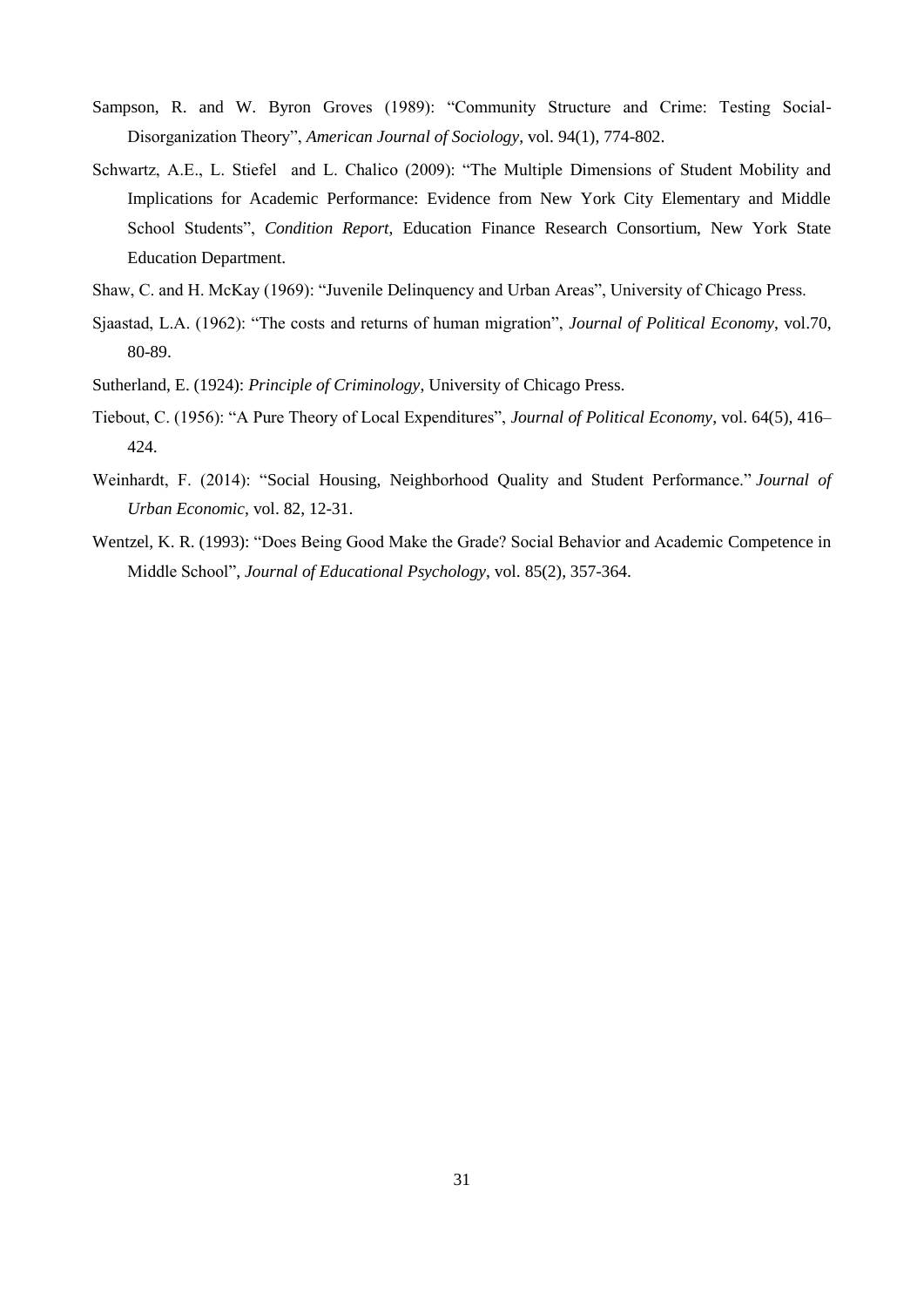Sampson, R. and W. Byron Groves (1989): "Community Structure and Crime: Testing Social-Disorganization Theory", *American Journal of Sociology*, vol. 94(1), 774-802.

Schwartz, A.E., L. Stiefel and L. Chalico (2009): "The Multiple Dimensions of Student Mobility and Implications for Academic Performance: Evidence from New York City Elementary and Middle School Students", *Condition Report*, Education Finance Research Consortium, New York State Education Department.

Shaw, C. and H. McKay (1969): "Juvenile Delinquency and Urban Areas", University of Chicago Press.

Sjaastad, L.A. (1962): "The costs and returns of human migration", *Journal of Political Economy*, vol.70, 80-89.

Sutherland, E. (1924): *Principle of Criminology*, University of Chicago Press.

Tiebout, C. (1956): "A Pure Theory of Local Expenditures", *Journal of Political Economy*, vol. 64(5), 416–424.

Weinhardt, F. (2014): "Social Housing, Neighborhood Quality and Student Performance." *Journal of Urban Economic*, vol. 82, 12-31.

Wentzel, K. R. (1993): "Does Being Good Make the Grade? Social Behavior and Academic Competence in Middle School", *Journal of Educational Psychology*, vol. 85(2), 357-364.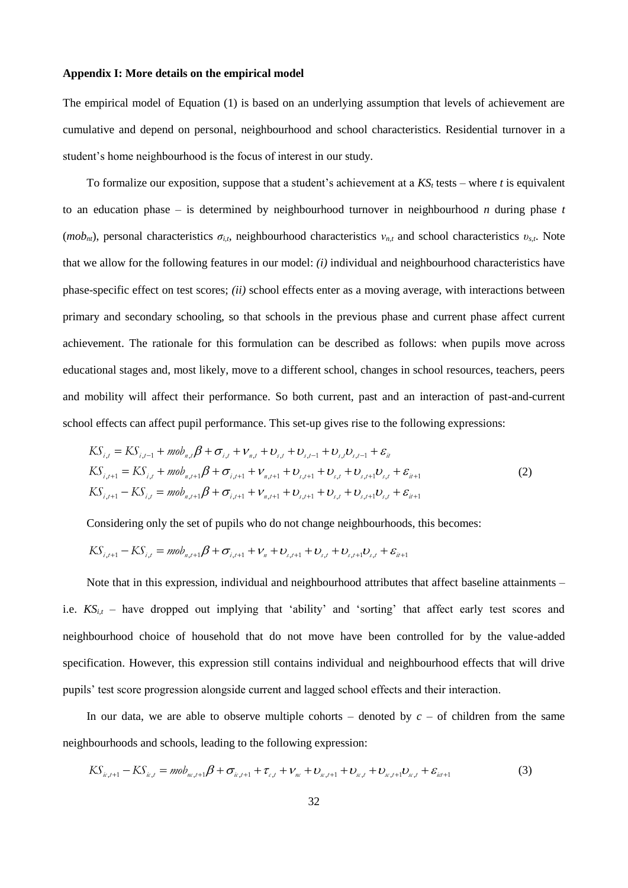**Appendix I: More details on the empirical model**

The empirical model of Equation (1) is based on an underlying assumption that levels of achievement are cumulative and depend on personal, neighbourhood and school characteristics. Residential turnover in a student's home neighbourhood is the focus of interest in our study.

To formalize our exposition, suppose that a student's achievement at a $KS_t$ tests – where $t$ is equivalent to an education phase – is determined by neighbourhood turnover in neighbourhood $n$ during phase $t$ ($mob_{nt}$), personal characteristics $\sigma_{i,t}$, neighbourhood characteristics $\nu_{n,t}$ and school characteristics $\upsilon_{s,t}$. Note that we allow for the following features in our model: *(i)* individual and neighbourhood characteristics have phase-specific effect on test scores; *(ii)* school effects enter as a moving average, with interactions between primary and secondary schooling, so that schools in the previous phase and current phase affect current achievement. The rationale for this formulation can be described as follows: when pupils move across educational stages and, most likely, move to a different school, changes in school resources, teachers, peers and mobility will affect their performance. So both current, past and an interaction of past-and-current school effects can affect pupil performance. This set-up gives rise to the following expressions:

$$
\begin{aligned}
KS_{i,t} &= KS_{i,t-1} + mob_{n,t}\beta + \sigma_{i,t} + \nu_{n,t} + \upsilon_{s,t} + \upsilon_{s,t-1} + \upsilon_{s,t}\upsilon_{s,t-1} + \varepsilon_{it} \\
KS_{i,t+1} &= KS_{i,t} + mob_{n,t+1}\beta + \sigma_{i,t+1} + \nu_{n,t+1} + \upsilon_{s,t+1} + \upsilon_{s,t} + \upsilon_{s,t+1}\upsilon_{s,t} + \varepsilon_{it+1} \\
KS_{i,t+1} - KS_{i,t} &= mob_{n,t+1}\beta + \sigma_{i,t+1} + \nu_{n,t+1} + \upsilon_{s,t+1} + \upsilon_{s,t} + \upsilon_{s,t+1}\upsilon_{s,t} + \varepsilon_{it+1}
\end{aligned}
\tag{2}
$$

Considering only the set of pupils who do not change neighbourhoods, this becomes:

$$
KS_{i,t+1} - KS_{i,t} = mob_{n,t+1}\beta + \sigma_{i,t+1} + \nu_{n} + \upsilon_{s,t+1} + \upsilon_{s,t} + \upsilon_{s,t+1}\upsilon_{s,t} + \varepsilon_{it+1}
$$

Note that in this expression, individual and neighbourhood attributes that affect baseline attainments – i.e. $KS_{i,t}$ – have dropped out implying that 'ability' and 'sorting' that affect early test scores and neighbourhood choice of household that do not move have been controlled for by the value-added specification. However, this expression still contains individual and neighbourhood effects that will drive pupils' test score progression alongside current and lagged school effects and their interaction.

In our data, we are able to observe multiple cohorts – denoted by $c$ – of children from the same neighbourhoods and schools, leading to the following expression:

$$
KS_{ic,t+1} - KS_{ic,t} = mob_{nc,t+1}\beta + \sigma_{ic,t+1} + \tau_{c,t} + \nu_{nc} + \upsilon_{sc,t+1} + \upsilon_{sc,t} + \upsilon_{sc,t+1}\upsilon_{sc,t} + \varepsilon_{ict+1}
\tag{3}
$$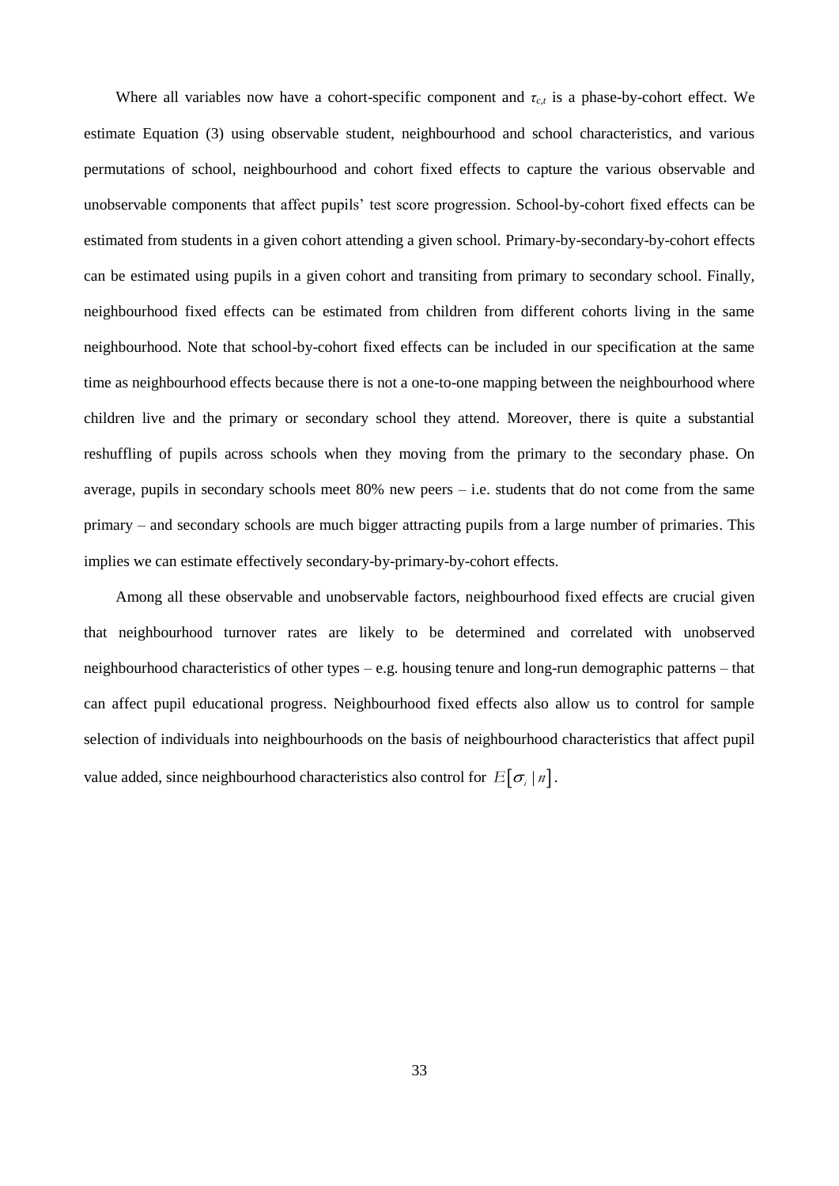Where all variables now have a cohort-specific component and $\tau_{c,t}$ is a phase-by-cohort effect. We estimate Equation (3) using observable student, neighbourhood and school characteristics, and various permutations of school, neighbourhood and cohort fixed effects to capture the various observable and unobservable components that affect pupils' test score progression. School-by-cohort fixed effects can be estimated from students in a given cohort attending a given school. Primary-by-secondary-by-cohort effects can be estimated using pupils in a given cohort and transiting from primary to secondary school. Finally, neighbourhood fixed effects can be estimated from children from different cohorts living in the same neighbourhood. Note that school-by-cohort fixed effects can be included in our specification at the same time as neighbourhood effects because there is not a one-to-one mapping between the neighbourhood where children live and the primary or secondary school they attend. Moreover, there is quite a substantial reshuffling of pupils across schools when they moving from the primary to the secondary phase. On average, pupils in secondary schools meet 80% new peers – i.e. students that do not come from the same primary – and secondary schools are much bigger attracting pupils from a large number of primaries. This implies we can estimate effectively secondary-by-primary-by-cohort effects.

Among all these observable and unobservable factors, neighbourhood fixed effects are crucial given that neighbourhood turnover rates are likely to be determined and correlated with unobserved neighbourhood characteristics of other types – e.g. housing tenure and long-run demographic patterns – that can affect pupil educational progress. Neighbourhood fixed effects also allow us to control for sample selection of individuals into neighbourhoods on the basis of neighbourhood characteristics that affect pupil value added, since neighbourhood characteristics also control for $E\left[\sigma_i \mid n\right]$.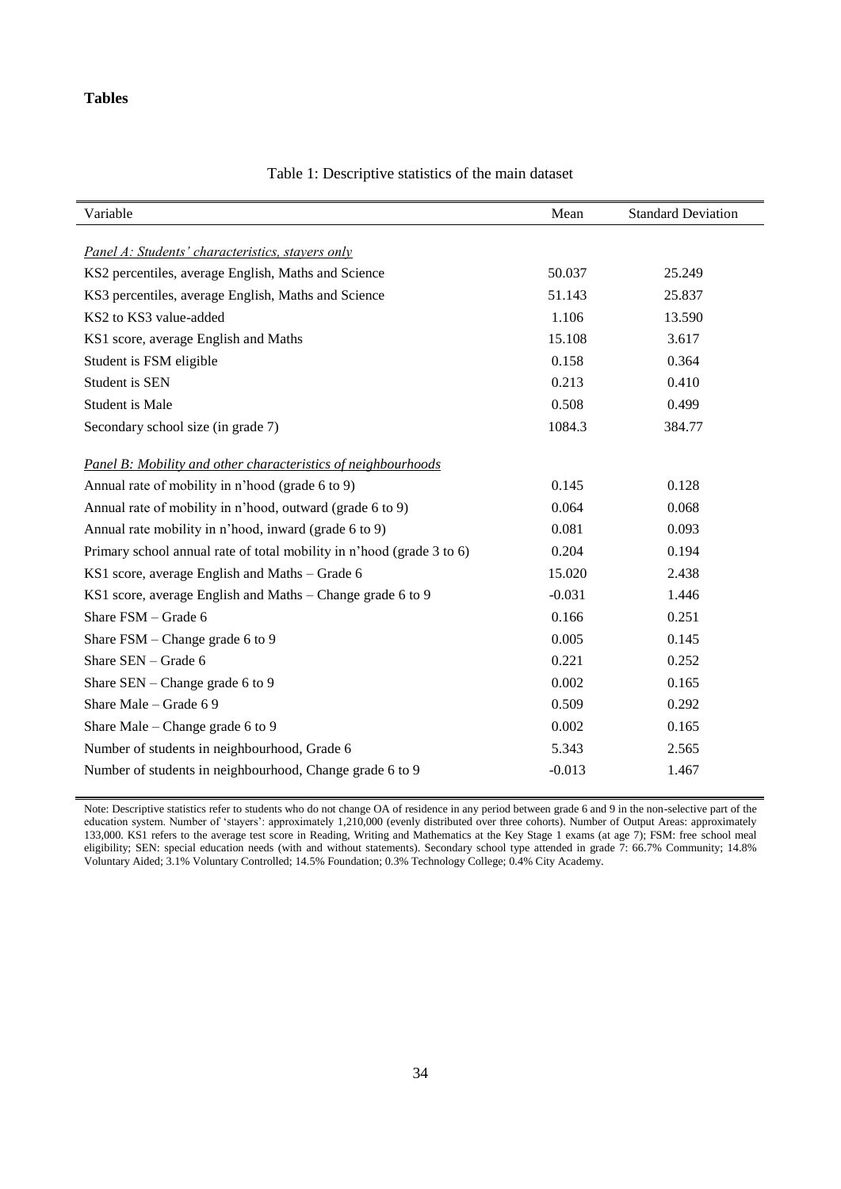**Tables**

Table 1: Descriptive statistics of the main dataset

| Variable | Mean | Standard Deviation |
|---|---|---|
| *Panel A: Students' characteristics, stayers only* | | |
| KS2 percentiles, average English, Maths and Science | 50.037 | 25.249 |
| KS3 percentiles, average English, Maths and Science | 51.143 | 25.837 |
| KS2 to KS3 value-added | 1.106 | 13.590 |
| KS1 score, average English and Maths | 15.108 | 3.617 |
| Student is FSM eligible | 0.158 | 0.364 |
| Student is SEN | 0.213 | 0.410 |
| Student is Male | 0.508 | 0.499 |
| Secondary school size (in grade 7) | 1084.3 | 384.77 |
| *Panel B: Mobility and other characteristics of neighbourhoods* | | |
| Annual rate of mobility in n'hood (grade 6 to 9) | 0.145 | 0.128 |
| Annual rate of mobility in n'hood, outward (grade 6 to 9) | 0.064 | 0.068 |
| Annual rate mobility in n'hood, inward (grade 6 to 9) | 0.081 | 0.093 |
| Primary school annual rate of total mobility in n'hood (grade 3 to 6) | 0.204 | 0.194 |
| KS1 score, average English and Maths – Grade 6 | 15.020 | 2.438 |
| KS1 score, average English and Maths – Change grade 6 to 9 | -0.031 | 1.446 |
| Share FSM – Grade 6 | 0.166 | 0.251 |
| Share FSM – Change grade 6 to 9 | 0.005 | 0.145 |
| Share SEN – Grade 6 | 0.221 | 0.252 |
| Share SEN – Change grade 6 to 9 | 0.002 | 0.165 |
| Share Male – Grade 6 9 | 0.509 | 0.292 |
| Share Male – Change grade 6 to 9 | 0.002 | 0.165 |
| Number of students in neighbourhood, Grade 6 | 5.343 | 2.565 |
| Number of students in neighbourhood, Change grade 6 to 9 | -0.013 | 1.467 |

Note: Descriptive statistics refer to students who do not change OA of residence in any period between grade 6 and 9 in the non-selective part of the education system. Number of 'stayers': approximately 1,210,000 (evenly distributed over three cohorts). Number of Output Areas: approximately 133,000. KS1 refers to the average test score in Reading, Writing and Mathematics at the Key Stage 1 exams (at age 7); FSM: free school meal eligibility; SEN: special education needs (with and without statements). Secondary school type attended in grade 7: 66.7% Community; 14.8% Voluntary Aided; 3.1% Voluntary Controlled; 14.5% Foundation; 0.3% Technology College; 0.4% City Academy.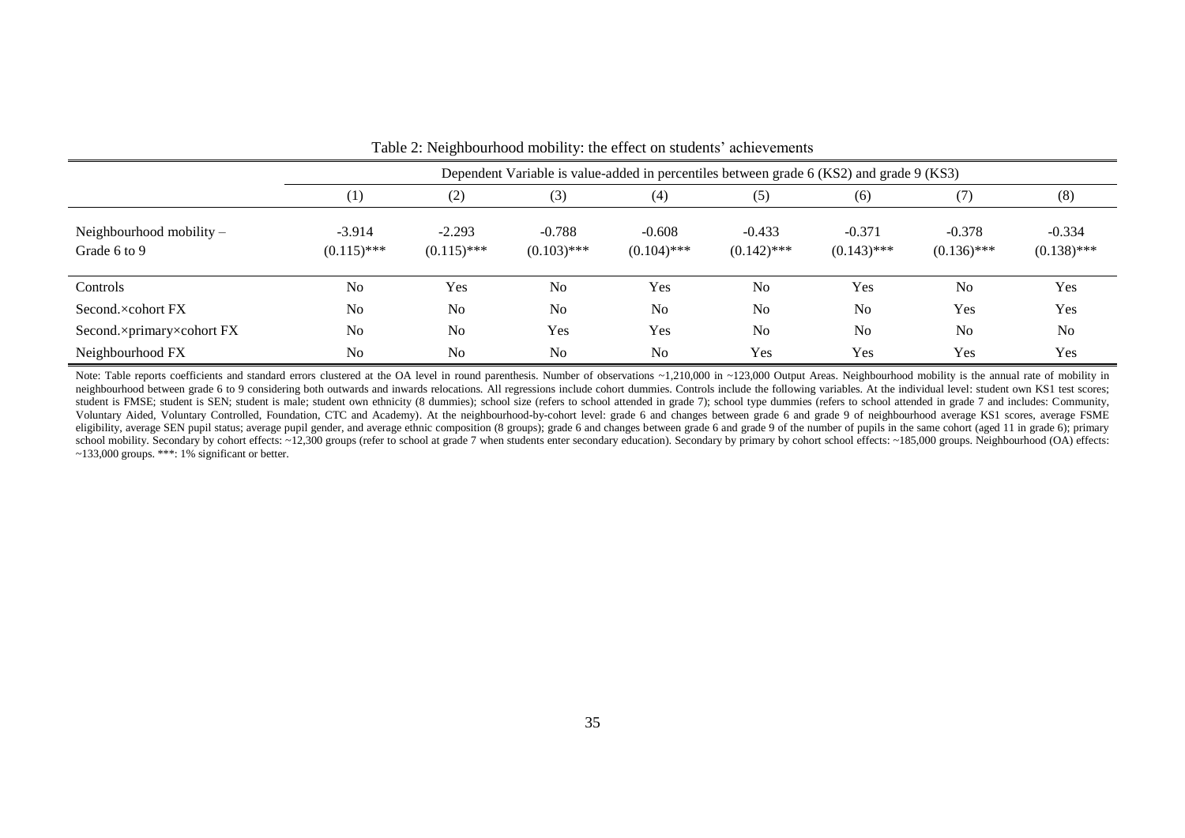Table 2: Neighbourhood mobility: the effect on students' achievements

| | Dependent Variable is value-added in percentiles between grade 6 (KS2) and grade 9 (KS3) | | | | | | | |
|---|---|---|---|---|---|---|---|---|
| | (1) | (2) | (3) | (4) | (5) | (6) | (7) | (8) |
| Neighbourhood mobility – Grade 6 to 9 | -3.914 (0.115)*** | -2.293 (0.115)*** | -0.788 (0.103)*** | -0.608 (0.104)*** | -0.433 (0.142)*** | -0.371 (0.143)*** | -0.378 (0.136)*** | -0.334 (0.138)*** |
| Controls | No | Yes | No | Yes | No | Yes | No | Yes |
| Second.×cohort FX | No | No | No | No | No | No | Yes | Yes |
| Second.×primary×cohort FX | No | No | Yes | Yes | No | No | No | No |
| Neighbourhood FX | No | No | No | No | Yes | Yes | Yes | Yes |

Note: Table reports coefficients and standard errors clustered at the OA level in round parenthesis. Number of observations ~1,210,000 in ~123,000 Output Areas. Neighbourhood mobility is the annual rate of mobility in neighbourhood between grade 6 to 9 considering both outwards and inwards relocations. All regressions include cohort dummies. Controls include the following variables. At the individual level: student own KS1 test scores; student is FMSE; student is SEN; student is male; student own ethnicity (8 dummies); school size (refers to school attended in grade 7); school type dummies (refers to school attended in grade 7 and includes: Community, Voluntary Aided, Voluntary Controlled, Foundation, CTC and Academy). At the neighbourhood-by-cohort level: grade 6 and changes between grade 6 and grade 9 of neighbourhood average KS1 scores, average FSME eligibility, average SEN pupil status; average pupil gender, and average ethnic composition (8 groups); grade 6 and changes between grade 6 and grade 9 of the number of pupils in the same cohort (aged 11 in grade 6); primary school mobility. Secondary by cohort effects: ~12,300 groups (refer to school at grade 7 when students enter secondary education). Secondary by primary by cohort school effects: ~185,000 groups. Neighbourhood (OA) effects: ~133,000 groups. ***: 1% significant or better.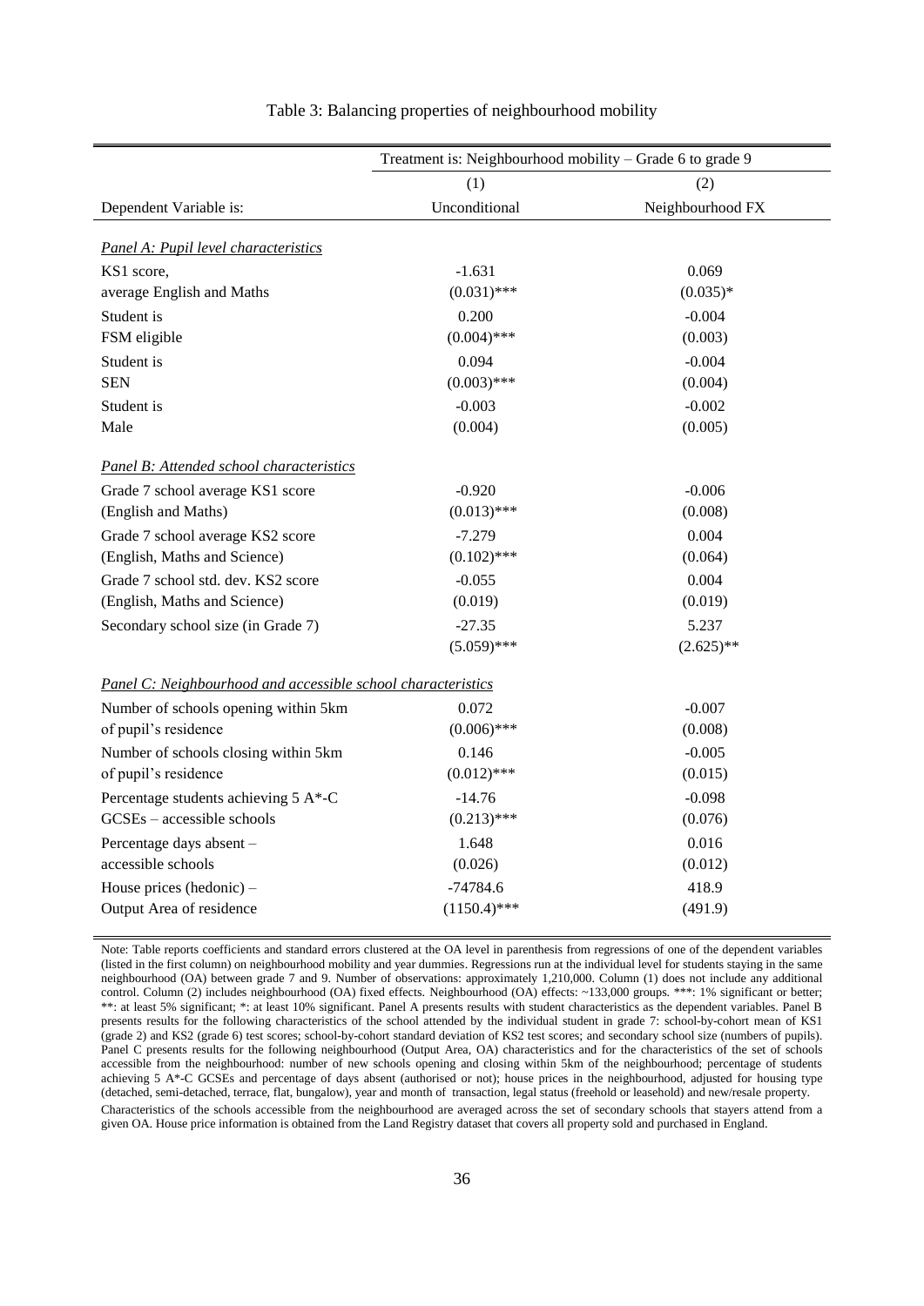Table 3: Balancing properties of neighbourhood mobility

| | Treatment is: Neighbourhood mobility – Grade 6 to grade 9 | |
|---|---|---|
| | (1) | (2) |
| Dependent Variable is: | Unconditional | Neighbourhood FX |
| *Panel A: Pupil level characteristics* | | |
| KS1 score, average English and Maths | -1.631 (0.031)*** | 0.069 (0.035)* |
| Student is FSM eligible | 0.200 (0.004)*** | -0.004 (0.003) |
| Student is SEN | 0.094 (0.003)*** | -0.004 (0.004) |
| Student is Male | -0.003 (0.004) | -0.002 (0.005) |
| *Panel B: Attended school characteristics* | | |
| Grade 7 school average KS1 score (English and Maths) | -0.920 (0.013)*** | -0.006 (0.008) |
| Grade 7 school average KS2 score (English, Maths and Science) | -7.279 (0.102)*** | 0.004 (0.064) |
| Grade 7 school std. dev. KS2 score (English, Maths and Science) | -0.055 (0.019) | 0.004 (0.019) |
| Secondary school size (in Grade 7) | -27.35 (5.059)*** | 5.237 (2.625)** |
| *Panel C: Neighbourhood and accessible school characteristics* | | |
| Number of schools opening within 5km of pupil's residence | 0.072 (0.006)*** | -0.007 (0.008) |
| Number of schools closing within 5km of pupil's residence | 0.146 (0.012)*** | -0.005 (0.015) |
| Percentage students achieving 5 A*-C GCSEs – accessible schools | -14.76 (0.213)*** | -0.098 (0.076) |
| Percentage days absent – accessible schools | 1.648 (0.026) | 0.016 (0.012) |
| House prices (hedonic) – Output Area of residence | -74784.6 (1150.4)*** | 418.9 (491.9) |

Note: Table reports coefficients and standard errors clustered at the OA level in parenthesis from regressions of one of the dependent variables (listed in the first column) on neighbourhood mobility and year dummies. Regressions run at the individual level for students staying in the same neighbourhood (OA) between grade 7 and 9. Number of observations: approximately 1,210,000. Column (1) does not include any additional control. Column (2) includes neighbourhood (OA) fixed effects. Neighbourhood (OA) effects: ~133,000 groups. ***: 1% significant or better; **: at least 5% significant; *: at least 10% significant. Panel A presents results with student characteristics as the dependent variables. Panel B presents results for the following characteristics of the school attended by the individual student in grade 7: school-by-cohort mean of KS1 (grade 2) and KS2 (grade 6) test scores; school-by-cohort standard deviation of KS2 test scores; and secondary school size (numbers of pupils). Panel C presents results for the following neighbourhood (Output Area, OA) characteristics and for the characteristics of the set of schools accessible from the neighbourhood: number of new schools opening and closing within 5km of the neighbourhood; percentage of students achieving 5 A*-C GCSEs and percentage of days absent (authorised or not); house prices in the neighbourhood, adjusted for housing type (detached, semi-detached, terrace, flat, bungalow), year and month of transaction, legal status (freehold or leasehold) and new/resale property. Characteristics of the schools accessible from the neighbourhood are averaged across the set of secondary schools that stayers attend from a given OA. House price information is obtained from the Land Registry dataset that covers all property sold and purchased in England.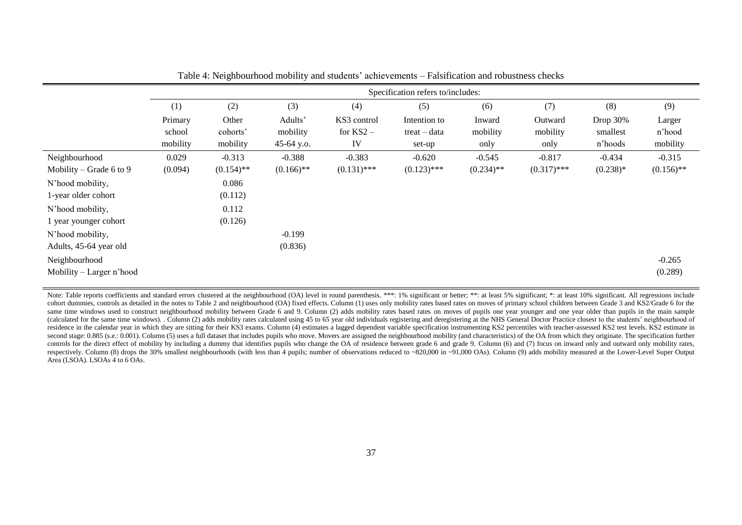Table 4: Neighbourhood mobility and students' achievements – Falsification and robustness checks

| | Specification refers to/includes: | | | | | | | | |
|---|---|---|---|---|---|---|---|---|---|
| | (1) | (2) | (3) | (4) | (5) | (6) | (7) | (8) | (9) |
| | Primary school mobility | Other cohorts' mobility | Adults' mobility 45-64 y.o. | KS3 control for KS2 – IV | Intention to treat – data set-up | Inward mobility only | Outward mobility only | Drop 30% smallest n'hoods | Larger n'hood mobility |
| Neighbourhood Mobility – Grade 6 to 9 | 0.029 | -0.313 | -0.388 | -0.383 | -0.620 | -0.545 | -0.817 | -0.434 | -0.315 |
| | (0.094) | (0.154)** | (0.166)** | (0.131)*** | (0.123)*** | (0.234)** | (0.317)*** | (0.238)* | (0.156)** |
| N'hood mobility, 1-year older cohort | | 0.086 | | | | | | | |
| | | (0.112) | | | | | | | |
| N'hood mobility, 1 year younger cohort | | 0.112 | | | | | | | |
| | | (0.126) | | | | | | | |
| N'hood mobility, Adults, 45-64 year old | | | -0.199 | | | | | | |
| | | | (0.836) | | | | | | |
| Neighbourhood Mobility – Larger n'hood | | | | | | | | | -0.265 |
| | | | | | | | | | (0.289) |

Note: Table reports coefficients and standard errors clustered at the neighbourhood (OA) level in round parenthesis. ***: 1% significant or better; **: at least 5% significant; *: at least 10% significant. All regressions include cohort dummies, controls as detailed in the notes to Table 2 and neighbourhood (OA) fixed effects. Column (1) uses only mobility rates based rates on moves of primary school children between Grade 3 and KS2/Grade 6 for the same time windows used to construct neighbourhood mobility between Grade 6 and 9. Column (2) adds mobility rates based rates on moves of pupils one year younger and one year older than pupils in the main sample (calculated for the same time windows). . Column (2) adds mobility rates calculated using 45 to 65 year old individuals registering and deregistering at the NHS General Doctor Practice closest to the students' neighbourhood of residence in the calendar year in which they are sitting for their KS3 exams. Column (4) estimates a lagged dependent variable specification instrumenting KS2 percentiles with teacher-assessed KS2 test levels. KS2 estimate in second stage: 0.885 (s.e.: 0.001). Column (5) uses a full dataset that includes pupils who move. Movers are assigned the neighbourhood mobility (and characteristics) of the OA from which they originate. The specification further controls for the direct effect of mobility by including a dummy that identifies pupils who change the OA of residence between grade 6 and grade 9. Column (6) and (7) focus on inward only and outward only mobility rates, respectively. Column (8) drops the 30% smallest neighbourhoods (with less than 4 pupils; number of observations reduced to ~820,000 in ~91,000 OAs). Column (9) adds mobility measured at the Lower-Level Super Output Area (LSOA). LSOAs 4 to 6 OAs.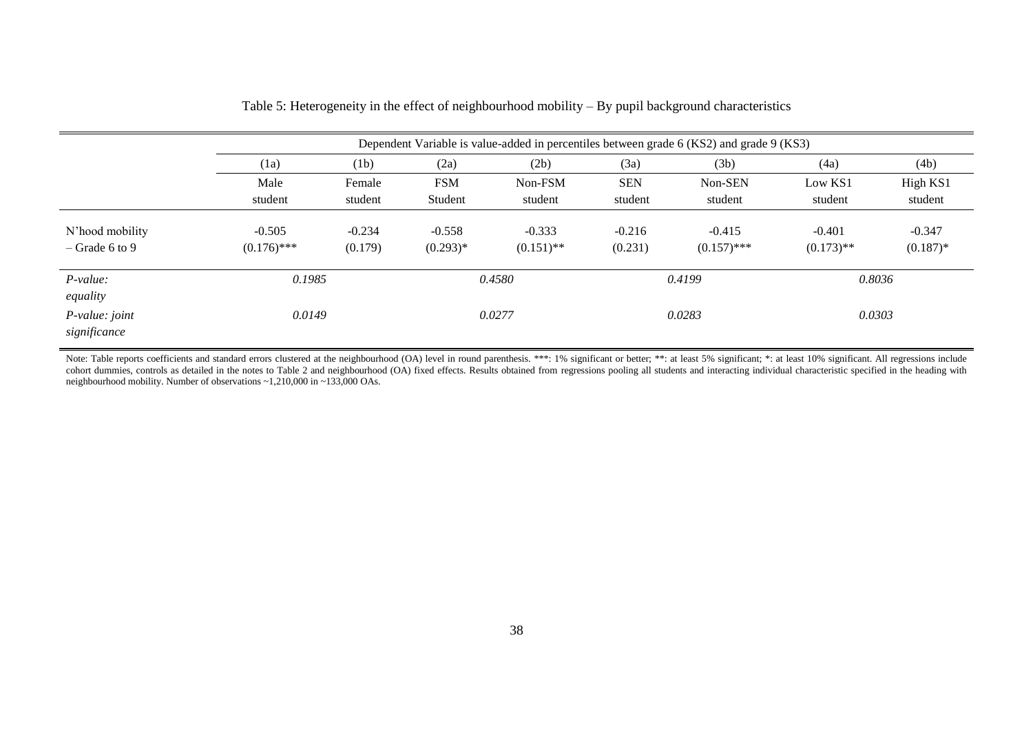Table 5: Heterogeneity in the effect of neighbourhood mobility – By pupil background characteristics

| | Dependent Variable is value-added in percentiles between grade 6 (KS2) and grade 9 (KS3) | | | | | | | |
|---|---|---|---|---|---|---|---|---|
| | (1a) | (1b) | (2a) | (2b) | (3a) | (3b) | (4a) | (4b) |
| | Male student | Female student | FSM Student | Non-FSM student | SEN student | Non-SEN student | Low KS1 student | High KS1 student |
| N'hood mobility – Grade 6 to 9 | -0.505<br>(0.176)*** | -0.234<br>(0.179) | -0.558<br>(0.293)* | -0.333<br>(0.151)** | -0.216<br>(0.231) | -0.415<br>(0.157)*** | -0.401<br>(0.173)** | -0.347<br>(0.187)* |
| *P-value: equality* | *0.1985* | | *0.4580* | | *0.4199* | | *0.8036* | |
| *P-value: joint significance* | *0.0149* | | *0.0277* | | *0.0283* | | *0.0303* | |

Note: Table reports coefficients and standard errors clustered at the neighbourhood (OA) level in round parenthesis. ***: 1% significant or better; **: at least 5% significant; *: at least 10% significant. All regressions include cohort dummies, controls as detailed in the notes to Table 2 and neighbourhood (OA) fixed effects. Results obtained from regressions pooling all students and interacting individual characteristic specified in the heading with neighbourhood mobility. Number of observations ~1,210,000 in ~133,000 OAs.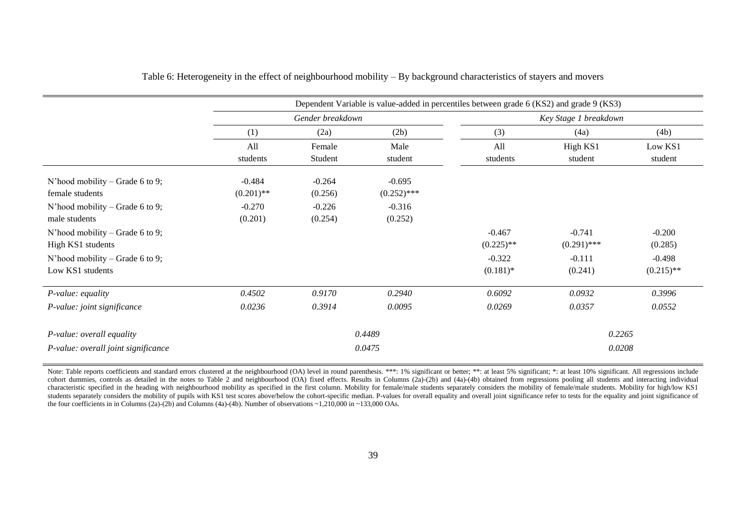Table 6: Heterogeneity in the effect of neighbourhood mobility – By background characteristics of stayers and movers

| | Dependent Variable is value-added in percentiles between grade 6 (KS2) and grade 9 (KS3) | | | | | |
|---|---|---|---|---|---|---|
| | *Gender breakdown* | | | *Key Stage 1 breakdown* | | |
| | (1) | (2a) | (2b) | (3) | (4a) | (4b) |
| | All students | Female Student | Male student | All students | High KS1 student | Low KS1 student |
| N'hood mobility – Grade 6 to 9; female students | -0.484 | -0.264 | -0.695 | | | |
| | (0.201)** | (0.256) | (0.252)*** | | | |
| N'hood mobility – Grade 6 to 9; male students | -0.270 | -0.226 | -0.316 | | | |
| | (0.201) | (0.254) | (0.252) | | | |
| N'hood mobility – Grade 6 to 9; High KS1 students | | | | -0.467 | -0.741 | -0.200 |
| | | | | (0.225)** | (0.291)*** | (0.285) |
| N'hood mobility – Grade 6 to 9; Low KS1 students | | | | -0.322 | -0.111 | -0.498 |
| | | | | (0.181)* | (0.241) | (0.215)** |
| *P-value: equality* | *0.4502* | *0.9170* | *0.2940* | *0.6092* | *0.0932* | *0.3996* |
| *P-value: joint significance* | *0.0236* | *0.3914* | *0.0095* | *0.0269* | *0.0357* | *0.0552* |
| *P-value: overall equality* | | *0.4489* | | | *0.2265* | |
| *P-value: overall joint significance* | | *0.0475* | | | *0.0208* | |

Note: Table reports coefficients and standard errors clustered at the neighbourhood (OA) level in round parenthesis. ***: 1% significant or better; **: at least 5% significant; *: at least 10% significant. All regressions include cohort dummies, controls as detailed in the notes to Table 2 and neighbourhood (OA) fixed effects. Results in Columns (2a)-(2b) and (4a)-(4b) obtained from regressions pooling all students and interacting individual characteristic specified in the heading with neighbourhood mobility as specified in the first column. Mobility for female/male students separately considers the mobility of female/male students. Mobility for high/low KS1 students separately considers the mobility of pupils with KS1 test scores above/below the cohort-specific median. P-values for overall equality and overall joint significance refer to tests for the equality and joint significance of the four coefficients in in Columns (2a)-(2b) and Columns (4a)-(4b). Number of observations ~1,210,000 in ~133,000 OAs.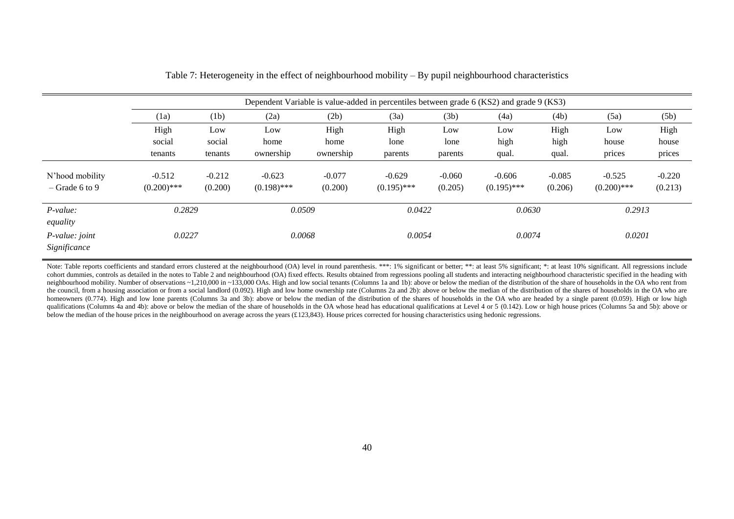Table 7: Heterogeneity in the effect of neighbourhood mobility – By pupil neighbourhood characteristics

| | Dependent Variable is value-added in percentiles between grade 6 (KS2) and grade 9 (KS3) | | | | | | | | | |
|---|---|---|---|---|---|---|---|---|---|---|
| | (1a) | (1b) | (2a) | (2b) | (3a) | (3b) | (4a) | (4b) | (5a) | (5b) |
| | High social tenants | Low social tenants | Low home ownership | High home ownership | High lone parents | Low lone parents | Low high qual. | High high qual. | Low house prices | High house prices |
| N'hood mobility – Grade 6 to 9 | -0.512 (0.200)*** | -0.212 (0.200) | -0.623 (0.198)*** | -0.077 (0.200) | -0.629 (0.195)*** | -0.060 (0.205) | -0.606 (0.195)*** | -0.085 (0.206) | -0.525 (0.200)*** | -0.220 (0.213) |
| *P-value: equality* | *0.2829* | | *0.0509* | | *0.0422* | | *0.0630* | | *0.2913* | |
| *P-value: joint Significance* | *0.0227* | | *0.0068* | | *0.0054* | | *0.0074* | | *0.0201* | |

Note: Table reports coefficients and standard errors clustered at the neighbourhood (OA) level in round parenthesis. ***: 1% significant or better; **: at least 5% significant; *: at least 10% significant. All regressions include cohort dummies, controls as detailed in the notes to Table 2 and neighbourhood (OA) fixed effects. Results obtained from regressions pooling all students and interacting neighbourhood characteristic specified in the heading with neighbourhood mobility. Number of observations ~1,210,000 in ~133,000 OAs. High and low social tenants (Columns 1a and 1b): above or below the median of the distribution of the share of households in the OA who rent from the council, from a housing association or from a social landlord (0.092). High and low home ownership rate (Columns 2a and 2b): above or below the median of the distribution of the shares of households in the OA who are homeowners (0.774). High and low lone parents (Columns 3a and 3b): above or below the median of the distribution of the shares of households in the OA who are headed by a single parent (0.059). High or low high qualifications (Columns 4a and 4b): above or below the median of the share of households in the OA whose head has educational qualifications at Level 4 or 5 (0.142). Low or high house prices (Columns 5a and 5b): above or below the median of the house prices in the neighbourhood on average across the years (£123,843). House prices corrected for housing characteristics using hedonic regressions.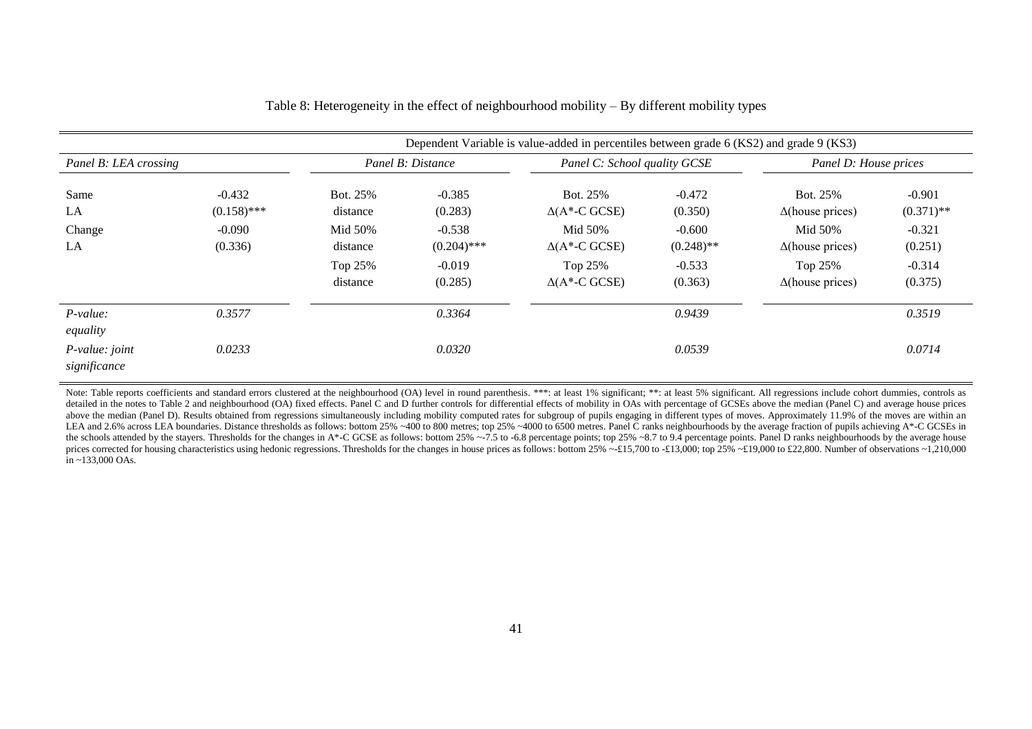Table 8: Heterogeneity in the effect of neighbourhood mobility – By different mobility types

| Dependent Variable is value-added in percentiles between grade 6 (KS2) and grade 9 (KS3) | | | | | | | |
|---|---|---|---|---|---|---|---|
| *Panel B: LEA crossing* | | *Panel B: Distance* | | *Panel C: School quality GCSE* | | *Panel D: House prices* | |
| Same LA | -0.432 (0.158)*** | Bot. 25% distance | -0.385 (0.283) | Bot. 25% Δ(A*-C GCSE) | -0.472 (0.350) | Bot. 25% Δ(house prices) | -0.901 (0.371)** |
| Change LA | -0.090 (0.336) | Mid 50% distance | -0.538 (0.204)*** | Mid 50% Δ(A*-C GCSE) | -0.600 (0.248)** | Mid 50% Δ(house prices) | -0.321 (0.251) |
| | | Top 25% distance | -0.019 (0.285) | Top 25% Δ(A*-C GCSE) | -0.533 (0.363) | Top 25% Δ(house prices) | -0.314 (0.375) |
| *P-value: equality* | *0.3577* | | *0.3364* | | *0.9439* | | *0.3519* |
| *P-value: joint significance* | *0.0233* | | *0.0320* | | *0.0539* | | *0.0714* |

Note: Table reports coefficients and standard errors clustered at the neighbourhood (OA) level in round parenthesis. ***: at least 1% significant; **: at least 5% significant. All regressions include cohort dummies, controls as detailed in the notes to Table 2 and neighbourhood (OA) fixed effects. Panel C and D further controls for differential effects of mobility in OAs with percentage of GCSEs above the median (Panel C) and average house prices above the median (Panel D). Results obtained from regressions simultaneously including mobility computed rates for subgroup of pupils engaging in different types of moves. Approximately 11.9% of the moves are within an LEA and 2.6% across LEA boundaries. Distance thresholds as follows: bottom 25% ~400 to 800 metres; top 25% ~4000 to 6500 metres. Panel C ranks neighbourhoods by the average fraction of pupils achieving A*-C GCSEs in the schools attended by the stayers. Thresholds for the changes in A*-C GCSE as follows: bottom 25% ~-7.5 to -6.8 percentage points; top 25% ~8.7 to 9.4 percentage points. Panel D ranks neighbourhoods by the average house prices corrected for housing characteristics using hedonic regressions. Thresholds for the changes in house prices as follows: bottom 25% ~-£15,700 to -£13,000; top 25% ~£19,000 to £22,800. Number of observations ~1,210,000 in ~133,000 OAs.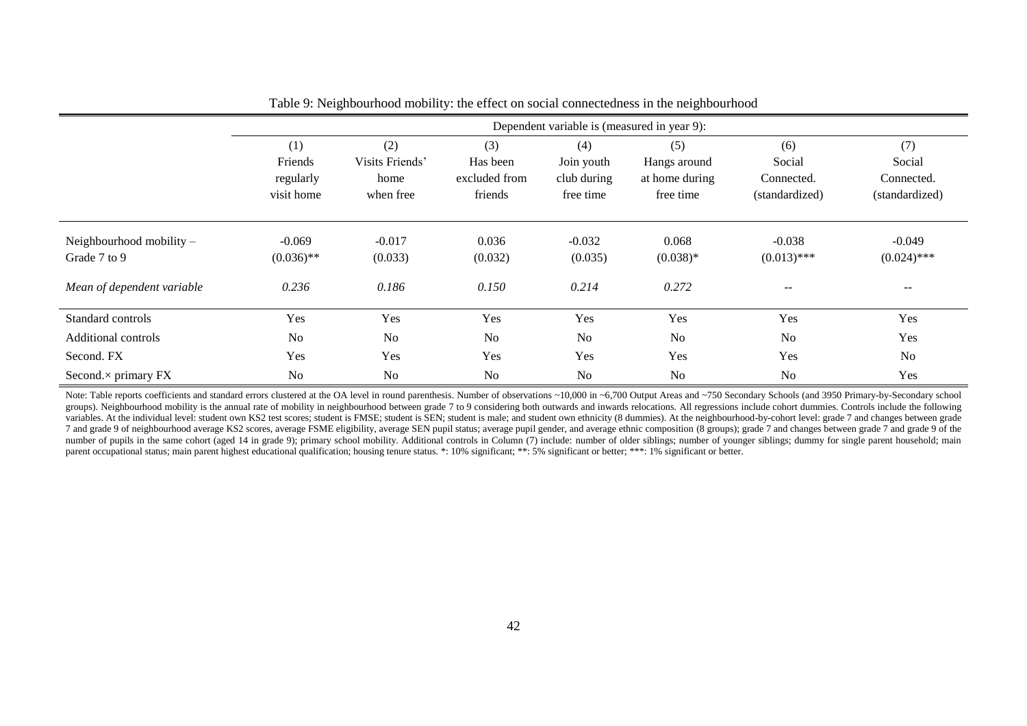Table 9: Neighbourhood mobility: the effect on social connectedness in the neighbourhood

| | Dependent variable is (measured in year 9): | | | | | | |
|---|---|---|---|---|---|---|---|
| | (1) Friends regularly visit home | (2) Visits Friends' home when free | (3) Has been excluded from friends | (4) Join youth club during free time | (5) Hangs around at home during free time | (6) Social Connected. (standardized) | (7) Social Connected. (standardized) |
| Neighbourhood mobility – Grade 7 to 9 | -0.069 | -0.017 | 0.036 | -0.032 | 0.068 | -0.038 | -0.049 |
| | (0.036)** | (0.033) | (0.032) | (0.035) | (0.038)* | (0.013)*** | (0.024)*** |
| *Mean of dependent variable* | *0.236* | *0.186* | *0.150* | *0.214* | *0.272* | -- | -- |
| Standard controls | Yes | Yes | Yes | Yes | Yes | Yes | Yes |
| Additional controls | No | No | No | No | No | No | Yes |
| Second. FX | Yes | Yes | Yes | Yes | Yes | Yes | No |
| Second.× primary FX | No | No | No | No | No | No | Yes |

Note: Table reports coefficients and standard errors clustered at the OA level in round parenthesis. Number of observations ~10,000 in ~6,700 Output Areas and ~750 Secondary Schools (and 3950 Primary-by-Secondary school groups). Neighbourhood mobility is the annual rate of mobility in neighbourhood between grade 7 to 9 considering both outwards and inwards relocations. All regressions include cohort dummies. Controls include the following variables. At the individual level: student own KS2 test scores; student is FMSE; student is SEN; student is male; and student own ethnicity (8 dummies). At the neighbourhood-by-cohort level: grade 7 and changes between grade 7 and grade 9 of neighbourhood average KS2 scores, average FSME eligibility, average SEN pupil status; average pupil gender, and average ethnic composition (8 groups); grade 7 and changes between grade 7 and grade 9 of the number of pupils in the same cohort (aged 14 in grade 9); primary school mobility. Additional controls in Column (7) include: number of older siblings; number of younger siblings; dummy for single parent household; main parent occupational status; main parent highest educational qualification; housing tenure status. *: 10% significant; **: 5% significant or better; ***: 1% significant or better.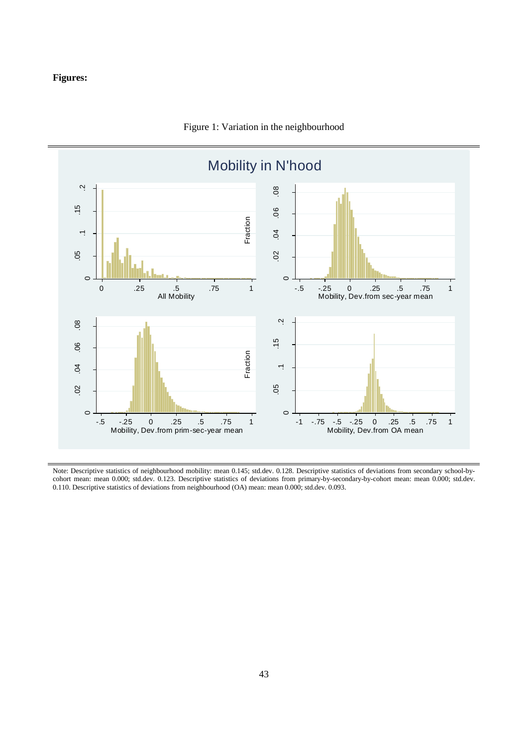**Figures:**

Figure 1: Variation in the neighbourhood

Note: Descriptive statistics of neighbourhood mobility: mean 0.145; std.dev. 0.128. Descriptive statistics of deviations from secondary school-by-cohort mean: mean 0.000; std.dev. 0.123. Descriptive statistics of deviations from primary-by-secondary-by-cohort mean: mean 0.000; std.dev. 0.110. Descriptive statistics of deviations from neighbourhood (OA) mean: mean 0.000; std.dev. 0.093.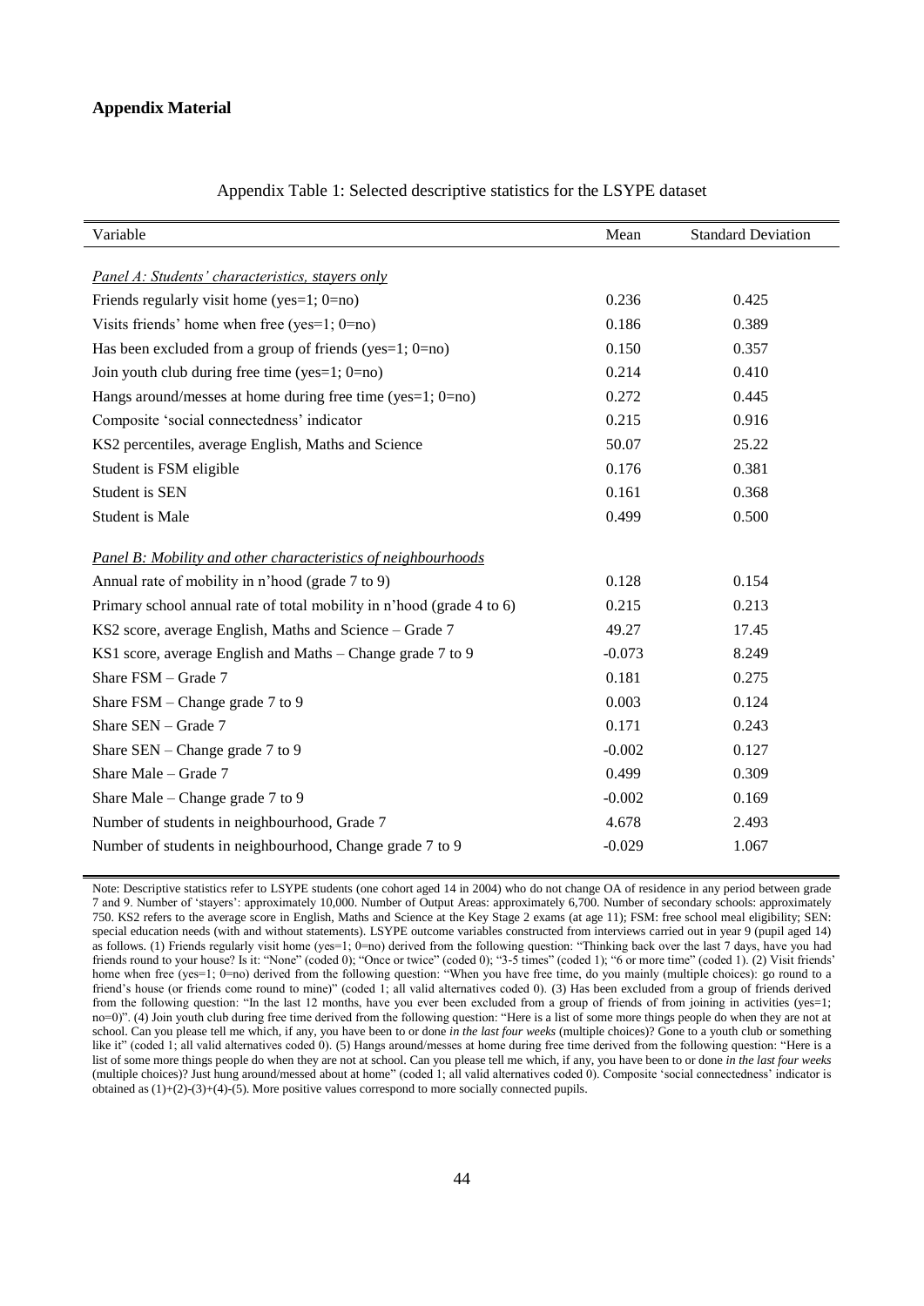**Appendix Material**

Appendix Table 1: Selected descriptive statistics for the LSYPE dataset

| Variable | Mean | Standard Deviation |
|---|---|---|
| *Panel A: Students' characteristics, stayers only* | | |
| Friends regularly visit home (yes=1; 0=no) | 0.236 | 0.425 |
| Visits friends' home when free (yes=1; 0=no) | 0.186 | 0.389 |
| Has been excluded from a group of friends (yes=1; 0=no) | 0.150 | 0.357 |
| Join youth club during free time (yes=1; 0=no) | 0.214 | 0.410 |
| Hangs around/messes at home during free time (yes=1; 0=no) | 0.272 | 0.445 |
| Composite 'social connectedness' indicator | 0.215 | 0.916 |
| KS2 percentiles, average English, Maths and Science | 50.07 | 25.22 |
| Student is FSM eligible | 0.176 | 0.381 |
| Student is SEN | 0.161 | 0.368 |
| Student is Male | 0.499 | 0.500 |
| *Panel B: Mobility and other characteristics of neighbourhoods* | | |
| Annual rate of mobility in n'hood (grade 7 to 9) | 0.128 | 0.154 |
| Primary school annual rate of total mobility in n'hood (grade 4 to 6) | 0.215 | 0.213 |
| KS2 score, average English, Maths and Science – Grade 7 | 49.27 | 17.45 |
| KS1 score, average English and Maths – Change grade 7 to 9 | -0.073 | 8.249 |
| Share FSM – Grade 7 | 0.181 | 0.275 |
| Share FSM – Change grade 7 to 9 | 0.003 | 0.124 |
| Share SEN – Grade 7 | 0.171 | 0.243 |
| Share SEN – Change grade 7 to 9 | -0.002 | 0.127 |
| Share Male – Grade 7 | 0.499 | 0.309 |
| Share Male – Change grade 7 to 9 | -0.002 | 0.169 |
| Number of students in neighbourhood, Grade 7 | 4.678 | 2.493 |
| Number of students in neighbourhood, Change grade 7 to 9 | -0.029 | 1.067 |

Note: Descriptive statistics refer to LSYPE students (one cohort aged 14 in 2004) who do not change OA of residence in any period between grade 7 and 9. Number of 'stayers': approximately 10,000. Number of Output Areas: approximately 6,700. Number of secondary schools: approximately 750. KS2 refers to the average score in English, Maths and Science at the Key Stage 2 exams (at age 11); FSM: free school meal eligibility; SEN: special education needs (with and without statements). LSYPE outcome variables constructed from interviews carried out in year 9 (pupil aged 14) as follows. (1) Friends regularly visit home (yes=1; 0=no) derived from the following question: "Thinking back over the last 7 days, have you had friends round to your house? Is it: "None" (coded 0); "Once or twice" (coded 0); "3-5 times" (coded 1); "6 or more time" (coded 1). (2) Visit friends' home when free (yes=1; 0=no) derived from the following question: "When you have free time, do you mainly (multiple choices): go round to a friend's house (or friends come round to mine)" (coded 1; all valid alternatives coded 0). (3) Has been excluded from a group of friends derived from the following question: "In the last 12 months, have you ever been excluded from a group of friends of from joining in activities (yes=1; no=0)". (4) Join youth club during free time derived from the following question: "Here is a list of some more things people do when they are not at school. Can you please tell me which, if any, you have been to or done *in the last four weeks* (multiple choices)? Gone to a youth club or something like it" (coded 1; all valid alternatives coded 0). (5) Hangs around/messes at home during free time derived from the following question: "Here is a list of some more things people do when they are not at school. Can you please tell me which, if any, you have been to or done *in the last four weeks* (multiple choices)? Just hung around/messed about at home" (coded 1; all valid alternatives coded 0). Composite 'social connectedness' indicator is obtained as (1)+(2)-(3)+(4)-(5). More positive values correspond to more socially connected pupils.